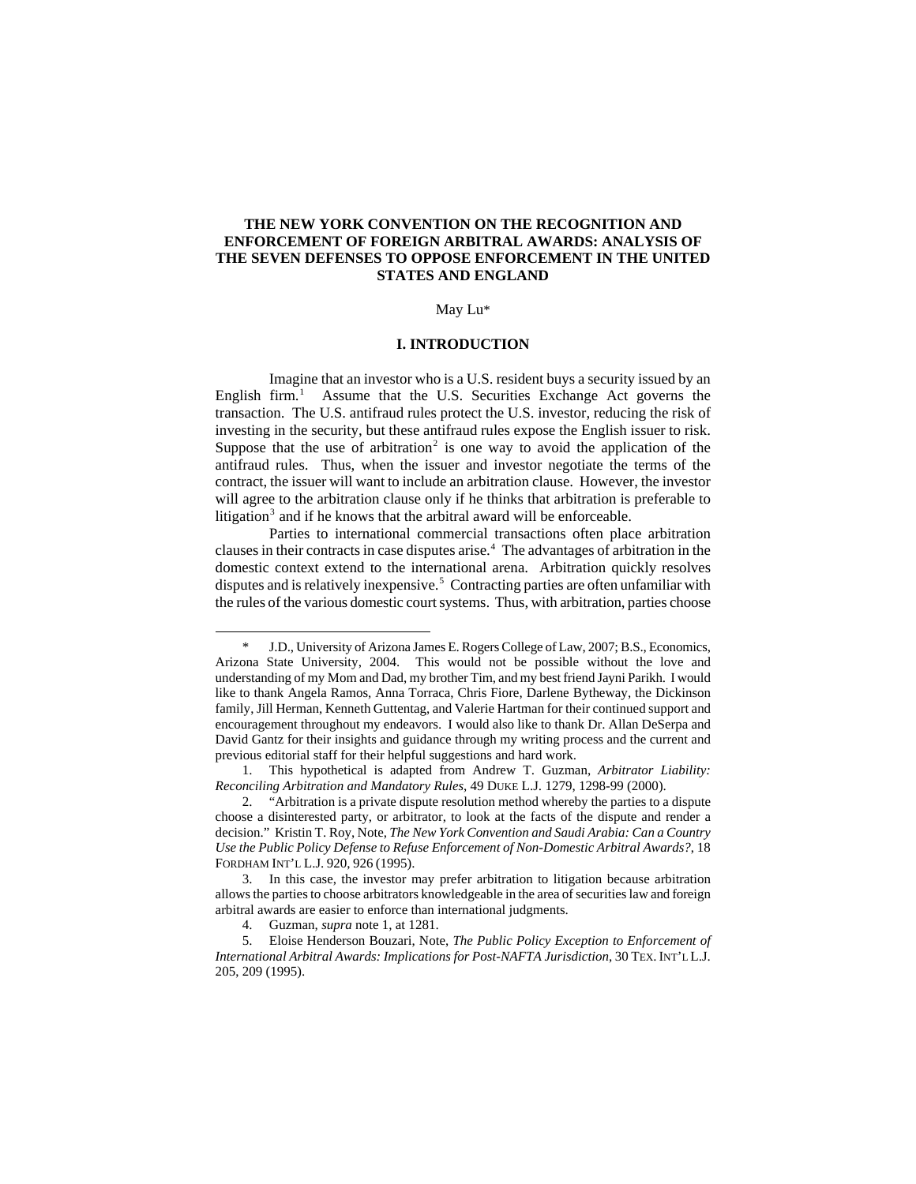# THE NEW YORK CONVENTION ON THE RECOGNITION AND ENFORCEMENT OF FOREIGN ARBITRAL AWARDS: ANALYSIS OF THE SEVEN DEFENSES TO OPPOSE ENFORCEMENT IN THE UNITED STATES AND ENGLAND

May Lu*

## I. INTRODUCTION

Imagine that an investor who is a U.S. resident buys a security issued by an English firm.[1] Assume that the U.S. Securities Exchange Act governs the transaction. The U.S. antifraud rules protect the U.S. investor, reducing the risk of investing in the security, but these antifraud rules expose the English issuer to risk. Suppose that the use of arbitration[2] is one way to avoid the application of the antifraud rules. Thus, when the issuer and investor negotiate the terms of the contract, the issuer will want to include an arbitration clause. However, the investor will agree to the arbitration clause only if he thinks that arbitration is preferable to litigation[3] and if he knows that the arbitral award will be enforceable.

Parties to international commercial transactions often place arbitration clauses in their contracts in case disputes arise.[4] The advantages of arbitration in the domestic context extend to the international arena. Arbitration quickly resolves disputes and is relatively inexpensive.[5] Contracting parties are often unfamiliar with the rules of the various domestic court systems. Thus, with arbitration, parties choose

---

\* J.D., University of Arizona James E. Rogers College of Law, 2007; B.S., Economics, Arizona State University, 2004. This would not be possible without the love and understanding of my Mom and Dad, my brother Tim, and my best friend Jayni Parikh. I would like to thank Angela Ramos, Anna Torraca, Chris Fiore, Darlene Bytheway, the Dickinson family, Jill Herman, Kenneth Guttentag, and Valerie Hartman for their continued support and encouragement throughout my endeavors. I would also like to thank Dr. Allan DeSerpa and David Gantz for their insights and guidance through my writing process and the current and previous editorial staff for their helpful suggestions and hard work.

1. This hypothetical is adapted from Andrew T. Guzman, *Arbitrator Liability: Reconciling Arbitration and Mandatory Rules*, 49 DUKE L.J. 1279, 1298-99 (2000).

2. "Arbitration is a private dispute resolution method whereby the parties to a dispute choose a disinterested party, or arbitrator, to look at the facts of the dispute and render a decision." Kristin T. Roy, Note, *The New York Convention and Saudi Arabia: Can a Country Use the Public Policy Defense to Refuse Enforcement of Non-Domestic Arbitral Awards?*, 18 FORDHAM INT'L L.J. 920, 926 (1995).

3. In this case, the investor may prefer arbitration to litigation because arbitration allows the parties to choose arbitrators knowledgeable in the area of securities law and foreign arbitral awards are easier to enforce than international judgments.

4. Guzman, *supra* note 1, at 1281.

5. Eloise Henderson Bouzari, Note, *The Public Policy Exception to Enforcement of International Arbitral Awards: Implications for Post-NAFTA Jurisdiction*, 30 TEX. INT'L L.J. 205, 209 (1995).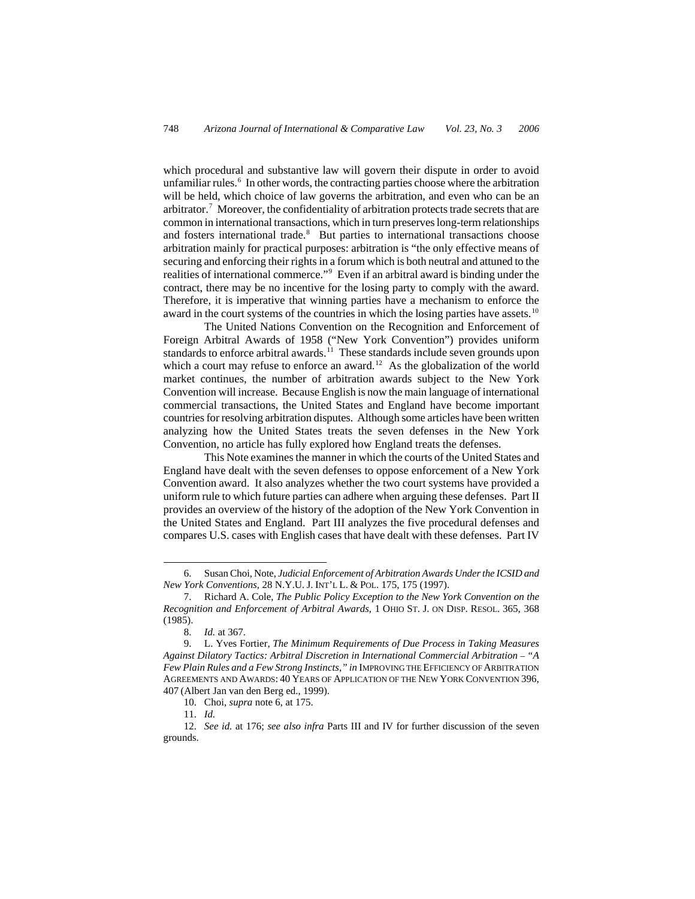which procedural and substantive law will govern their dispute in order to avoid unfamiliar rules.[6] In other words, the contracting parties choose where the arbitration will be held, which choice of law governs the arbitration, and even who can be an arbitrator.[7] Moreover, the confidentiality of arbitration protects trade secrets that are common in international transactions, which in turn preserves long-term relationships and fosters international trade.[8] But parties to international transactions choose arbitration mainly for practical purposes: arbitration is "the only effective means of securing and enforcing their rights in a forum which is both neutral and attuned to the realities of international commerce."[9] Even if an arbitral award is binding under the contract, there may be no incentive for the losing party to comply with the award. Therefore, it is imperative that winning parties have a mechanism to enforce the award in the court systems of the countries in which the losing parties have assets.[10]

The United Nations Convention on the Recognition and Enforcement of Foreign Arbitral Awards of 1958 ("New York Convention") provides uniform standards to enforce arbitral awards.[11] These standards include seven grounds upon which a court may refuse to enforce an award.[12] As the globalization of the world market continues, the number of arbitration awards subject to the New York Convention will increase. Because English is now the main language of international commercial transactions, the United States and England have become important countries for resolving arbitration disputes. Although some articles have been written analyzing how the United States treats the seven defenses in the New York Convention, no article has fully explored how England treats the defenses.

This Note examines the manner in which the courts of the United States and England have dealt with the seven defenses to oppose enforcement of a New York Convention award. It also analyzes whether the two court systems have provided a uniform rule to which future parties can adhere when arguing these defenses. Part II provides an overview of the history of the adoption of the New York Convention in the United States and England. Part III analyzes the five procedural defenses and compares U.S. cases with English cases that have dealt with these defenses. Part IV

---

6. Susan Choi, Note, *Judicial Enforcement of Arbitration Awards Under the ICSID and New York Conventions*, 28 N.Y.U. J. INT'L L. & POL. 175, 175 (1997).

7. Richard A. Cole, *The Public Policy Exception to the New York Convention on the Recognition and Enforcement of Arbitral Awards*, 1 OHIO ST. J. ON DISP. RESOL. 365, 368 (1985).

8. *Id.* at 367.

9. L. Yves Fortier, *The Minimum Requirements of Due Process in Taking Measures Against Dilatory Tactics: Arbitral Discretion in International Commercial Arbitration – "A Few Plain Rules and a Few Strong Instincts," in* IMPROVING THE EFFICIENCY OF ARBITRATION AGREEMENTS AND AWARDS: 40 YEARS OF APPLICATION OF THE NEW YORK CONVENTION 396, 407 (Albert Jan van den Berg ed., 1999).

10. Choi, *supra* note 6, at 175.

11. *Id.*

12. *See id.* at 176; *see also infra* Parts III and IV for further discussion of the seven grounds.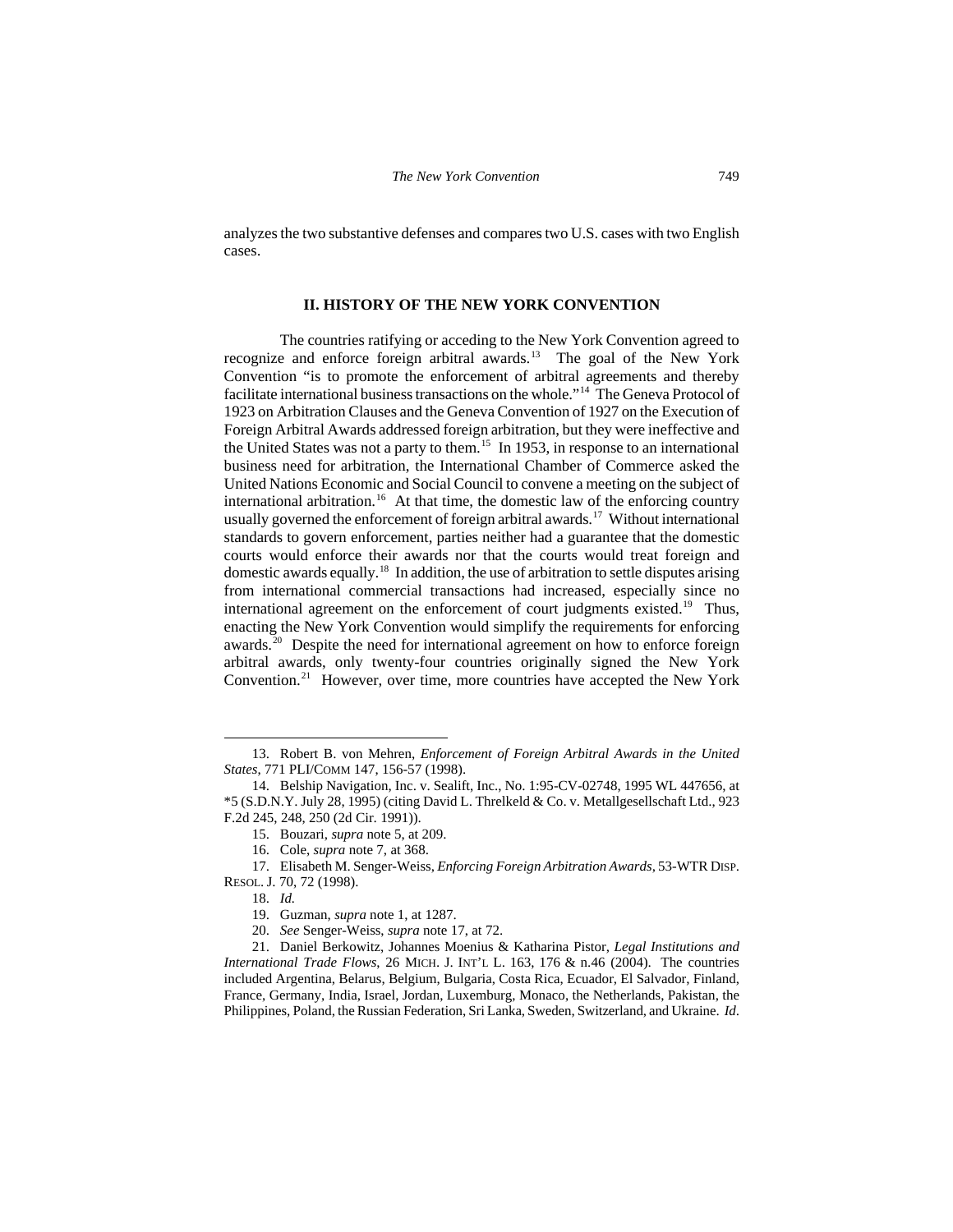analyzes the two substantive defenses and compares two U.S. cases with two English cases.

## II. HISTORY OF THE NEW YORK CONVENTION

The countries ratifying or acceding to the New York Convention agreed to recognize and enforce foreign arbitral awards.[13] The goal of the New York Convention "is to promote the enforcement of arbitral agreements and thereby facilitate international business transactions on the whole."[14] The Geneva Protocol of 1923 on Arbitration Clauses and the Geneva Convention of 1927 on the Execution of Foreign Arbitral Awards addressed foreign arbitration, but they were ineffective and the United States was not a party to them.[15] In 1953, in response to an international business need for arbitration, the International Chamber of Commerce asked the United Nations Economic and Social Council to convene a meeting on the subject of international arbitration.[16] At that time, the domestic law of the enforcing country usually governed the enforcement of foreign arbitral awards.[17] Without international standards to govern enforcement, parties neither had a guarantee that the domestic courts would enforce their awards nor that the courts would treat foreign and domestic awards equally.[18] In addition, the use of arbitration to settle disputes arising from international commercial transactions had increased, especially since no international agreement on the enforcement of court judgments existed.[19] Thus, enacting the New York Convention would simplify the requirements for enforcing awards.[20] Despite the need for international agreement on how to enforce foreign arbitral awards, only twenty-four countries originally signed the New York Convention.[21] However, over time, more countries have accepted the New York

---

13. Robert B. von Mehren, *Enforcement of Foreign Arbitral Awards in the United States*, 771 PLI/COMM 147, 156-57 (1998).

14. Belship Navigation, Inc. v. Sealift, Inc., No. 1:95-CV-02748, 1995 WL 447656, at *5 (S.D.N.Y. July 28, 1995) (citing David L. Threlkeld & Co. v. Metallgesellschaft Ltd., 923 F.2d 245, 248, 250 (2d Cir. 1991)).

15. Bouzari, *supra* note 5, at 209.

16. Cole, *supra* note 7, at 368.

17. Elisabeth M. Senger-Weiss, *Enforcing Foreign Arbitration Awards*, 53-WTR DISP. RESOL. J. 70, 72 (1998).

18. *Id.*

19. Guzman, *supra* note 1, at 1287.

20. *See* Senger-Weiss, *supra* note 17, at 72.

21. Daniel Berkowitz, Johannes Moenius & Katharina Pistor, *Legal Institutions and International Trade Flows*, 26 MICH. J. INT'L L. 163, 176 & n.46 (2004). The countries included Argentina, Belarus, Belgium, Bulgaria, Costa Rica, Ecuador, El Salvador, Finland, France, Germany, India, Israel, Jordan, Luxemburg, Monaco, the Netherlands, Pakistan, the Philippines, Poland, the Russian Federation, Sri Lanka, Sweden, Switzerland, and Ukraine. *Id*.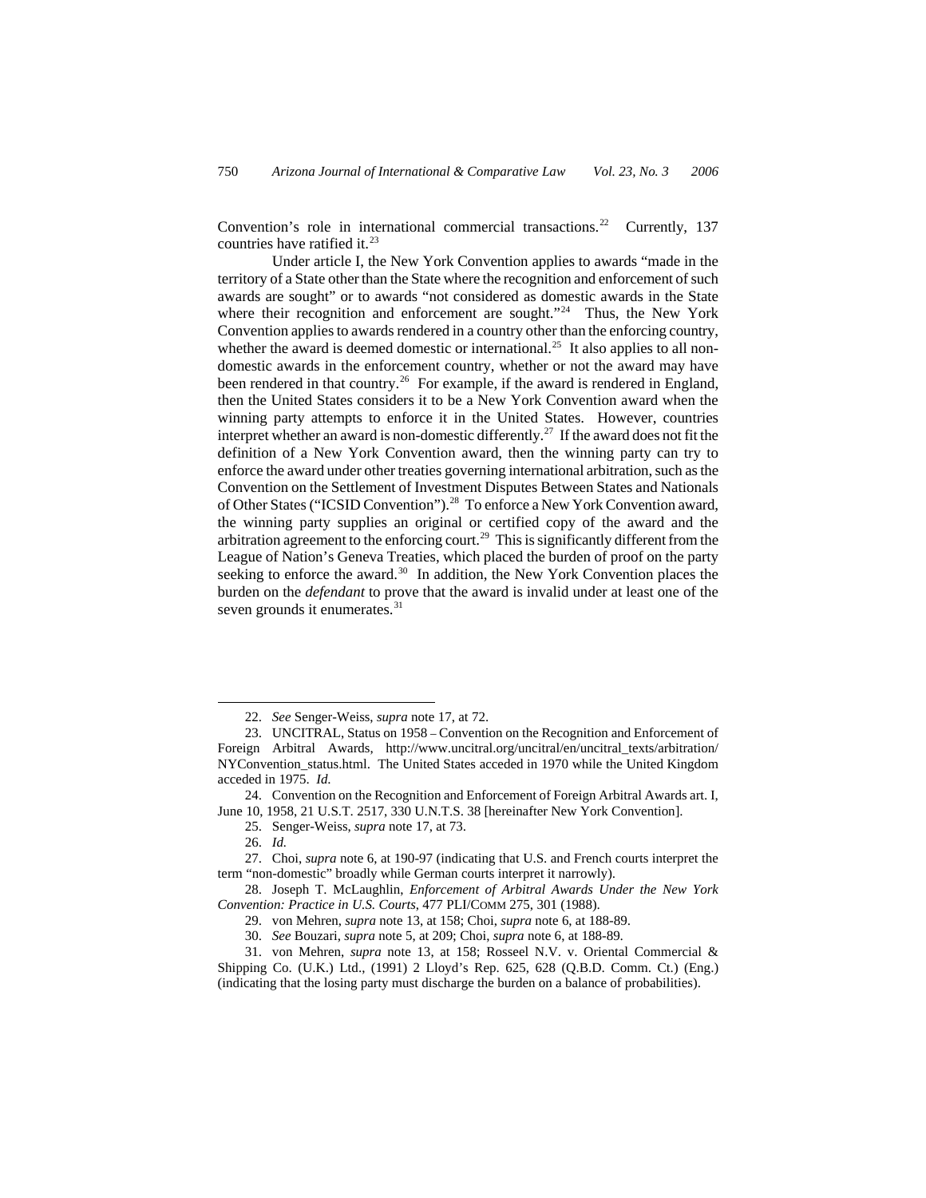Convention's role in international commercial transactions.[22] Currently, 137 countries have ratified it.[23]

Under article I, the New York Convention applies to awards "made in the territory of a State other than the State where the recognition and enforcement of such awards are sought" or to awards "not considered as domestic awards in the State where their recognition and enforcement are sought."[24] Thus, the New York Convention applies to awards rendered in a country other than the enforcing country, whether the award is deemed domestic or international.[25] It also applies to all non-domestic awards in the enforcement country, whether or not the award may have been rendered in that country.[26] For example, if the award is rendered in England, then the United States considers it to be a New York Convention award when the winning party attempts to enforce it in the United States. However, countries interpret whether an award is non-domestic differently.[27] If the award does not fit the definition of a New York Convention award, then the winning party can try to enforce the award under other treaties governing international arbitration, such as the Convention on the Settlement of Investment Disputes Between States and Nationals of Other States ("ICSID Convention").[28] To enforce a New York Convention award, the winning party supplies an original or certified copy of the award and the arbitration agreement to the enforcing court.[29] This is significantly different from the League of Nation's Geneva Treaties, which placed the burden of proof on the party seeking to enforce the award.[30] In addition, the New York Convention places the burden on the *defendant* to prove that the award is invalid under at least one of the seven grounds it enumerates.[31]

---

22. *See* Senger-Weiss, *supra* note 17, at 72.

23. UNCITRAL, Status on 1958 – Convention on the Recognition and Enforcement of Foreign Arbitral Awards, http://www.uncitral.org/uncitral/en/uncitral_texts/arbitration/NYConvention_status.html. The United States acceded in 1970 while the United Kingdom acceded in 1975. *Id.*

24. Convention on the Recognition and Enforcement of Foreign Arbitral Awards art. I, June 10, 1958, 21 U.S.T. 2517, 330 U.N.T.S. 38 [hereinafter New York Convention].

25. Senger-Weiss, *supra* note 17, at 73.

26. *Id.*

27. Choi, *supra* note 6, at 190-97 (indicating that U.S. and French courts interpret the term "non-domestic" broadly while German courts interpret it narrowly).

28. Joseph T. McLaughlin, *Enforcement of Arbitral Awards Under the New York Convention: Practice in U.S. Courts*, 477 PLI/COMM 275, 301 (1988).

29. von Mehren, *supra* note 13, at 158; Choi, *supra* note 6, at 188-89.

30. *See* Bouzari, *supra* note 5, at 209; Choi, *supra* note 6, at 188-89.

31. von Mehren, *supra* note 13, at 158; Rosseel N.V. v. Oriental Commercial & Shipping Co. (U.K.) Ltd., (1991) 2 Lloyd's Rep. 625, 628 (Q.B.D. Comm. Ct.) (Eng.) (indicating that the losing party must discharge the burden on a balance of probabilities).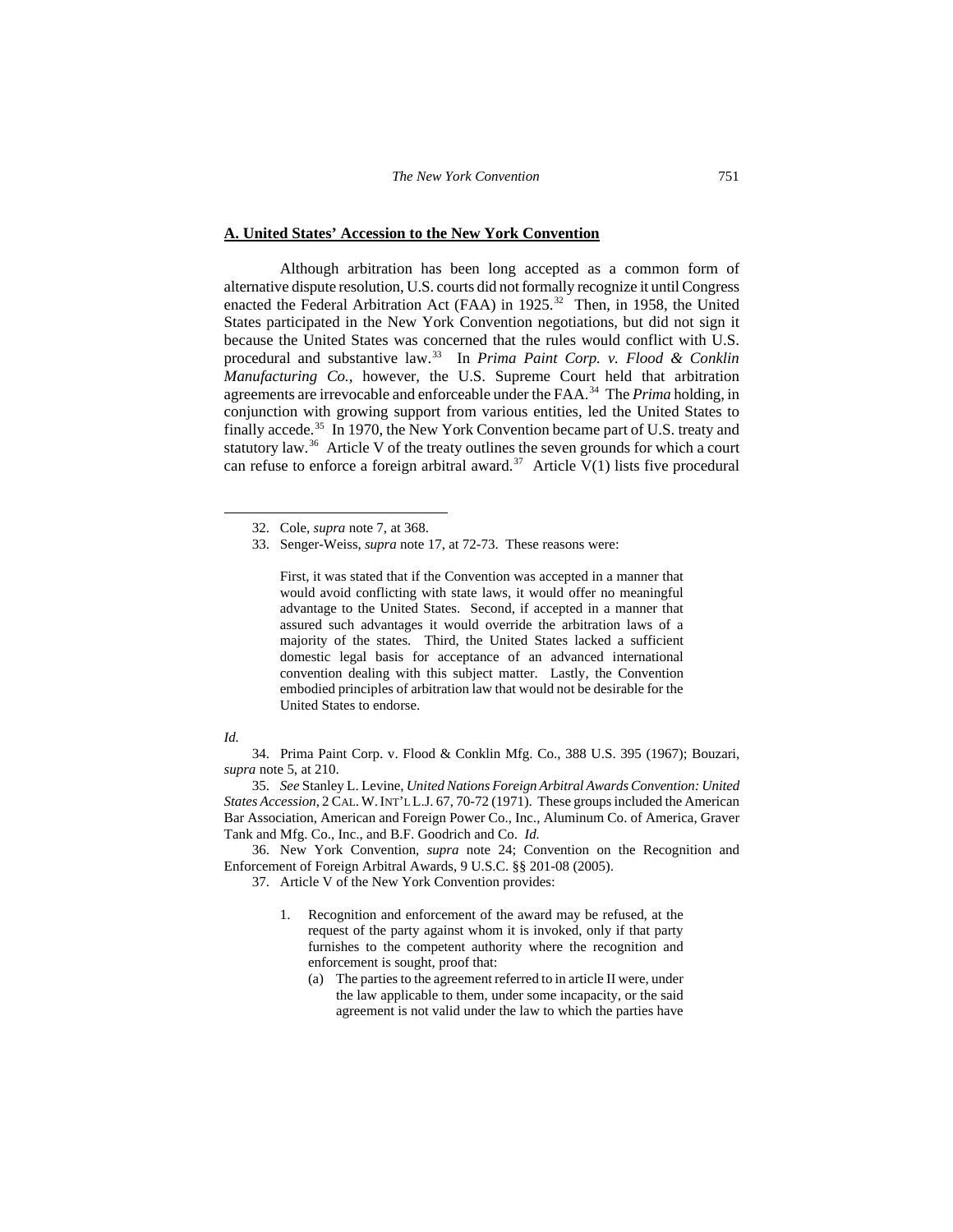**A. United States' Accession to the New York Convention**

Although arbitration has been long accepted as a common form of alternative dispute resolution, U.S. courts did not formally recognize it until Congress enacted the Federal Arbitration Act (FAA) in 1925.[32] Then, in 1958, the United States participated in the New York Convention negotiations, but did not sign it because the United States was concerned that the rules would conflict with U.S. procedural and substantive law.[33] In *Prima Paint Corp. v. Flood & Conklin Manufacturing Co.*, however, the U.S. Supreme Court held that arbitration agreements are irrevocable and enforceable under the FAA.[34] The *Prima* holding, in conjunction with growing support from various entities, led the United States to finally accede.[35] In 1970, the New York Convention became part of U.S. treaty and statutory law.[36] Article V of the treaty outlines the seven grounds for which a court can refuse to enforce a foreign arbitral award.[37] Article V(1) lists five procedural

---

32. Cole, *supra* note 7, at 368.

33. Senger-Weiss, *supra* note 17, at 72-73. These reasons were:

> First, it was stated that if the Convention was accepted in a manner that would avoid conflicting with state laws, it would offer no meaningful advantage to the United States. Second, if accepted in a manner that assured such advantages it would override the arbitration laws of a majority of the states. Third, the United States lacked a sufficient domestic legal basis for acceptance of an advanced international convention dealing with this subject matter. Lastly, the Convention embodied principles of arbitration law that would not be desirable for the United States to endorse.

*Id.*

34. Prima Paint Corp. v. Flood & Conklin Mfg. Co., 388 U.S. 395 (1967); Bouzari, *supra* note 5, at 210.

35. *See* Stanley L. Levine, *United Nations Foreign Arbitral Awards Convention: United States Accession*, 2 CAL. W. INT'L L.J. 67, 70-72 (1971). These groups included the American Bar Association, American and Foreign Power Co., Inc., Aluminum Co. of America, Graver Tank and Mfg. Co., Inc., and B.F. Goodrich and Co. *Id.*

36. New York Convention, *supra* note 24; Convention on the Recognition and Enforcement of Foreign Arbitral Awards, 9 U.S.C. §§ 201-08 (2005).

37. Article V of the New York Convention provides:

> 1. Recognition and enforcement of the award may be refused, at the request of the party against whom it is invoked, only if that party furnishes to the competent authority where the recognition and enforcement is sought, proof that:
>     (a) The parties to the agreement referred to in article II were, under the law applicable to them, under some incapacity, or the said agreement is not valid under the law to which the parties have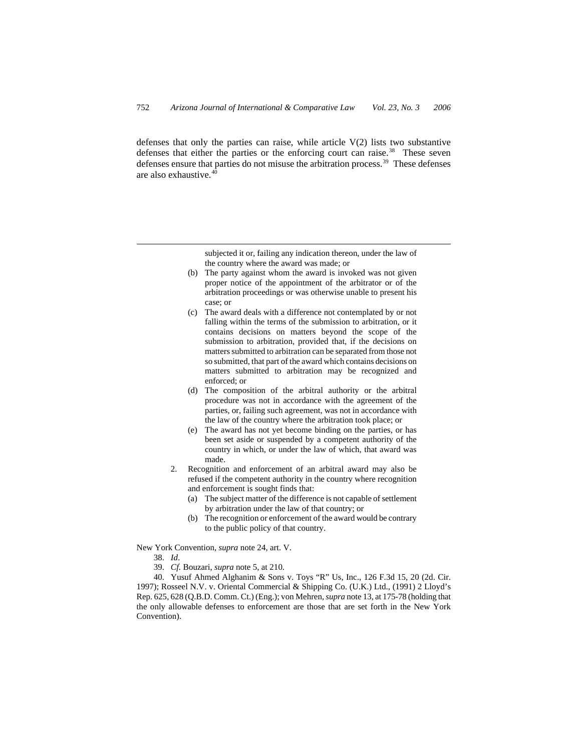defenses that only the parties can raise, while article V(2) lists two substantive defenses that either the parties or the enforcing court can raise.[38] These seven defenses ensure that parties do not misuse the arbitration process.[39] These defenses are also exhaustive.[40]

---

> subjected it or, failing any indication thereon, under the law of the country where the award was made; or
>
> (b) The party against whom the award is invoked was not given proper notice of the appointment of the arbitrator or of the arbitration proceedings or was otherwise unable to present his case; or
>
> (c) The award deals with a difference not contemplated by or not falling within the terms of the submission to arbitration, or it contains decisions on matters beyond the scope of the submission to arbitration, provided that, if the decisions on matters submitted to arbitration can be separated from those not so submitted, that part of the award which contains decisions on matters submitted to arbitration may be recognized and enforced; or
>
> (d) The composition of the arbitral authority or the arbitral procedure was not in accordance with the agreement of the parties, or, failing such agreement, was not in accordance with the law of the country where the arbitration took place; or
>
> (e) The award has not yet become binding on the parties, or has been set aside or suspended by a competent authority of the country in which, or under the law of which, that award was made.
>
> 2. Recognition and enforcement of an arbitral award may also be refused if the competent authority in the country where recognition and enforcement is sought finds that:
>
> (a) The subject matter of the difference is not capable of settlement by arbitration under the law of that country; or
>
> (b) The recognition or enforcement of the award would be contrary to the public policy of that country.

New York Convention, *supra* note 24, art. V.

38. *Id*.

39. *Cf.* Bouzari, *supra* note 5, at 210.

40. Yusuf Ahmed Alghanim & Sons v. Toys "R" Us, Inc., 126 F.3d 15, 20 (2d. Cir. 1997); Rosseel N.V. v. Oriental Commercial & Shipping Co. (U.K.) Ltd., (1991) 2 Lloyd's Rep. 625, 628 (Q.B.D. Comm. Ct.) (Eng.); von Mehren, *supra* note 13, at 175-78 (holding that the only allowable defenses to enforcement are those that are set forth in the New York Convention).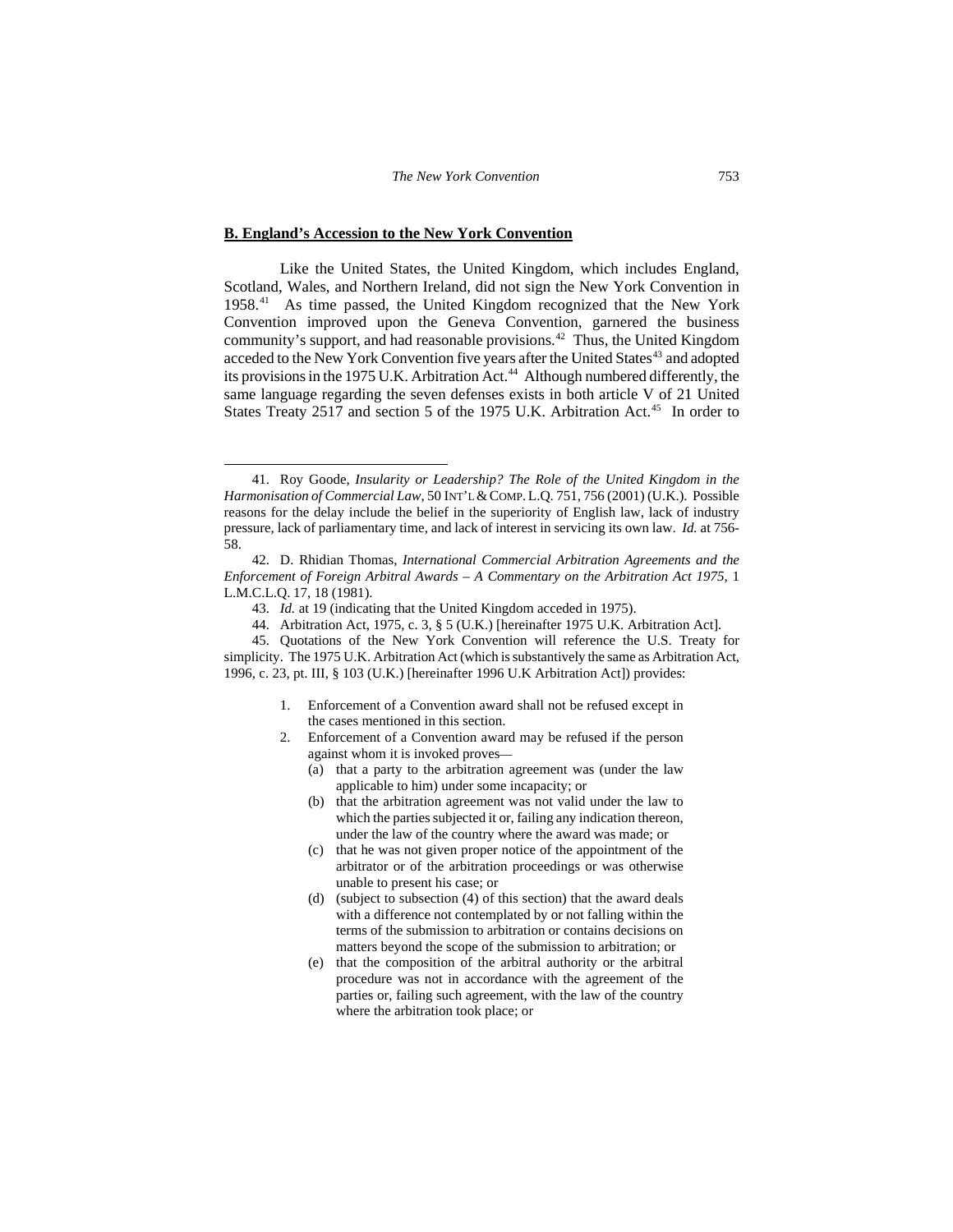## B. England's Accession to the New York Convention

Like the United States, the United Kingdom, which includes England, Scotland, Wales, and Northern Ireland, did not sign the New York Convention in 1958.[41] As time passed, the United Kingdom recognized that the New York Convention improved upon the Geneva Convention, garnered the business community's support, and had reasonable provisions.[42] Thus, the United Kingdom acceded to the New York Convention five years after the United States[43] and adopted its provisions in the 1975 U.K. Arbitration Act.[44] Although numbered differently, the same language regarding the seven defenses exists in both article V of 21 United States Treaty 2517 and section 5 of the 1975 U.K. Arbitration Act.[45] In order to

---

41. Roy Goode, *Insularity or Leadership? The Role of the United Kingdom in the Harmonisation of Commercial Law*, 50 INT'L & COMP. L.Q. 751, 756 (2001) (U.K.). Possible reasons for the delay include the belief in the superiority of English law, lack of industry pressure, lack of parliamentary time, and lack of interest in servicing its own law. *Id.* at 756-58.

42. D. Rhidian Thomas, *International Commercial Arbitration Agreements and the Enforcement of Foreign Arbitral Awards – A Commentary on the Arbitration Act 1975*, 1 L.M.C.L.Q. 17, 18 (1981).

43. *Id.* at 19 (indicating that the United Kingdom acceded in 1975).

44. Arbitration Act, 1975, c. 3, § 5 (U.K.) [hereinafter 1975 U.K. Arbitration Act].

45. Quotations of the New York Convention will reference the U.S. Treaty for simplicity. The 1975 U.K. Arbitration Act (which is substantively the same as Arbitration Act, 1996, c. 23, pt. III, § 103 (U.K.) [hereinafter 1996 U.K Arbitration Act]) provides:

> 1. Enforcement of a Convention award shall not be refused except in the cases mentioned in this section.
> 2. Enforcement of a Convention award may be refused if the person against whom it is invoked proves—
>     (a) that a party to the arbitration agreement was (under the law applicable to him) under some incapacity; or
>     (b) that the arbitration agreement was not valid under the law to which the parties subjected it or, failing any indication thereon, under the law of the country where the award was made; or
>     (c) that he was not given proper notice of the appointment of the arbitrator or of the arbitration proceedings or was otherwise unable to present his case; or
>     (d) (subject to subsection (4) of this section) that the award deals with a difference not contemplated by or not falling within the terms of the submission to arbitration or contains decisions on matters beyond the scope of the submission to arbitration; or
>     (e) that the composition of the arbitral authority or the arbitral procedure was not in accordance with the agreement of the parties or, failing such agreement, with the law of the country where the arbitration took place; or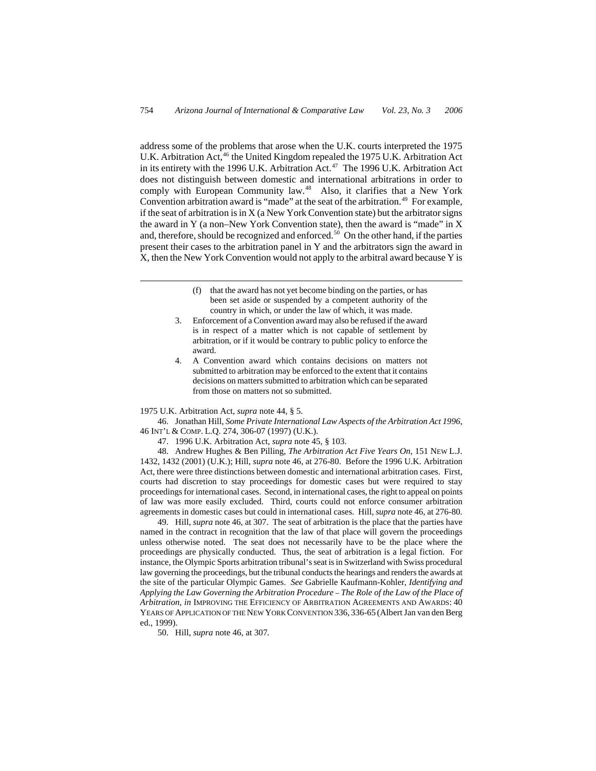address some of the problems that arose when the U.K. courts interpreted the 1975 U.K. Arbitration Act,[46] the United Kingdom repealed the 1975 U.K. Arbitration Act in its entirety with the 1996 U.K. Arbitration Act.[47] The 1996 U.K. Arbitration Act does not distinguish between domestic and international arbitrations in order to comply with European Community law.[48] Also, it clarifies that a New York Convention arbitration award is "made" at the seat of the arbitration.[49] For example, if the seat of arbitration is in X (a New York Convention state) but the arbitrator signs the award in Y (a non–New York Convention state), then the award is "made" in X and, therefore, should be recognized and enforced.[50] On the other hand, if the parties present their cases to the arbitration panel in Y and the arbitrators sign the award in X, then the New York Convention would not apply to the arbitral award because Y is

---

> (f) that the award has not yet become binding on the parties, or has been set aside or suspended by a competent authority of the country in which, or under the law of which, it was made.
>
> 3. Enforcement of a Convention award may also be refused if the award is in respect of a matter which is not capable of settlement by arbitration, or if it would be contrary to public policy to enforce the award.
>
> 4. A Convention award which contains decisions on matters not submitted to arbitration may be enforced to the extent that it contains decisions on matters submitted to arbitration which can be separated from those on matters not so submitted.

1975 U.K. Arbitration Act, *supra* note 44, § 5.

46. Jonathan Hill, *Some Private International Law Aspects of the Arbitration Act 1996*, 46 INT'L & COMP. L.Q. 274, 306-07 (1997) (U.K.).

47. 1996 U.K. Arbitration Act, *supra* note 45, § 103.

48. Andrew Hughes & Ben Pilling, *The Arbitration Act Five Years On*, 151 NEW L.J. 1432, 1432 (2001) (U.K.); Hill, *supra* note 46, at 276-80. Before the 1996 U.K. Arbitration Act, there were three distinctions between domestic and international arbitration cases. First, courts had discretion to stay proceedings for domestic cases but were required to stay proceedings for international cases. Second, in international cases, the right to appeal on points of law was more easily excluded. Third, courts could not enforce consumer arbitration agreements in domestic cases but could in international cases. Hill, *supra* note 46, at 276-80.

49. Hill, *supra* note 46, at 307. The seat of arbitration is the place that the parties have named in the contract in recognition that the law of that place will govern the proceedings unless otherwise noted. The seat does not necessarily have to be the place where the proceedings are physically conducted. Thus, the seat of arbitration is a legal fiction. For instance, the Olympic Sports arbitration tribunal's seat is in Switzerland with Swiss procedural law governing the proceedings, but the tribunal conducts the hearings and renders the awards at the site of the particular Olympic Games. *See* Gabrielle Kaufmann-Kohler, *Identifying and Applying the Law Governing the Arbitration Procedure – The Role of the Law of the Place of Arbitration*, *in* IMPROVING THE EFFICIENCY OF ARBITRATION AGREEMENTS AND AWARDS: 40 YEARS OF APPLICATION OF THE NEW YORK CONVENTION 336, 336-65 (Albert Jan van den Berg ed., 1999).

50. Hill, *supra* note 46, at 307.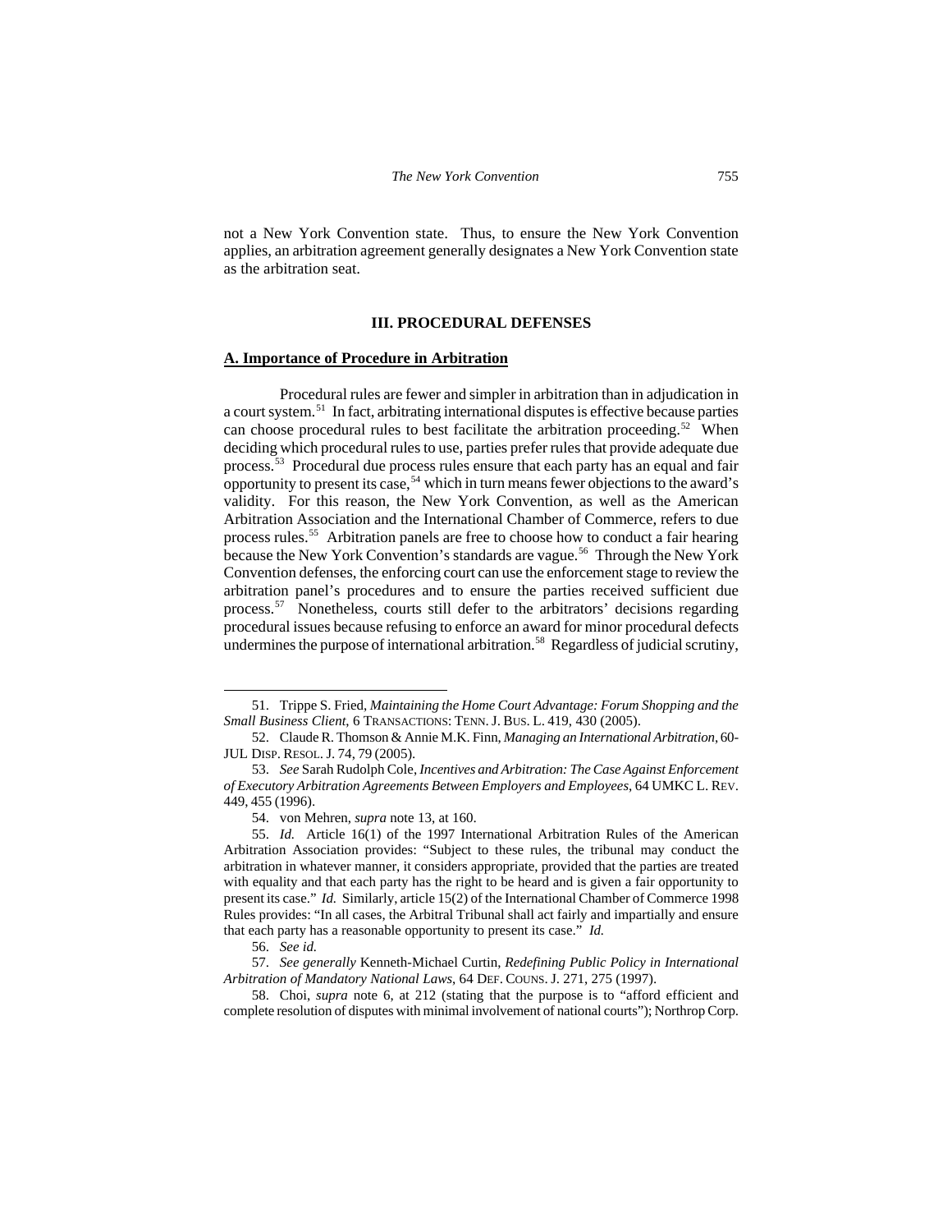not a New York Convention state. Thus, to ensure the New York Convention applies, an arbitration agreement generally designates a New York Convention state as the arbitration seat.

## III. PROCEDURAL DEFENSES

### A. Importance of Procedure in Arbitration

Procedural rules are fewer and simpler in arbitration than in adjudication in a court system.[51] In fact, arbitrating international disputes is effective because parties can choose procedural rules to best facilitate the arbitration proceeding.[52] When deciding which procedural rules to use, parties prefer rules that provide adequate due process.[53] Procedural due process rules ensure that each party has an equal and fair opportunity to present its case,[54] which in turn means fewer objections to the award's validity. For this reason, the New York Convention, as well as the American Arbitration Association and the International Chamber of Commerce, refers to due process rules.[55] Arbitration panels are free to choose how to conduct a fair hearing because the New York Convention's standards are vague.[56] Through the New York Convention defenses, the enforcing court can use the enforcement stage to review the arbitration panel's procedures and to ensure the parties received sufficient due process.[57] Nonetheless, courts still defer to the arbitrators' decisions regarding procedural issues because refusing to enforce an award for minor procedural defects undermines the purpose of international arbitration.[58] Regardless of judicial scrutiny,

---

51. Trippe S. Fried, *Maintaining the Home Court Advantage: Forum Shopping and the Small Business Client*, 6 TRANSACTIONS: TENN. J. BUS. L. 419, 430 (2005).

52. Claude R. Thomson & Annie M.K. Finn, *Managing an International Arbitration*, 60-JUL DISP. RESOL. J. 74, 79 (2005).

53. *See* Sarah Rudolph Cole, *Incentives and Arbitration: The Case Against Enforcement of Executory Arbitration Agreements Between Employers and Employees*, 64 UMKC L. REV. 449, 455 (1996).

54. von Mehren, *supra* note 13, at 160.

55. *Id.* Article 16(1) of the 1997 International Arbitration Rules of the American Arbitration Association provides: "Subject to these rules, the tribunal may conduct the arbitration in whatever manner, it considers appropriate, provided that the parties are treated with equality and that each party has the right to be heard and is given a fair opportunity to present its case." *Id.* Similarly, article 15(2) of the International Chamber of Commerce 1998 Rules provides: "In all cases, the Arbitral Tribunal shall act fairly and impartially and ensure that each party has a reasonable opportunity to present its case." *Id.*

56. *See id.*

57. *See generally* Kenneth-Michael Curtin, *Redefining Public Policy in International Arbitration of Mandatory National Laws*, 64 DEF. COUNS. J. 271, 275 (1997).

58. Choi, *supra* note 6, at 212 (stating that the purpose is to "afford efficient and complete resolution of disputes with minimal involvement of national courts"); Northrop Corp.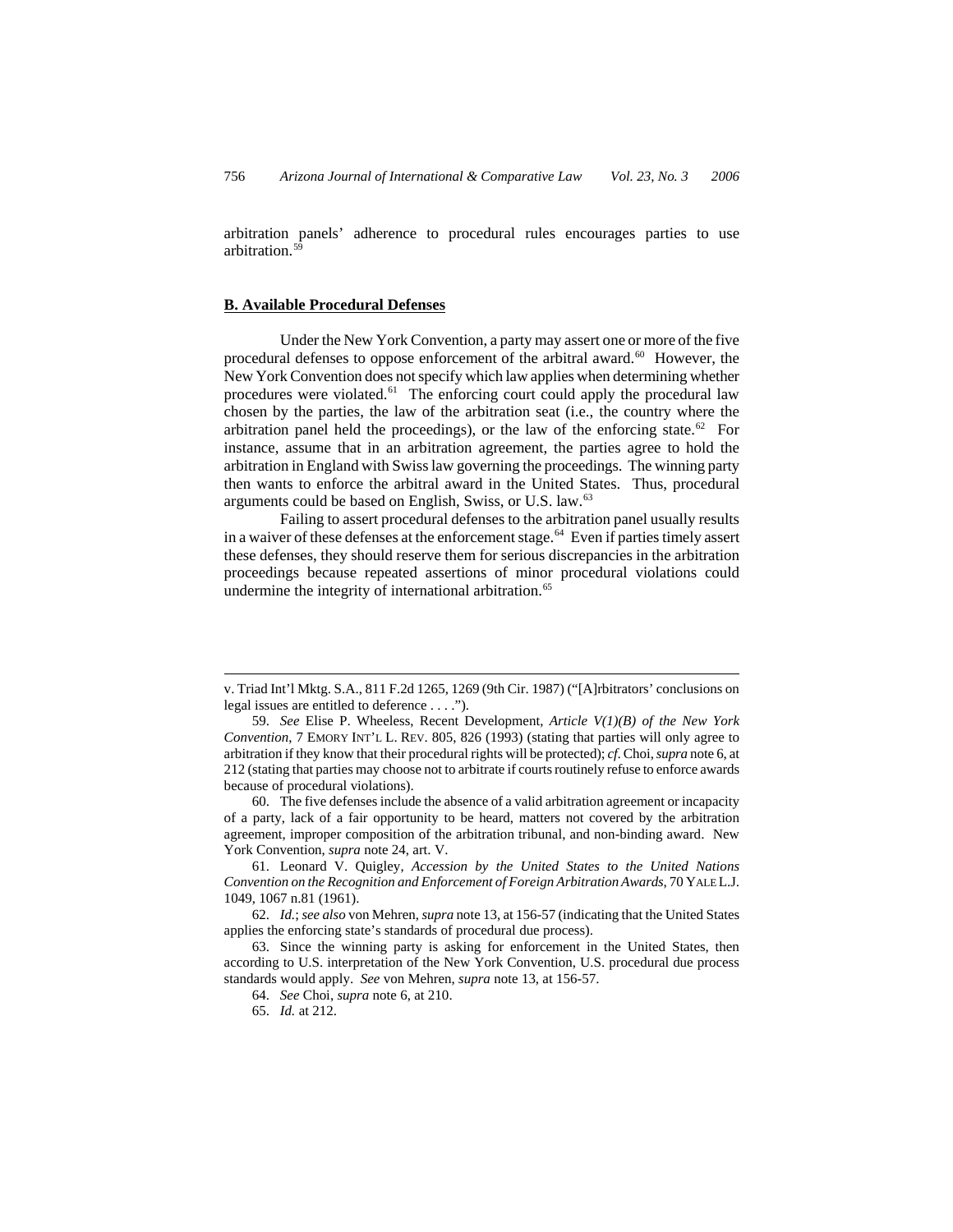arbitration panels' adherence to procedural rules encourages parties to use arbitration.[59]

## B. Available Procedural Defenses

Under the New York Convention, a party may assert one or more of the five procedural defenses to oppose enforcement of the arbitral award.[60] However, the New York Convention does not specify which law applies when determining whether procedures were violated.[61] The enforcing court could apply the procedural law chosen by the parties, the law of the arbitration seat (i.e., the country where the arbitration panel held the proceedings), or the law of the enforcing state.[62] For instance, assume that in an arbitration agreement, the parties agree to hold the arbitration in England with Swiss law governing the proceedings. The winning party then wants to enforce the arbitral award in the United States. Thus, procedural arguments could be based on English, Swiss, or U.S. law.[63]

Failing to assert procedural defenses to the arbitration panel usually results in a waiver of these defenses at the enforcement stage.[64] Even if parties timely assert these defenses, they should reserve them for serious discrepancies in the arbitration proceedings because repeated assertions of minor procedural violations could undermine the integrity of international arbitration.[65]

---

v. Triad Int'l Mktg. S.A., 811 F.2d 1265, 1269 (9th Cir. 1987) ("[A]rbitrators' conclusions on legal issues are entitled to deference . . . .").

59. *See* Elise P. Wheeless, Recent Development, *Article V(1)(B) of the New York Convention*, 7 EMORY INT'L L. REV. 805, 826 (1993) (stating that parties will only agree to arbitration if they know that their procedural rights will be protected); *cf.* Choi, *supra* note 6, at 212 (stating that parties may choose not to arbitrate if courts routinely refuse to enforce awards because of procedural violations).

60. The five defenses include the absence of a valid arbitration agreement or incapacity of a party, lack of a fair opportunity to be heard, matters not covered by the arbitration agreement, improper composition of the arbitration tribunal, and non-binding award. New York Convention, *supra* note 24, art. V.

61. Leonard V. Quigley, *Accession by the United States to the United Nations Convention on the Recognition and Enforcement of Foreign Arbitration Awards*, 70 YALE L.J. 1049, 1067 n.81 (1961).

62. *Id.*; *see also* von Mehren, *supra* note 13, at 156-57 (indicating that the United States applies the enforcing state's standards of procedural due process).

63. Since the winning party is asking for enforcement in the United States, then according to U.S. interpretation of the New York Convention, U.S. procedural due process standards would apply. *See* von Mehren, *supra* note 13, at 156-57.

64. *See* Choi, *supra* note 6, at 210.

65. *Id.* at 212.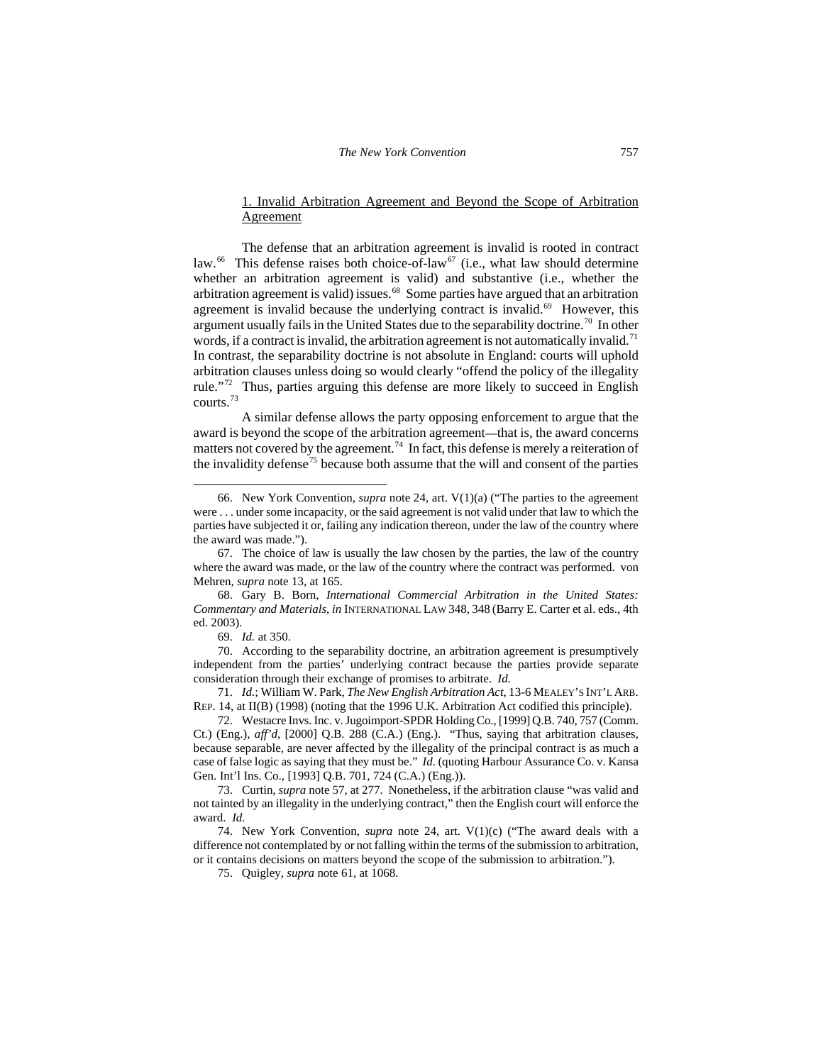1. Invalid Arbitration Agreement and Beyond the Scope of Arbitration Agreement

The defense that an arbitration agreement is invalid is rooted in contract law.[66] This defense raises both choice-of-law[67] (i.e., what law should determine whether an arbitration agreement is valid) and substantive (i.e., whether the arbitration agreement is valid) issues.[68] Some parties have argued that an arbitration agreement is invalid because the underlying contract is invalid.[69] However, this argument usually fails in the United States due to the separability doctrine.[70] In other words, if a contract is invalid, the arbitration agreement is not automatically invalid.[71] In contrast, the separability doctrine is not absolute in England: courts will uphold arbitration clauses unless doing so would clearly "offend the policy of the illegality rule."[72] Thus, parties arguing this defense are more likely to succeed in English courts.[73]

A similar defense allows the party opposing enforcement to argue that the award is beyond the scope of the arbitration agreement—that is, the award concerns matters not covered by the agreement.[74] In fact, this defense is merely a reiteration of the invalidity defense[75] because both assume that the will and consent of the parties

---

66. New York Convention, *supra* note 24, art. V(1)(a) ("The parties to the agreement were . . . under some incapacity, or the said agreement is not valid under that law to which the parties have subjected it or, failing any indication thereon, under the law of the country where the award was made.").

67. The choice of law is usually the law chosen by the parties, the law of the country where the award was made, or the law of the country where the contract was performed. von Mehren, *supra* note 13, at 165.

68. Gary B. Born, *International Commercial Arbitration in the United States: Commentary and Materials*, *in* INTERNATIONAL LAW 348, 348 (Barry E. Carter et al. eds., 4th ed. 2003).

69. *Id.* at 350.

70. According to the separability doctrine, an arbitration agreement is presumptively independent from the parties' underlying contract because the parties provide separate consideration through their exchange of promises to arbitrate. *Id.*

71. *Id.*; William W. Park, *The New English Arbitration Act*, 13-6 MEALEY'S INT'L ARB. REP. 14, at II(B) (1998) (noting that the 1996 U.K. Arbitration Act codified this principle).

72. Westacre Invs. Inc. v. Jugoimport-SPDR Holding Co., [1999] Q.B. 740, 757 (Comm. Ct.) (Eng.), *aff'd*, [2000] Q.B. 288 (C.A.) (Eng.). "Thus, saying that arbitration clauses, because separable, are never affected by the illegality of the principal contract is as much a case of false logic as saying that they must be." *Id*. (quoting Harbour Assurance Co. v. Kansa Gen. Int'l Ins. Co., [1993] Q.B. 701, 724 (C.A.) (Eng.)).

73. Curtin, *supra* note 57, at 277. Nonetheless, if the arbitration clause "was valid and not tainted by an illegality in the underlying contract," then the English court will enforce the award. *Id.*

74. New York Convention, *supra* note 24, art. V(1)(c) ("The award deals with a difference not contemplated by or not falling within the terms of the submission to arbitration, or it contains decisions on matters beyond the scope of the submission to arbitration.").

75. Quigley, *supra* note 61, at 1068.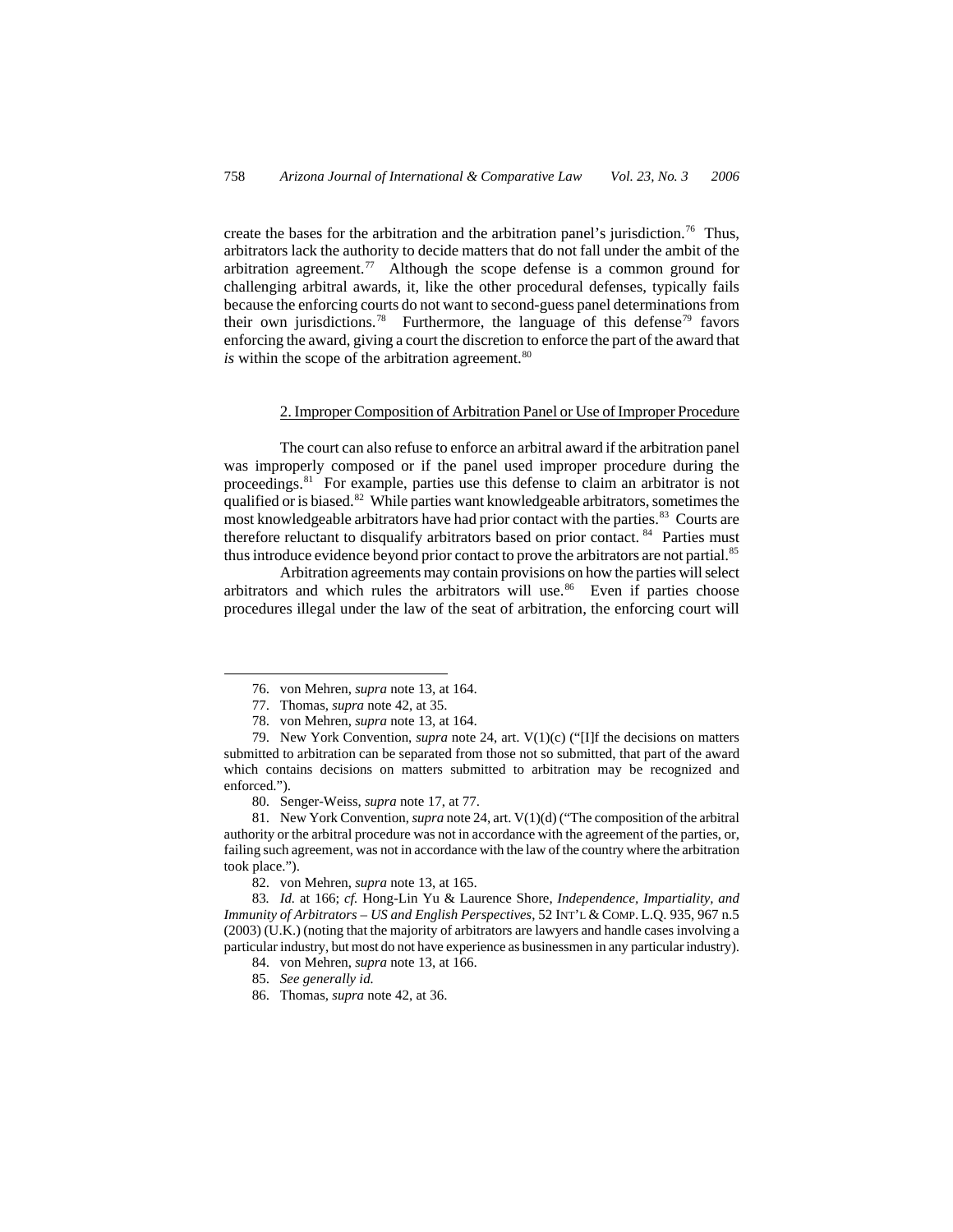create the bases for the arbitration and the arbitration panel's jurisdiction.[76] Thus, arbitrators lack the authority to decide matters that do not fall under the ambit of the arbitration agreement.[77] Although the scope defense is a common ground for challenging arbitral awards, it, like the other procedural defenses, typically fails because the enforcing courts do not want to second-guess panel determinations from their own jurisdictions.[78] Furthermore, the language of this defense[79] favors enforcing the award, giving a court the discretion to enforce the part of the award that *is* within the scope of the arbitration agreement.[80]

### 2. Improper Composition of Arbitration Panel or Use of Improper Procedure

The court can also refuse to enforce an arbitral award if the arbitration panel was improperly composed or if the panel used improper procedure during the proceedings.[81] For example, parties use this defense to claim an arbitrator is not qualified or is biased.[82] While parties want knowledgeable arbitrators, sometimes the most knowledgeable arbitrators have had prior contact with the parties.[83] Courts are therefore reluctant to disqualify arbitrators based on prior contact.[84] Parties must thus introduce evidence beyond prior contact to prove the arbitrators are not partial.[85]

Arbitration agreements may contain provisions on how the parties will select arbitrators and which rules the arbitrators will use.[86] Even if parties choose procedures illegal under the law of the seat of arbitration, the enforcing court will

---

76. von Mehren, *supra* note 13, at 164.

77. Thomas, *supra* note 42, at 35.

78. von Mehren, *supra* note 13, at 164.

79. New York Convention, *supra* note 24, art. V(1)(c) ("[I]f the decisions on matters submitted to arbitration can be separated from those not so submitted, that part of the award which contains decisions on matters submitted to arbitration may be recognized and enforced.").

80. Senger-Weiss, *supra* note 17, at 77.

81. New York Convention, *supra* note 24, art. V(1)(d) ("The composition of the arbitral authority or the arbitral procedure was not in accordance with the agreement of the parties, or, failing such agreement, was not in accordance with the law of the country where the arbitration took place.").

82. von Mehren, *supra* note 13, at 165.

83. *Id.* at 166; *cf.* Hong-Lin Yu & Laurence Shore, *Independence, Impartiality, and Immunity of Arbitrators – US and English Perspectives*, 52 INT'L & COMP. L.Q. 935, 967 n.5 (2003) (U.K.) (noting that the majority of arbitrators are lawyers and handle cases involving a particular industry, but most do not have experience as businessmen in any particular industry).

84. von Mehren, *supra* note 13, at 166.

85. *See generally id.*

86. Thomas, *supra* note 42, at 36.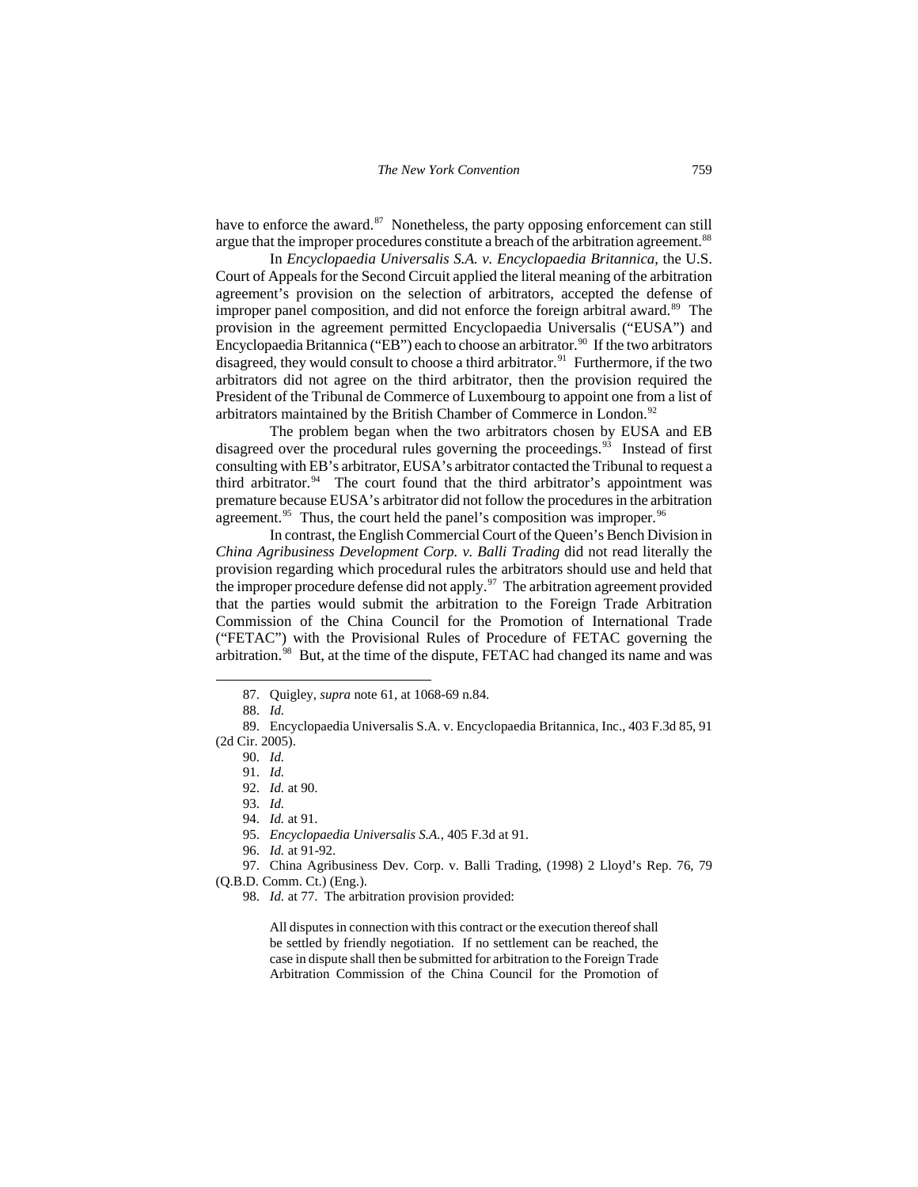have to enforce the award.[87] Nonetheless, the party opposing enforcement can still argue that the improper procedures constitute a breach of the arbitration agreement.[88]

In *Encyclopaedia Universalis S.A. v. Encyclopaedia Britannica*, the U.S. Court of Appeals for the Second Circuit applied the literal meaning of the arbitration agreement's provision on the selection of arbitrators, accepted the defense of improper panel composition, and did not enforce the foreign arbitral award.[89] The provision in the agreement permitted Encyclopaedia Universalis ("EUSA") and Encyclopaedia Britannica ("EB") each to choose an arbitrator.[90] If the two arbitrators disagreed, they would consult to choose a third arbitrator.[91] Furthermore, if the two arbitrators did not agree on the third arbitrator, then the provision required the President of the Tribunal de Commerce of Luxembourg to appoint one from a list of arbitrators maintained by the British Chamber of Commerce in London.[92]

The problem began when the two arbitrators chosen by EUSA and EB disagreed over the procedural rules governing the proceedings.[93] Instead of first consulting with EB's arbitrator, EUSA's arbitrator contacted the Tribunal to request a third arbitrator.[94] The court found that the third arbitrator's appointment was premature because EUSA's arbitrator did not follow the procedures in the arbitration agreement.[95] Thus, the court held the panel's composition was improper.[96]

In contrast, the English Commercial Court of the Queen's Bench Division in *China Agribusiness Development Corp. v. Balli Trading* did not read literally the provision regarding which procedural rules the arbitrators should use and held that the improper procedure defense did not apply.[97] The arbitration agreement provided that the parties would submit the arbitration to the Foreign Trade Arbitration Commission of the China Council for the Promotion of International Trade ("FETAC") with the Provisional Rules of Procedure of FETAC governing the arbitration.[98] But, at the time of the dispute, FETAC had changed its name and was

---

87. Quigley, *supra* note 61, at 1068-69 n.84.

88. *Id.*

89. Encyclopaedia Universalis S.A. v. Encyclopaedia Britannica, Inc., 403 F.3d 85, 91 (2d Cir. 2005).

90. *Id.*

91. *Id.*

92. *Id.* at 90.

93. *Id.*

94. *Id.* at 91.

95. *Encyclopaedia Universalis S.A.*, 405 F.3d at 91.

96. *Id.* at 91-92.

97. China Agribusiness Dev. Corp. v. Balli Trading, (1998) 2 Lloyd's Rep. 76, 79 (Q.B.D. Comm. Ct.) (Eng.).

98. *Id.* at 77. The arbitration provision provided:

> All disputes in connection with this contract or the execution thereof shall be settled by friendly negotiation. If no settlement can be reached, the case in dispute shall then be submitted for arbitration to the Foreign Trade Arbitration Commission of the China Council for the Promotion of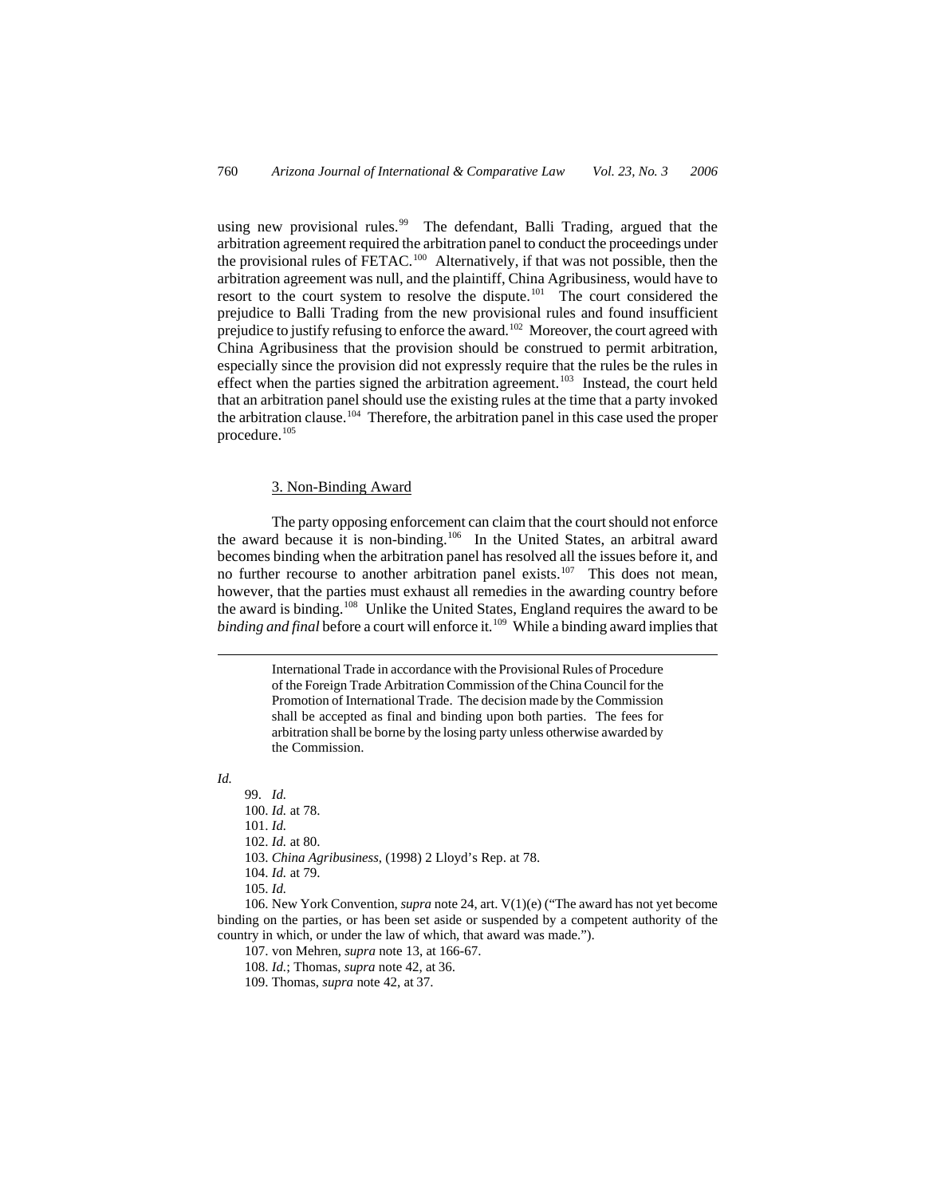using new provisional rules.[99] The defendant, Balli Trading, argued that the arbitration agreement required the arbitration panel to conduct the proceedings under the provisional rules of FETAC.[100] Alternatively, if that was not possible, then the arbitration agreement was null, and the plaintiff, China Agribusiness, would have to resort to the court system to resolve the dispute.[101] The court considered the prejudice to Balli Trading from the new provisional rules and found insufficient prejudice to justify refusing to enforce the award.[102] Moreover, the court agreed with China Agribusiness that the provision should be construed to permit arbitration, especially since the provision did not expressly require that the rules be the rules in effect when the parties signed the arbitration agreement.[103] Instead, the court held that an arbitration panel should use the existing rules at the time that a party invoked the arbitration clause.[104] Therefore, the arbitration panel in this case used the proper procedure.[105]

### 3. Non-Binding Award

The party opposing enforcement can claim that the court should not enforce the award because it is non-binding.[106] In the United States, an arbitral award becomes binding when the arbitration panel has resolved all the issues before it, and no further recourse to another arbitration panel exists.[107] This does not mean, however, that the parties must exhaust all remedies in the awarding country before the award is binding.[108] Unlike the United States, England requires the award to be *binding and final* before a court will enforce it.[109] While a binding award implies that

---

> International Trade in accordance with the Provisional Rules of Procedure of the Foreign Trade Arbitration Commission of the China Council for the Promotion of International Trade. The decision made by the Commission shall be accepted as final and binding upon both parties. The fees for arbitration shall be borne by the losing party unless otherwise awarded by the Commission.

*Id.*

99. *Id.*

100. *Id.* at 78.

101. *Id.*

102. *Id.* at 80.

103. *China Agribusiness*, (1998) 2 Lloyd's Rep. at 78.

104. *Id.* at 79.

105. *Id.*

106. New York Convention, *supra* note 24, art. V(1)(e) ("The award has not yet become binding on the parties, or has been set aside or suspended by a competent authority of the country in which, or under the law of which, that award was made.").

107. von Mehren, *supra* note 13, at 166-67.

108. *Id.*; Thomas, *supra* note 42, at 36.

109. Thomas, *supra* note 42, at 37.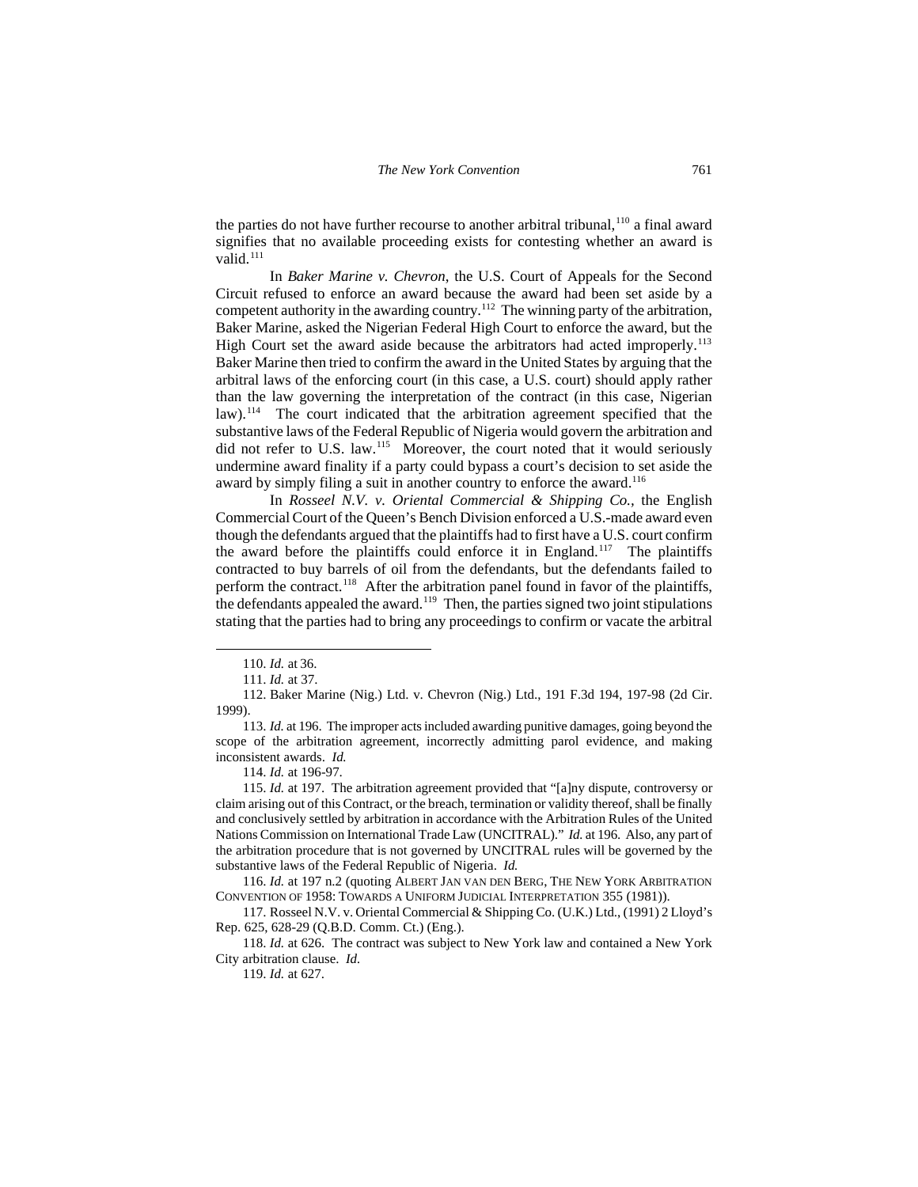the parties do not have further recourse to another arbitral tribunal,[110] a final award signifies that no available proceeding exists for contesting whether an award is valid.[111]

In *Baker Marine v. Chevron*, the U.S. Court of Appeals for the Second Circuit refused to enforce an award because the award had been set aside by a competent authority in the awarding country.[112] The winning party of the arbitration, Baker Marine, asked the Nigerian Federal High Court to enforce the award, but the High Court set the award aside because the arbitrators had acted improperly.[113] Baker Marine then tried to confirm the award in the United States by arguing that the arbitral laws of the enforcing court (in this case, a U.S. court) should apply rather than the law governing the interpretation of the contract (in this case, Nigerian law).[114] The court indicated that the arbitration agreement specified that the substantive laws of the Federal Republic of Nigeria would govern the arbitration and did not refer to U.S. law.[115] Moreover, the court noted that it would seriously undermine award finality if a party could bypass a court's decision to set aside the award by simply filing a suit in another country to enforce the award.[116]

In *Rosseel N.V. v. Oriental Commercial & Shipping Co.*, the English Commercial Court of the Queen's Bench Division enforced a U.S.-made award even though the defendants argued that the plaintiffs had to first have a U.S. court confirm the award before the plaintiffs could enforce it in England.[117] The plaintiffs contracted to buy barrels of oil from the defendants, but the defendants failed to perform the contract.[118] After the arbitration panel found in favor of the plaintiffs, the defendants appealed the award.[119] Then, the parties signed two joint stipulations stating that the parties had to bring any proceedings to confirm or vacate the arbitral

---

110. *Id.* at 36.

111. *Id.* at 37.

112. Baker Marine (Nig.) Ltd. v. Chevron (Nig.) Ltd., 191 F.3d 194, 197-98 (2d Cir. 1999).

113. *Id.* at 196. The improper acts included awarding punitive damages, going beyond the scope of the arbitration agreement, incorrectly admitting parol evidence, and making inconsistent awards. *Id.*

114. *Id.* at 196-97.

115. *Id.* at 197. The arbitration agreement provided that "[a]ny dispute, controversy or claim arising out of this Contract, or the breach, termination or validity thereof, shall be finally and conclusively settled by arbitration in accordance with the Arbitration Rules of the United Nations Commission on International Trade Law (UNCITRAL)." *Id.* at 196. Also, any part of the arbitration procedure that is not governed by UNCITRAL rules will be governed by the substantive laws of the Federal Republic of Nigeria. *Id.*

116. *Id.* at 197 n.2 (quoting ALBERT JAN VAN DEN BERG, THE NEW YORK ARBITRATION CONVENTION OF 1958: TOWARDS A UNIFORM JUDICIAL INTERPRETATION 355 (1981)).

117. Rosseel N.V. v. Oriental Commercial & Shipping Co. (U.K.) Ltd., (1991) 2 Lloyd's Rep. 625, 628-29 (Q.B.D. Comm. Ct.) (Eng.).

118. *Id.* at 626. The contract was subject to New York law and contained a New York City arbitration clause. *Id.*

119. *Id.* at 627.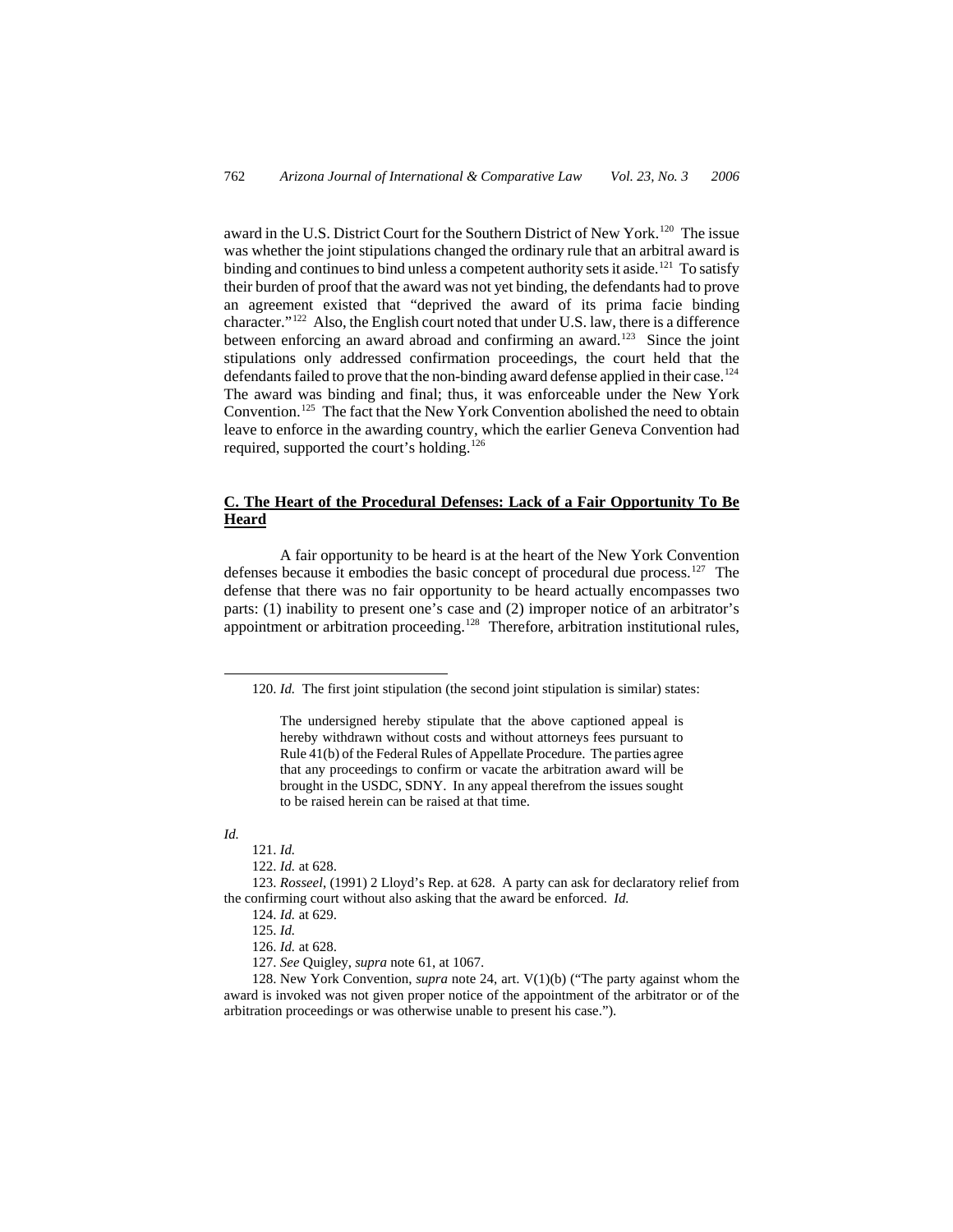award in the U.S. District Court for the Southern District of New York.[120] The issue was whether the joint stipulations changed the ordinary rule that an arbitral award is binding and continues to bind unless a competent authority sets it aside.[121] To satisfy their burden of proof that the award was not yet binding, the defendants had to prove an agreement existed that "deprived the award of its prima facie binding character."[122] Also, the English court noted that under U.S. law, there is a difference between enforcing an award abroad and confirming an award.[123] Since the joint stipulations only addressed confirmation proceedings, the court held that the defendants failed to prove that the non-binding award defense applied in their case.[124] The award was binding and final; thus, it was enforceable under the New York Convention.[125] The fact that the New York Convention abolished the need to obtain leave to enforce in the awarding country, which the earlier Geneva Convention had required, supported the court's holding.[126]

## C. The Heart of the Procedural Defenses: Lack of a Fair Opportunity To Be Heard

A fair opportunity to be heard is at the heart of the New York Convention defenses because it embodies the basic concept of procedural due process.[127] The defense that there was no fair opportunity to be heard actually encompasses two parts: (1) inability to present one's case and (2) improper notice of an arbitrator's appointment or arbitration proceeding.[128] Therefore, arbitration institutional rules,

---

120. *Id.* The first joint stipulation (the second joint stipulation is similar) states:

> The undersigned hereby stipulate that the above captioned appeal is hereby withdrawn without costs and without attorneys fees pursuant to Rule 41(b) of the Federal Rules of Appellate Procedure. The parties agree that any proceedings to confirm or vacate the arbitration award will be brought in the USDC, SDNY. In any appeal therefrom the issues sought to be raised herein can be raised at that time.

*Id.*

121. *Id.*

122. *Id.* at 628.

123. *Rosseel*, (1991) 2 Lloyd's Rep. at 628. A party can ask for declaratory relief from the confirming court without also asking that the award be enforced. *Id.*

124. *Id.* at 629.

125. *Id.*

126. *Id.* at 628.

127. *See* Quigley, *supra* note 61, at 1067.

128. New York Convention, *supra* note 24, art. V(1)(b) ("The party against whom the award is invoked was not given proper notice of the appointment of the arbitrator or of the arbitration proceedings or was otherwise unable to present his case.").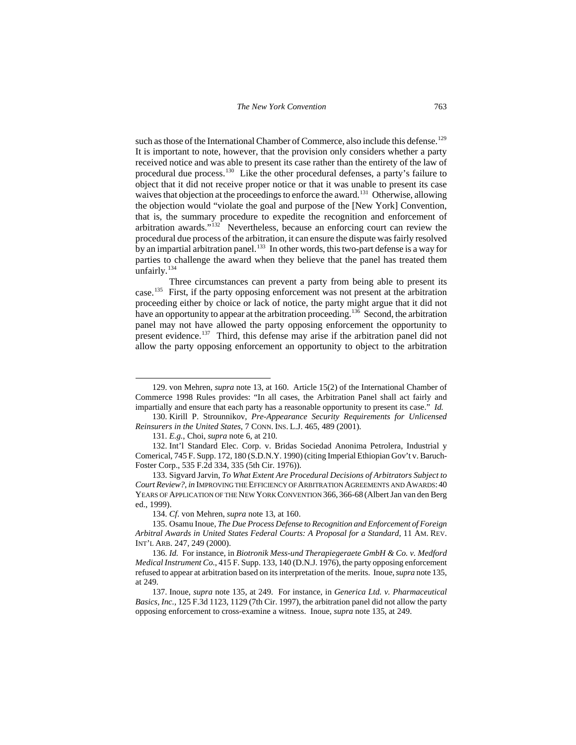such as those of the International Chamber of Commerce, also include this defense.[129] It is important to note, however, that the provision only considers whether a party received notice and was able to present its case rather than the entirety of the law of procedural due process.[130] Like the other procedural defenses, a party's failure to object that it did not receive proper notice or that it was unable to present its case waives that objection at the proceedings to enforce the award.[131] Otherwise, allowing the objection would "violate the goal and purpose of the [New York] Convention, that is, the summary procedure to expedite the recognition and enforcement of arbitration awards."[132] Nevertheless, because an enforcing court can review the procedural due process of the arbitration, it can ensure the dispute was fairly resolved by an impartial arbitration panel.[133] In other words, this two-part defense is a way for parties to challenge the award when they believe that the panel has treated them unfairly.[134]

Three circumstances can prevent a party from being able to present its case.[135] First, if the party opposing enforcement was not present at the arbitration proceeding either by choice or lack of notice, the party might argue that it did not have an opportunity to appear at the arbitration proceeding.[136] Second, the arbitration panel may not have allowed the party opposing enforcement the opportunity to present evidence.[137] Third, this defense may arise if the arbitration panel did not allow the party opposing enforcement an opportunity to object to the arbitration

---

129. von Mehren, *supra* note 13, at 160. Article 15(2) of the International Chamber of Commerce 1998 Rules provides: "In all cases, the Arbitration Panel shall act fairly and impartially and ensure that each party has a reasonable opportunity to present its case." *Id.*

130. Kirill P. Strounnikov, *Pre-Appearance Security Requirements for Unlicensed Reinsurers in the United States*, 7 CONN. INS. L.J. 465, 489 (2001).

131. *E.g.*, Choi, *supra* note 6, at 210.

132. Int'l Standard Elec. Corp. v. Bridas Sociedad Anonima Petrolera, Industrial y Comerical, 745 F. Supp. 172, 180 (S.D.N.Y. 1990) (citing Imperial Ethiopian Gov't v. Baruch-Foster Corp., 535 F.2d 334, 335 (5th Cir. 1976)).

133. Sigvard Jarvin, *To What Extent Are Procedural Decisions of Arbitrators Subject to Court Review?*, *in* IMPROVING THE EFFICIENCY OF ARBITRATION AGREEMENTS AND AWARDS: 40 YEARS OF APPLICATION OF THE NEW YORK CONVENTION 366, 366-68 (Albert Jan van den Berg ed., 1999).

134. *Cf.* von Mehren, *supra* note 13, at 160.

135. Osamu Inoue, *The Due Process Defense to Recognition and Enforcement of Foreign Arbitral Awards in United States Federal Courts: A Proposal for a Standard*, 11 AM. REV. INT'L ARB. 247, 249 (2000).

136. *Id.* For instance, in *Biotronik Mess-und Therapiegeraete GmbH & Co. v. Medford Medical Instrument Co.*, 415 F. Supp. 133, 140 (D.N.J. 1976), the party opposing enforcement refused to appear at arbitration based on its interpretation of the merits. Inoue, *supra* note 135, at 249.

137. Inoue, *supra* note 135, at 249. For instance, in *Generica Ltd. v. Pharmaceutical Basics, Inc.*, 125 F.3d 1123, 1129 (7th Cir. 1997), the arbitration panel did not allow the party opposing enforcement to cross-examine a witness. Inoue, *supra* note 135, at 249.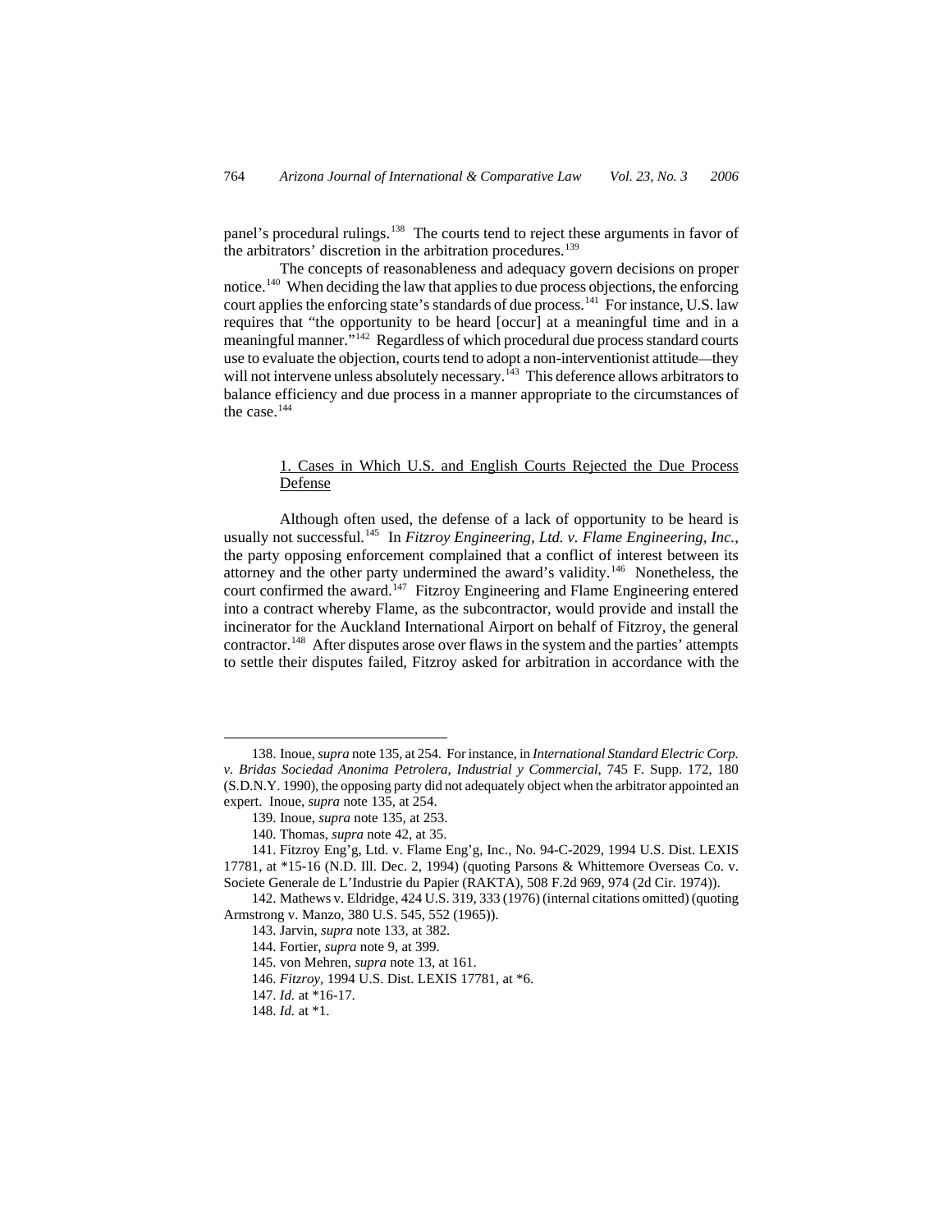panel's procedural rulings.[138] The courts tend to reject these arguments in favor of the arbitrators' discretion in the arbitration procedures.[139]

The concepts of reasonableness and adequacy govern decisions on proper notice.[140] When deciding the law that applies to due process objections, the enforcing court applies the enforcing state's standards of due process.[141] For instance, U.S. law requires that "the opportunity to be heard [occur] at a meaningful time and in a meaningful manner."[142] Regardless of which procedural due process standard courts use to evaluate the objection, courts tend to adopt a non-interventionist attitude—they will not intervene unless absolutely necessary.[143] This deference allows arbitrators to balance efficiency and due process in a manner appropriate to the circumstances of the case.[144]

### 1. Cases in Which U.S. and English Courts Rejected the Due Process Defense

Although often used, the defense of a lack of opportunity to be heard is usually not successful.[145] In *Fitzroy Engineering, Ltd. v. Flame Engineering, Inc.*, the party opposing enforcement complained that a conflict of interest between its attorney and the other party undermined the award's validity.[146] Nonetheless, the court confirmed the award.[147] Fitzroy Engineering and Flame Engineering entered into a contract whereby Flame, as the subcontractor, would provide and install the incinerator for the Auckland International Airport on behalf of Fitzroy, the general contractor.[148] After disputes arose over flaws in the system and the parties' attempts to settle their disputes failed, Fitzroy asked for arbitration in accordance with the

---

138. Inoue, *supra* note 135, at 254. For instance, in *International Standard Electric Corp. v. Bridas Sociedad Anonima Petrolera, Industrial y Commercial*, 745 F. Supp. 172, 180 (S.D.N.Y. 1990), the opposing party did not adequately object when the arbitrator appointed an expert. Inoue, *supra* note 135, at 254.

139. Inoue, *supra* note 135, at 253.

140. Thomas, *supra* note 42, at 35.

141. Fitzroy Eng'g, Ltd. v. Flame Eng'g, Inc., No. 94-C-2029, 1994 U.S. Dist. LEXIS 17781, at *15-16 (N.D. Ill. Dec. 2, 1994) (quoting Parsons & Whittemore Overseas Co. v. Societe Generale de L'Industrie du Papier (RAKTA), 508 F.2d 969, 974 (2d Cir. 1974)).

142. Mathews v. Eldridge, 424 U.S. 319, 333 (1976) (internal citations omitted) (quoting Armstrong v. Manzo, 380 U.S. 545, 552 (1965)).

143. Jarvin, *supra* note 133, at 382.

144. Fortier, *supra* note 9, at 399.

145. von Mehren, *supra* note 13, at 161.

146. *Fitzroy*, 1994 U.S. Dist. LEXIS 17781, at *6.

147. *Id.* at *16-17.

148. *Id.* at *1.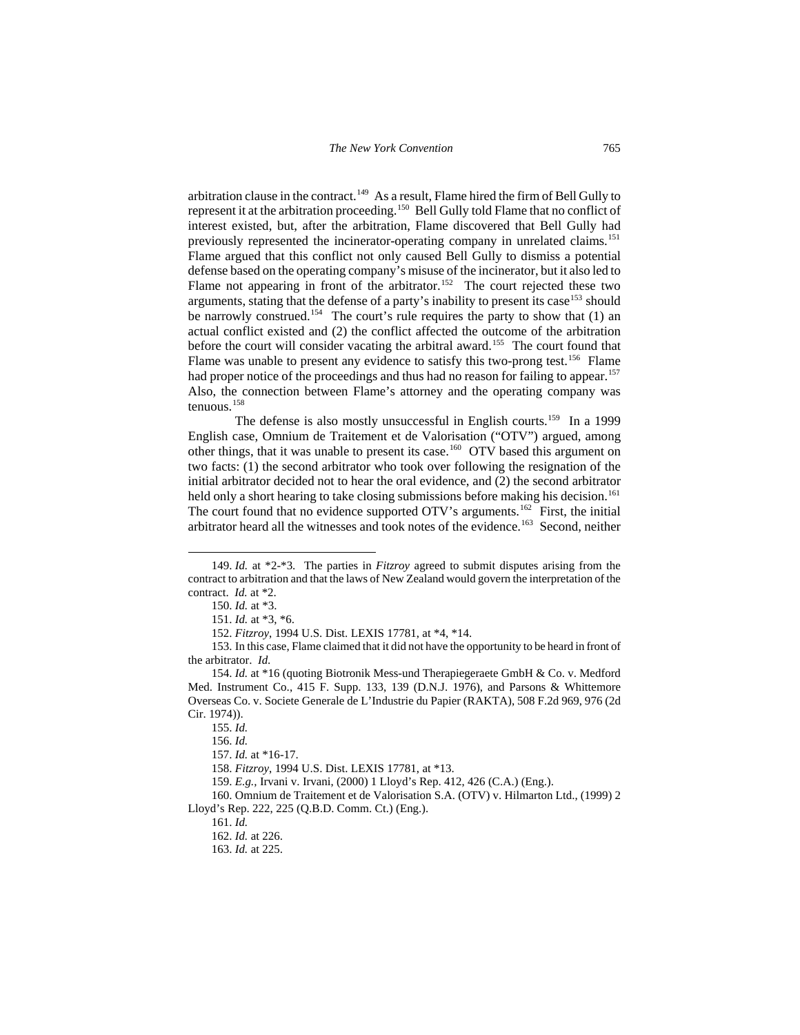arbitration clause in the contract.[149] As a result, Flame hired the firm of Bell Gully to represent it at the arbitration proceeding.[150] Bell Gully told Flame that no conflict of interest existed, but, after the arbitration, Flame discovered that Bell Gully had previously represented the incinerator-operating company in unrelated claims.[151] Flame argued that this conflict not only caused Bell Gully to dismiss a potential defense based on the operating company's misuse of the incinerator, but it also led to Flame not appearing in front of the arbitrator.[152] The court rejected these two arguments, stating that the defense of a party's inability to present its case[153] should be narrowly construed.[154] The court's rule requires the party to show that (1) an actual conflict existed and (2) the conflict affected the outcome of the arbitration before the court will consider vacating the arbitral award.[155] The court found that Flame was unable to present any evidence to satisfy this two-prong test.[156] Flame had proper notice of the proceedings and thus had no reason for failing to appear.[157] Also, the connection between Flame's attorney and the operating company was tenuous.[158]

The defense is also mostly unsuccessful in English courts.[159] In a 1999 English case, Omnium de Traitement et de Valorisation ("OTV") argued, among other things, that it was unable to present its case.[160] OTV based this argument on two facts: (1) the second arbitrator who took over following the resignation of the initial arbitrator decided not to hear the oral evidence, and (2) the second arbitrator held only a short hearing to take closing submissions before making his decision.[161] The court found that no evidence supported OTV's arguments.[162] First, the initial arbitrator heard all the witnesses and took notes of the evidence.[163] Second, neither

---

149. *Id.* at *2-*3. The parties in *Fitzroy* agreed to submit disputes arising from the contract to arbitration and that the laws of New Zealand would govern the interpretation of the contract. *Id.* at *2.

150. *Id.* at *3.

151. *Id.* at *3, *6.

152. *Fitzroy*, 1994 U.S. Dist. LEXIS 17781, at *4, *14.

153. In this case, Flame claimed that it did not have the opportunity to be heard in front of the arbitrator. *Id.*

154. *Id.* at *16 (quoting Biotronik Mess-und Therapiegeraete GmbH & Co. v. Medford Med. Instrument Co., 415 F. Supp. 133, 139 (D.N.J. 1976), and Parsons & Whittemore Overseas Co. v. Societe Generale de L'Industrie du Papier (RAKTA), 508 F.2d 969, 976 (2d Cir. 1974)).

155. *Id.*

156. *Id.*

157. *Id.* at *16-17.

158. *Fitzroy*, 1994 U.S. Dist. LEXIS 17781, at *13.

159. *E.g.*, Irvani v. Irvani, (2000) 1 Lloyd's Rep. 412, 426 (C.A.) (Eng.).

160. Omnium de Traitement et de Valorisation S.A. (OTV) v. Hilmarton Ltd., (1999) 2 Lloyd's Rep. 222, 225 (Q.B.D. Comm. Ct.) (Eng.).

161. *Id.*

162. *Id.* at 226.

163. *Id.* at 225.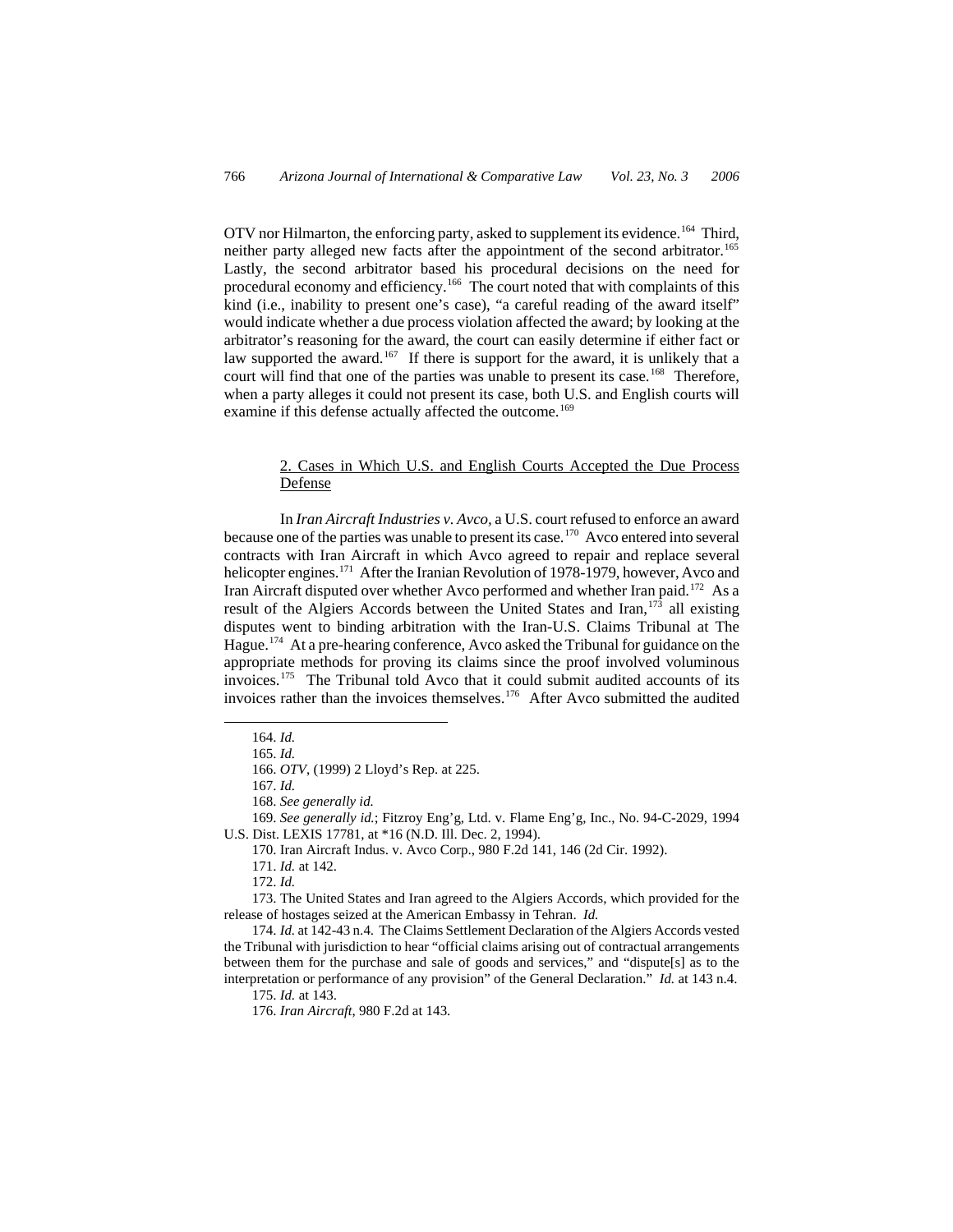OTV nor Hilmarton, the enforcing party, asked to supplement its evidence.[164] Third, neither party alleged new facts after the appointment of the second arbitrator.[165] Lastly, the second arbitrator based his procedural decisions on the need for procedural economy and efficiency.[166] The court noted that with complaints of this kind (i.e., inability to present one's case), "a careful reading of the award itself" would indicate whether a due process violation affected the award; by looking at the arbitrator's reasoning for the award, the court can easily determine if either fact or law supported the award.[167] If there is support for the award, it is unlikely that a court will find that one of the parties was unable to present its case.[168] Therefore, when a party alleges it could not present its case, both U.S. and English courts will examine if this defense actually affected the outcome.[169]

### 2. Cases in Which U.S. and English Courts Accepted the Due Process Defense

In *Iran Aircraft Industries v. Avco,* a U.S. court refused to enforce an award because one of the parties was unable to present its case.[170] Avco entered into several contracts with Iran Aircraft in which Avco agreed to repair and replace several helicopter engines.[171] After the Iranian Revolution of 1978-1979, however, Avco and Iran Aircraft disputed over whether Avco performed and whether Iran paid.[172] As a result of the Algiers Accords between the United States and Iran,[173] all existing disputes went to binding arbitration with the Iran-U.S. Claims Tribunal at The Hague.[174] At a pre-hearing conference, Avco asked the Tribunal for guidance on the appropriate methods for proving its claims since the proof involved voluminous invoices.[175] The Tribunal told Avco that it could submit audited accounts of its invoices rather than the invoices themselves.[176] After Avco submitted the audited

---

164. *Id.*

165. *Id.*

166. *OTV*, (1999) 2 Lloyd's Rep. at 225.

167. *Id.*

168. *See generally id.*

169. *See generally id.*; Fitzroy Eng'g, Ltd. v. Flame Eng'g, Inc., No. 94-C-2029, 1994 U.S. Dist. LEXIS 17781, at *16 (N.D. Ill. Dec. 2, 1994).

170. Iran Aircraft Indus. v. Avco Corp., 980 F.2d 141, 146 (2d Cir. 1992).

171. *Id.* at 142.

172. *Id.*

173. The United States and Iran agreed to the Algiers Accords, which provided for the release of hostages seized at the American Embassy in Tehran. *Id.*

174. *Id.* at 142-43 n.4. The Claims Settlement Declaration of the Algiers Accords vested the Tribunal with jurisdiction to hear "official claims arising out of contractual arrangements between them for the purchase and sale of goods and services," and "dispute[s] as to the interpretation or performance of any provision" of the General Declaration." *Id.* at 143 n.4.

175. *Id.* at 143.

176. *Iran Aircraft*, 980 F.2d at 143.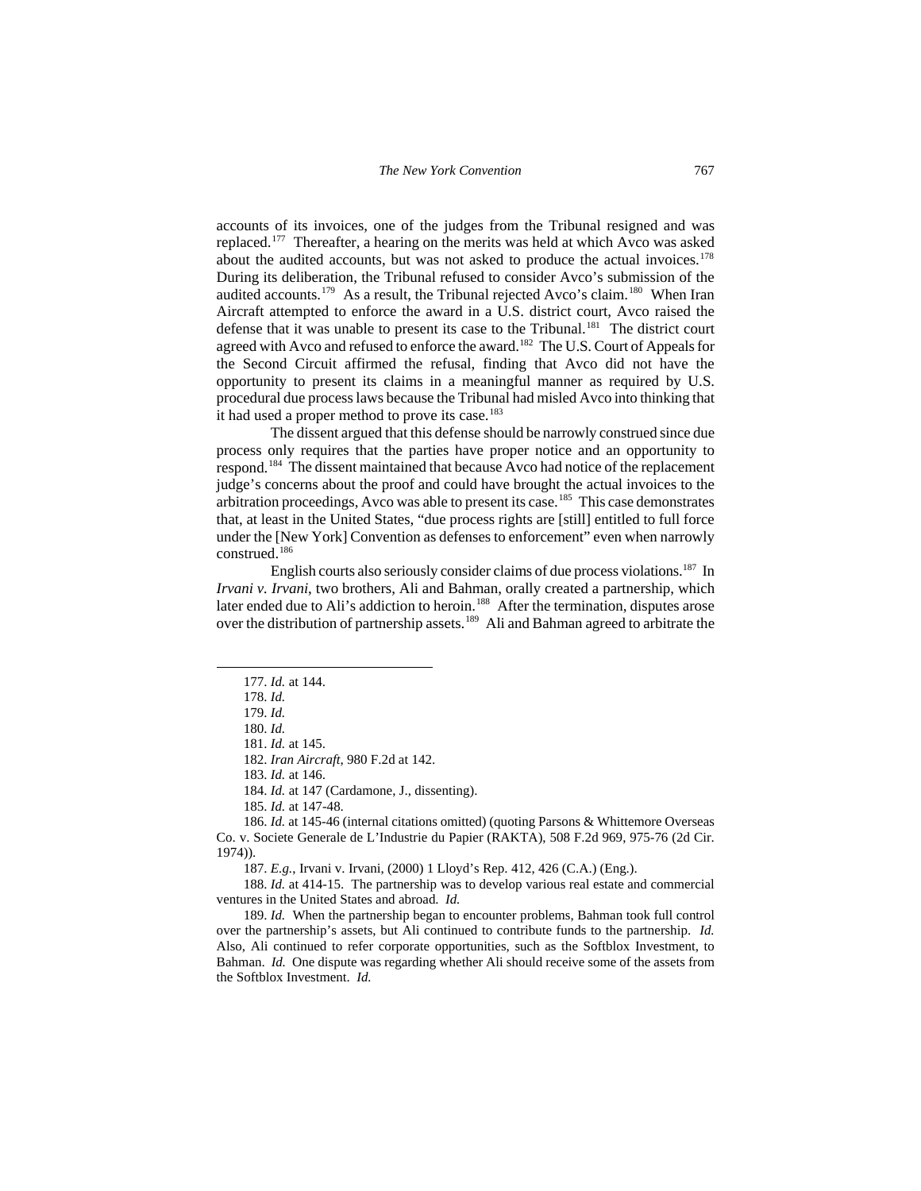accounts of its invoices, one of the judges from the Tribunal resigned and was replaced.[177] Thereafter, a hearing on the merits was held at which Avco was asked about the audited accounts, but was not asked to produce the actual invoices.[178] During its deliberation, the Tribunal refused to consider Avco's submission of the audited accounts.[179] As a result, the Tribunal rejected Avco's claim.[180] When Iran Aircraft attempted to enforce the award in a U.S. district court, Avco raised the defense that it was unable to present its case to the Tribunal.[181] The district court agreed with Avco and refused to enforce the award.[182] The U.S. Court of Appeals for the Second Circuit affirmed the refusal, finding that Avco did not have the opportunity to present its claims in a meaningful manner as required by U.S. procedural due process laws because the Tribunal had misled Avco into thinking that it had used a proper method to prove its case.[183]

The dissent argued that this defense should be narrowly construed since due process only requires that the parties have proper notice and an opportunity to respond.[184] The dissent maintained that because Avco had notice of the replacement judge's concerns about the proof and could have brought the actual invoices to the arbitration proceedings, Avco was able to present its case.[185] This case demonstrates that, at least in the United States, "due process rights are [still] entitled to full force under the [New York] Convention as defenses to enforcement" even when narrowly construed.[186]

English courts also seriously consider claims of due process violations.[187] In *Irvani v. Irvani*, two brothers, Ali and Bahman, orally created a partnership, which later ended due to Ali's addiction to heroin.[188] After the termination, disputes arose over the distribution of partnership assets.[189] Ali and Bahman agreed to arbitrate the

---

177. *Id.* at 144.

178. *Id.*

179. *Id.*

180. *Id.*

181. *Id.* at 145.

182. *Iran Aircraft*, 980 F.2d at 142.

183. *Id.* at 146.

184. *Id.* at 147 (Cardamone, J., dissenting).

185. *Id.* at 147-48.

186. *Id.* at 145-46 (internal citations omitted) (quoting Parsons & Whittemore Overseas Co. v. Societe Generale de L'Industrie du Papier (RAKTA), 508 F.2d 969, 975-76 (2d Cir. 1974)).

187. *E.g.*, Irvani v. Irvani, (2000) 1 Lloyd's Rep. 412, 426 (C.A.) (Eng.).

188. *Id.* at 414-15. The partnership was to develop various real estate and commercial ventures in the United States and abroad. *Id.*

189. *Id.* When the partnership began to encounter problems, Bahman took full control over the partnership's assets, but Ali continued to contribute funds to the partnership. *Id.* Also, Ali continued to refer corporate opportunities, such as the Softblox Investment, to Bahman. *Id.* One dispute was regarding whether Ali should receive some of the assets from the Softblox Investment. *Id.*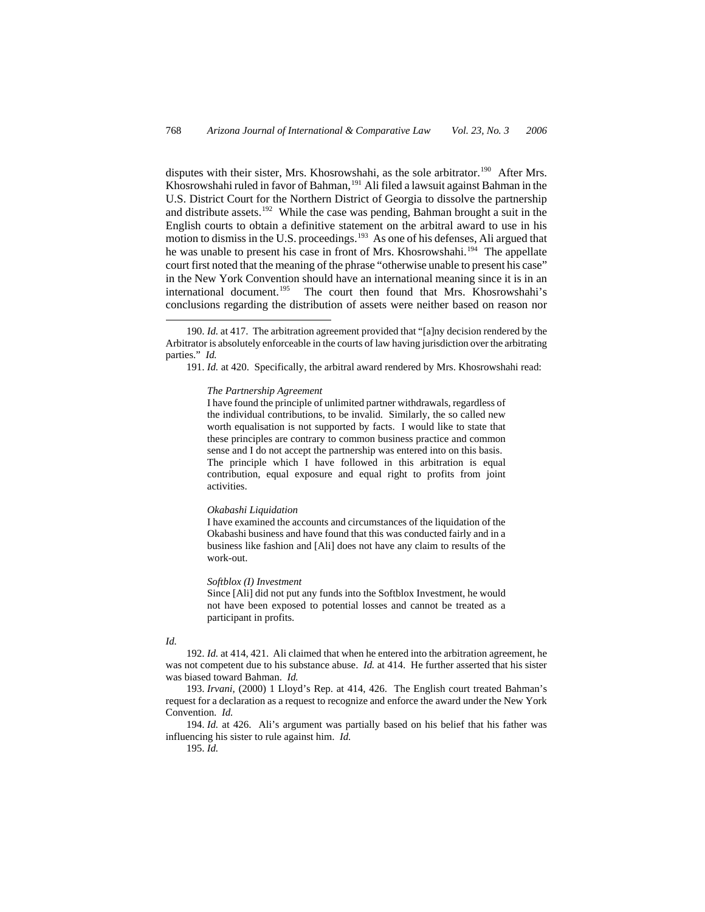disputes with their sister, Mrs. Khosrowshahi, as the sole arbitrator.[190] After Mrs. Khosrowshahi ruled in favor of Bahman,[191] Ali filed a lawsuit against Bahman in the U.S. District Court for the Northern District of Georgia to dissolve the partnership and distribute assets.[192] While the case was pending, Bahman brought a suit in the English courts to obtain a definitive statement on the arbitral award to use in his motion to dismiss in the U.S. proceedings.[193] As one of his defenses, Ali argued that he was unable to present his case in front of Mrs. Khosrowshahi.[194] The appellate court first noted that the meaning of the phrase "otherwise unable to present his case" in the New York Convention should have an international meaning since it is in an international document.[195] The court then found that Mrs. Khosrowshahi's conclusions regarding the distribution of assets were neither based on reason nor

---

190. *Id.* at 417. The arbitration agreement provided that "[a]ny decision rendered by the Arbitrator is absolutely enforceable in the courts of law having jurisdiction over the arbitrating parties." *Id.*

191. *Id.* at 420. Specifically, the arbitral award rendered by Mrs. Khosrowshahi read:

> *The Partnership Agreement*
>
> I have found the principle of unlimited partner withdrawals, regardless of the individual contributions, to be invalid. Similarly, the so called new worth equalisation is not supported by facts. I would like to state that these principles are contrary to common business practice and common sense and I do not accept the partnership was entered into on this basis. The principle which I have followed in this arbitration is equal contribution, equal exposure and equal right to profits from joint activities.
>
> *Okabashi Liquidation*
>
> I have examined the accounts and circumstances of the liquidation of the Okabashi business and have found that this was conducted fairly and in a business like fashion and [Ali] does not have any claim to results of the work-out.
>
> *Softblox (I) Investment*
>
> Since [Ali] did not put any funds into the Softblox Investment, he would not have been exposed to potential losses and cannot be treated as a participant in profits.

*Id.*

192. *Id.* at 414, 421. Ali claimed that when he entered into the arbitration agreement, he was not competent due to his substance abuse. *Id.* at 414. He further asserted that his sister was biased toward Bahman. *Id.*

193. *Irvani*, (2000) 1 Lloyd's Rep. at 414, 426. The English court treated Bahman's request for a declaration as a request to recognize and enforce the award under the New York Convention. *Id.*

194. *Id.* at 426. Ali's argument was partially based on his belief that his father was influencing his sister to rule against him. *Id.*

195. *Id.*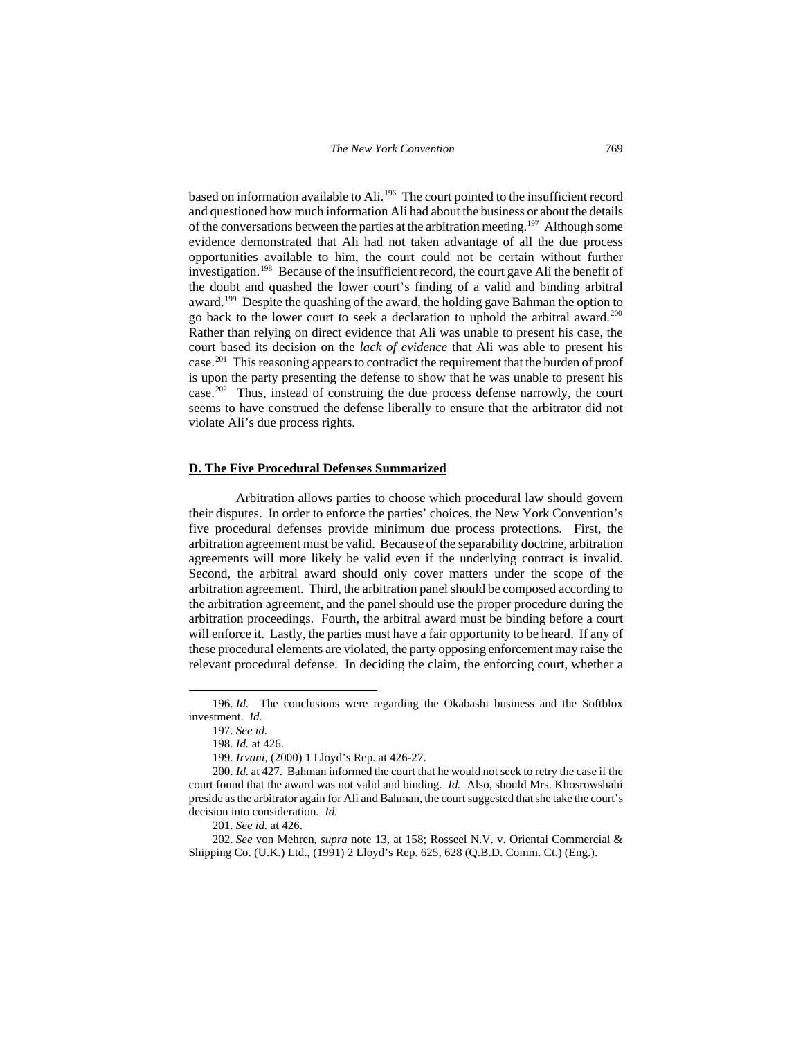based on information available to Ali.[196] The court pointed to the insufficient record and questioned how much information Ali had about the business or about the details of the conversations between the parties at the arbitration meeting.[197] Although some evidence demonstrated that Ali had not taken advantage of all the due process opportunities available to him, the court could not be certain without further investigation.[198] Because of the insufficient record, the court gave Ali the benefit of the doubt and quashed the lower court's finding of a valid and binding arbitral award.[199] Despite the quashing of the award, the holding gave Bahman the option to go back to the lower court to seek a declaration to uphold the arbitral award.[200] Rather than relying on direct evidence that Ali was unable to present his case, the court based its decision on the *lack of evidence* that Ali was able to present his case.[201] This reasoning appears to contradict the requirement that the burden of proof is upon the party presenting the defense to show that he was unable to present his case.[202] Thus, instead of construing the due process defense narrowly, the court seems to have construed the defense liberally to ensure that the arbitrator did not violate Ali's due process rights.

## D. The Five Procedural Defenses Summarized

Arbitration allows parties to choose which procedural law should govern their disputes. In order to enforce the parties' choices, the New York Convention's five procedural defenses provide minimum due process protections. First, the arbitration agreement must be valid. Because of the separability doctrine, arbitration agreements will more likely be valid even if the underlying contract is invalid. Second, the arbitral award should only cover matters under the scope of the arbitration agreement. Third, the arbitration panel should be composed according to the arbitration agreement, and the panel should use the proper procedure during the arbitration proceedings. Fourth, the arbitral award must be binding before a court will enforce it. Lastly, the parties must have a fair opportunity to be heard. If any of these procedural elements are violated, the party opposing enforcement may raise the relevant procedural defense. In deciding the claim, the enforcing court, whether a

---

196. *Id.* The conclusions were regarding the Okabashi business and the Softblox investment. *Id.*

197. *See id.*

198. *Id.* at 426.

199. *Irvani*, (2000) 1 Lloyd's Rep. at 426-27.

200. *Id.* at 427. Bahman informed the court that he would not seek to retry the case if the court found that the award was not valid and binding. *Id.* Also, should Mrs. Khosrowshahi preside as the arbitrator again for Ali and Bahman, the court suggested that she take the court's decision into consideration. *Id.*

201. *See id.* at 426.

202. *See* von Mehren, *supra* note 13, at 158; Rosseel N.V. v. Oriental Commercial & Shipping Co. (U.K.) Ltd., (1991) 2 Lloyd's Rep. 625, 628 (Q.B.D. Comm. Ct.) (Eng.).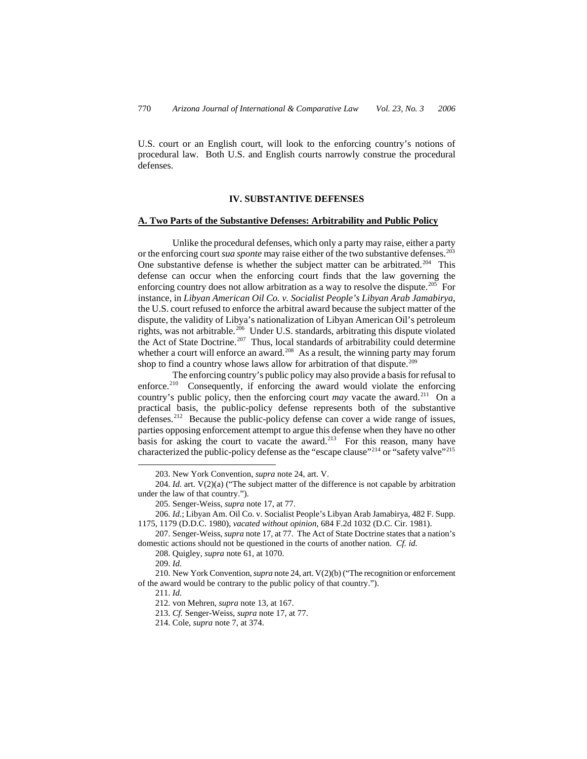U.S. court or an English court, will look to the enforcing country's notions of procedural law. Both U.S. and English courts narrowly construe the procedural defenses.

## IV. SUBSTANTIVE DEFENSES

### A. Two Parts of the Substantive Defenses: Arbitrability and Public Policy

Unlike the procedural defenses, which only a party may raise, either a party or the enforcing court *sua sponte* may raise either of the two substantive defenses.[203] One substantive defense is whether the subject matter can be arbitrated.[204] This defense can occur when the enforcing court finds that the law governing the enforcing country does not allow arbitration as a way to resolve the dispute.[205] For instance, in *Libyan American Oil Co. v. Socialist People's Libyan Arab Jamabirya*, the U.S. court refused to enforce the arbitral award because the subject matter of the dispute, the validity of Libya's nationalization of Libyan American Oil's petroleum rights, was not arbitrable.[206] Under U.S. standards, arbitrating this dispute violated the Act of State Doctrine.[207] Thus, local standards of arbitrability could determine whether a court will enforce an award.[208] As a result, the winning party may forum shop to find a country whose laws allow for arbitration of that dispute.[209]

The enforcing country's public policy may also provide a basis for refusal to enforce.[210] Consequently, if enforcing the award would violate the enforcing country's public policy, then the enforcing court *may* vacate the award.[211] On a practical basis, the public-policy defense represents both of the substantive defenses.[212] Because the public-policy defense can cover a wide range of issues, parties opposing enforcement attempt to argue this defense when they have no other basis for asking the court to vacate the award.[213] For this reason, many have characterized the public-policy defense as the "escape clause"[214] or "safety valve"[215]

---

203. New York Convention, *supra* note 24, art. V.

204. *Id.* art. V(2)(a) ("The subject matter of the difference is not capable by arbitration under the law of that country.").

205. Senger-Weiss, *supra* note 17, at 77.

206. *Id.*; Libyan Am. Oil Co. v. Socialist People's Libyan Arab Jamabirya, 482 F. Supp. 1175, 1179 (D.D.C. 1980), *vacated without opinion*, 684 F.2d 1032 (D.C. Cir. 1981).

207. Senger-Weiss, *supra* note 17, at 77. The Act of State Doctrine states that a nation's domestic actions should not be questioned in the courts of another nation. *Cf. id.*

208. Quigley, *supra* note 61, at 1070.

209. *Id.*

210. New York Convention, *supra* note 24, art. V(2)(b) ("The recognition or enforcement of the award would be contrary to the public policy of that country.").

211. *Id.*

212. von Mehren, *supra* note 13, at 167.

213. *Cf.* Senger-Weiss, *supra* note 17, at 77.

214. Cole, *supra* note 7, at 374.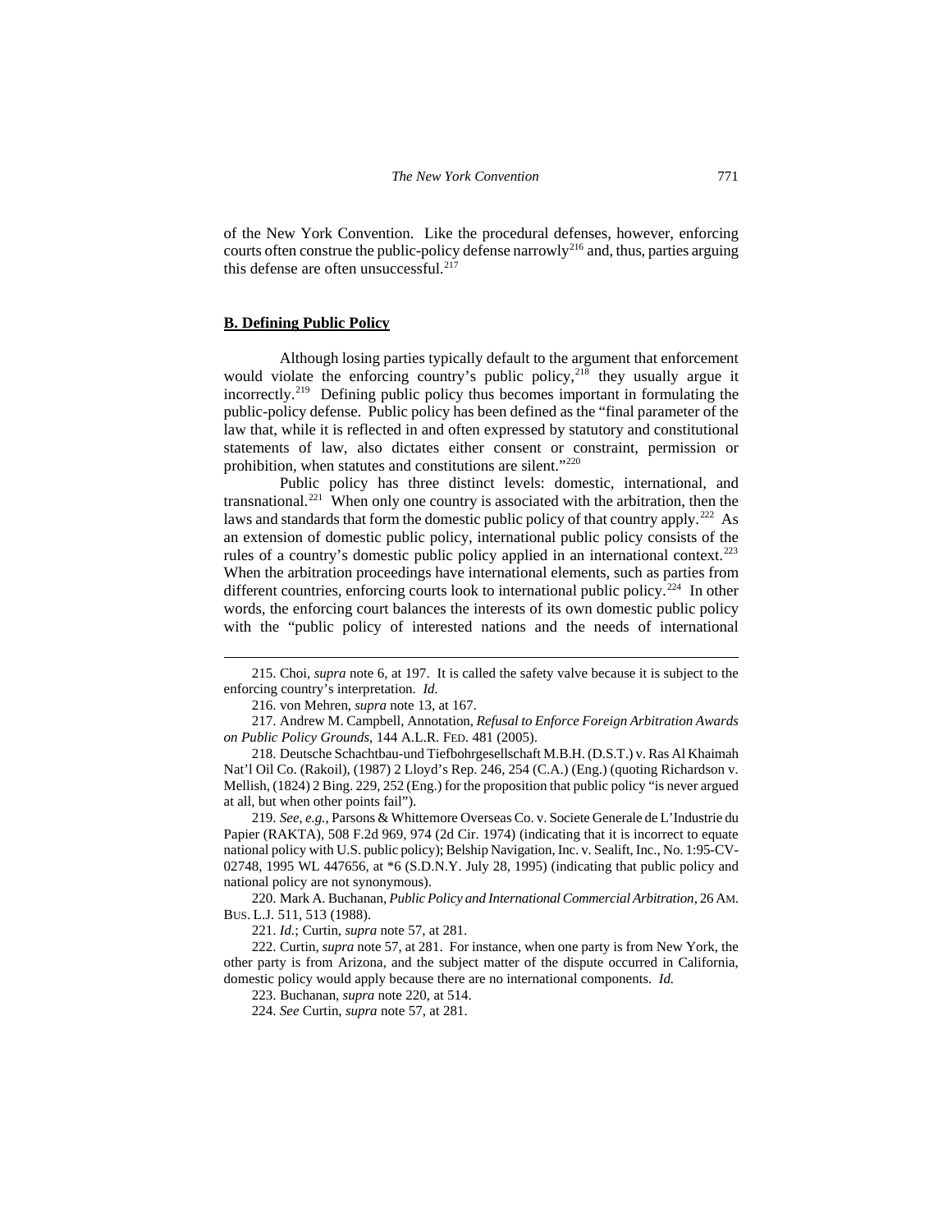of the New York Convention. Like the procedural defenses, however, enforcing courts often construe the public-policy defense narrowly[216] and, thus, parties arguing this defense are often unsuccessful.[217]

## B. Defining Public Policy

Although losing parties typically default to the argument that enforcement would violate the enforcing country's public policy,[218] they usually argue it incorrectly.[219] Defining public policy thus becomes important in formulating the public-policy defense. Public policy has been defined as the "final parameter of the law that, while it is reflected in and often expressed by statutory and constitutional statements of law, also dictates either consent or constraint, permission or prohibition, when statutes and constitutions are silent."[220]

Public policy has three distinct levels: domestic, international, and transnational.[221] When only one country is associated with the arbitration, then the laws and standards that form the domestic public policy of that country apply.[222] As an extension of domestic public policy, international public policy consists of the rules of a country's domestic public policy applied in an international context.[223] When the arbitration proceedings have international elements, such as parties from different countries, enforcing courts look to international public policy.[224] In other words, the enforcing court balances the interests of its own domestic public policy with the "public policy of interested nations and the needs of international

---

215. Choi, *supra* note 6, at 197. It is called the safety valve because it is subject to the enforcing country's interpretation. *Id.*

216. von Mehren, *supra* note 13, at 167.

217. Andrew M. Campbell, Annotation, *Refusal to Enforce Foreign Arbitration Awards on Public Policy Grounds*, 144 A.L.R. FED. 481 (2005).

218. Deutsche Schachtbau-und Tiefbohrgesellschaft M.B.H. (D.S.T.) v. Ras Al Khaimah Nat'l Oil Co. (Rakoil), (1987) 2 Lloyd's Rep. 246, 254 (C.A.) (Eng.) (quoting Richardson v. Mellish, (1824) 2 Bing. 229, 252 (Eng.) for the proposition that public policy "is never argued at all, but when other points fail").

219. *See, e.g.*, Parsons & Whittemore Overseas Co. v. Societe Generale de L'Industrie du Papier (RAKTA), 508 F.2d 969, 974 (2d Cir. 1974) (indicating that it is incorrect to equate national policy with U.S. public policy); Belship Navigation, Inc. v. Sealift, Inc., No. 1:95-CV-02748, 1995 WL 447656, at *6 (S.D.N.Y. July 28, 1995) (indicating that public policy and national policy are not synonymous).

220. Mark A. Buchanan, *Public Policy and International Commercial Arbitration*, 26 AM. BUS. L.J. 511, 513 (1988).

221. *Id.*; Curtin, *supra* note 57, at 281.

222. Curtin, *supra* note 57, at 281. For instance, when one party is from New York, the other party is from Arizona, and the subject matter of the dispute occurred in California, domestic policy would apply because there are no international components. *Id.*

223. Buchanan, *supra* note 220, at 514.

224. *See* Curtin, *supra* note 57, at 281.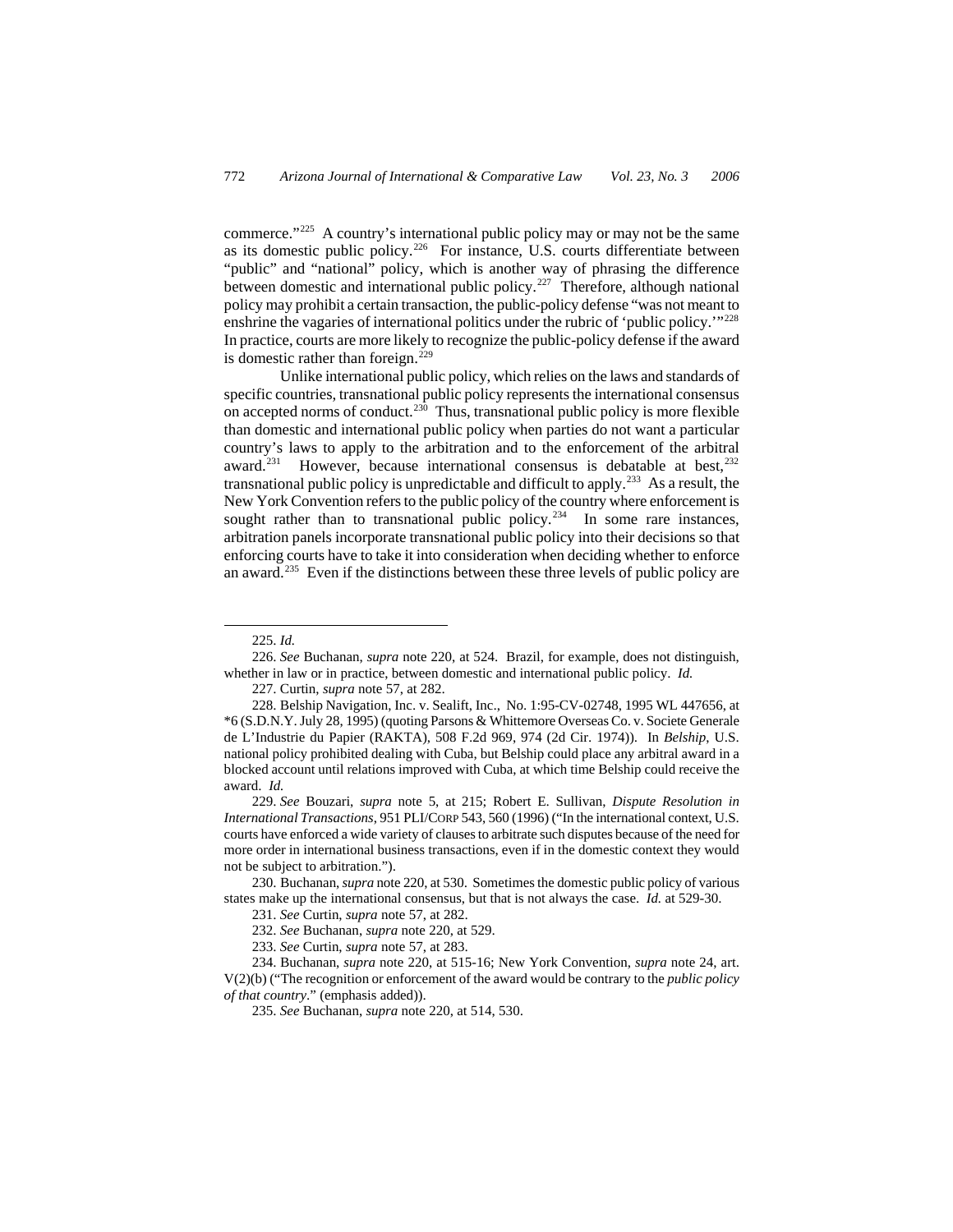commerce."[225] A country's international public policy may or may not be the same as its domestic public policy.[226] For instance, U.S. courts differentiate between "public" and "national" policy, which is another way of phrasing the difference between domestic and international public policy.[227] Therefore, although national policy may prohibit a certain transaction, the public-policy defense "was not meant to enshrine the vagaries of international politics under the rubric of 'public policy.'"[228] In practice, courts are more likely to recognize the public-policy defense if the award is domestic rather than foreign.[229]

Unlike international public policy, which relies on the laws and standards of specific countries, transnational public policy represents the international consensus on accepted norms of conduct.[230] Thus, transnational public policy is more flexible than domestic and international public policy when parties do not want a particular country's laws to apply to the arbitration and to the enforcement of the arbitral award.[231] However, because international consensus is debatable at best,[232] transnational public policy is unpredictable and difficult to apply.[233] As a result, the New York Convention refers to the public policy of the country where enforcement is sought rather than to transnational public policy.[234] In some rare instances, arbitration panels incorporate transnational public policy into their decisions so that enforcing courts have to take it into consideration when deciding whether to enforce an award.[235] Even if the distinctions between these three levels of public policy are

---

225. *Id.*

226. *See* Buchanan, *supra* note 220, at 524. Brazil, for example, does not distinguish, whether in law or in practice, between domestic and international public policy. *Id.*

227. Curtin, *supra* note 57, at 282.

228. Belship Navigation, Inc. v. Sealift, Inc., No. 1:95-CV-02748, 1995 WL 447656, at *6 (S.D.N.Y. July 28, 1995) (quoting Parsons & Whittemore Overseas Co. v. Societe Generale de L'Industrie du Papier (RAKTA), 508 F.2d 969, 974 (2d Cir. 1974)). In *Belship*, U.S. national policy prohibited dealing with Cuba, but Belship could place any arbitral award in a blocked account until relations improved with Cuba, at which time Belship could receive the award. *Id.*

229. *See* Bouzari, *supra* note 5, at 215; Robert E. Sullivan, *Dispute Resolution in International Transactions*, 951 PLI/CORP 543, 560 (1996) ("In the international context, U.S. courts have enforced a wide variety of clauses to arbitrate such disputes because of the need for more order in international business transactions, even if in the domestic context they would not be subject to arbitration.").

230. Buchanan, *supra* note 220, at 530. Sometimes the domestic public policy of various states make up the international consensus, but that is not always the case. *Id.* at 529-30.

231. *See* Curtin, *supra* note 57, at 282.

232. *See* Buchanan, *supra* note 220, at 529.

233. *See* Curtin, *supra* note 57, at 283.

234. Buchanan, *supra* note 220, at 515-16; New York Convention, *supra* note 24, art. V(2)(b) ("The recognition or enforcement of the award would be contrary to the *public policy of that country*." (emphasis added)).

235. *See* Buchanan, *supra* note 220, at 514, 530.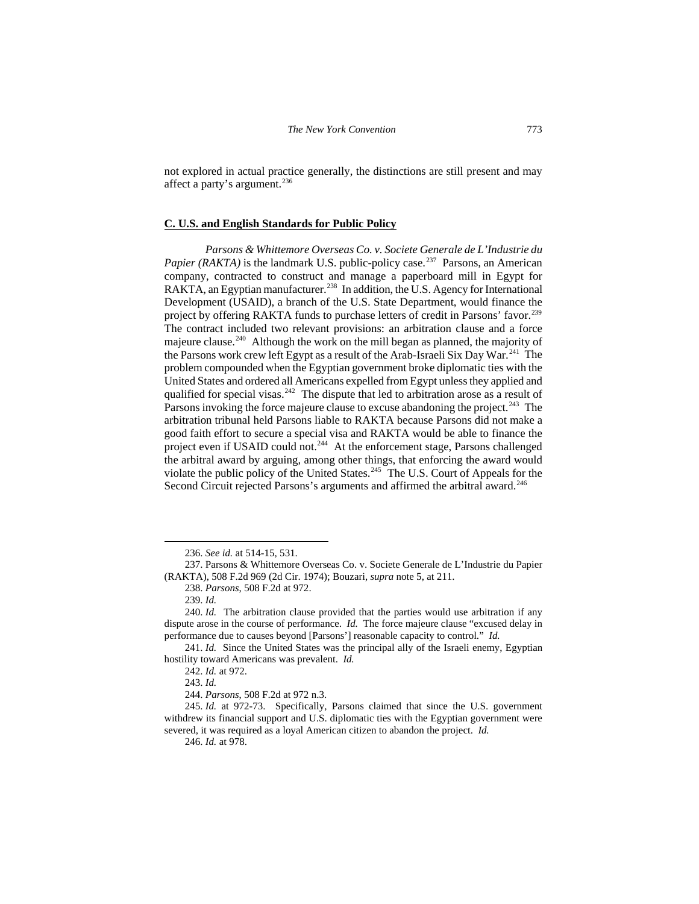not explored in actual practice generally, the distinctions are still present and may affect a party's argument.[236]

## C. U.S. and English Standards for Public Policy

*Parsons & Whittemore Overseas Co. v. Societe Generale de L'Industrie du Papier (RAKTA)* is the landmark U.S. public-policy case.[237] Parsons, an American company, contracted to construct and manage a paperboard mill in Egypt for RAKTA, an Egyptian manufacturer.[238] In addition, the U.S. Agency for International Development (USAID), a branch of the U.S. State Department, would finance the project by offering RAKTA funds to purchase letters of credit in Parsons' favor.[239] The contract included two relevant provisions: an arbitration clause and a force majeure clause.[240] Although the work on the mill began as planned, the majority of the Parsons work crew left Egypt as a result of the Arab-Israeli Six Day War.[241] The problem compounded when the Egyptian government broke diplomatic ties with the United States and ordered all Americans expelled from Egypt unless they applied and qualified for special visas.[242] The dispute that led to arbitration arose as a result of Parsons invoking the force majeure clause to excuse abandoning the project.[243] The arbitration tribunal held Parsons liable to RAKTA because Parsons did not make a good faith effort to secure a special visa and RAKTA would be able to finance the project even if USAID could not.[244] At the enforcement stage, Parsons challenged the arbitral award by arguing, among other things, that enforcing the award would violate the public policy of the United States.[245] The U.S. Court of Appeals for the Second Circuit rejected Parsons's arguments and affirmed the arbitral award.[246]

---

236. *See id.* at 514-15, 531.

237. Parsons & Whittemore Overseas Co. v. Societe Generale de L'Industrie du Papier (RAKTA), 508 F.2d 969 (2d Cir. 1974); Bouzari, *supra* note 5, at 211.

238. *Parsons*, 508 F.2d at 972.

239. *Id.*

240. *Id.* The arbitration clause provided that the parties would use arbitration if any dispute arose in the course of performance. *Id.* The force majeure clause "excused delay in performance due to causes beyond [Parsons'] reasonable capacity to control." *Id.*

241. *Id.* Since the United States was the principal ally of the Israeli enemy, Egyptian hostility toward Americans was prevalent. *Id.*

242. *Id.* at 972.

243. *Id.*

244. *Parsons*, 508 F.2d at 972 n.3.

245. *Id.* at 972-73. Specifically, Parsons claimed that since the U.S. government withdrew its financial support and U.S. diplomatic ties with the Egyptian government were severed, it was required as a loyal American citizen to abandon the project. *Id.*

246. *Id.* at 978.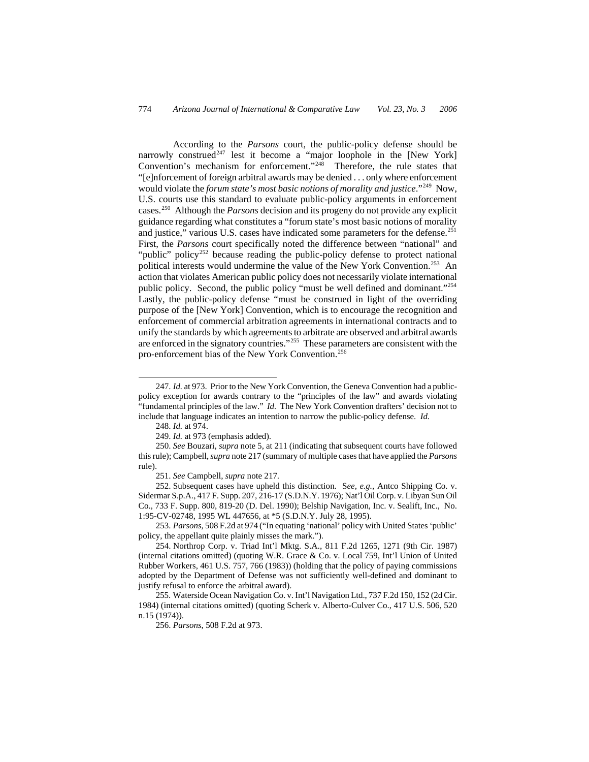According to the *Parsons* court, the public-policy defense should be narrowly construed[247] lest it become a "major loophole in the [New York] Convention's mechanism for enforcement."[248] Therefore, the rule states that "[e]nforcement of foreign arbitral awards may be denied . . . only where enforcement would violate the *forum state's most basic notions of morality and justice*."[249] Now, U.S. courts use this standard to evaluate public-policy arguments in enforcement cases.[250] Although the *Parsons* decision and its progeny do not provide any explicit guidance regarding what constitutes a "forum state's most basic notions of morality and justice," various U.S. cases have indicated some parameters for the defense.[251] First, the *Parsons* court specifically noted the difference between "national" and "public" policy[252] because reading the public-policy defense to protect national political interests would undermine the value of the New York Convention.[253] An action that violates American public policy does not necessarily violate international public policy. Second, the public policy "must be well defined and dominant."[254] Lastly, the public-policy defense "must be construed in light of the overriding purpose of the [New York] Convention, which is to encourage the recognition and enforcement of commercial arbitration agreements in international contracts and to unify the standards by which agreements to arbitrate are observed and arbitral awards are enforced in the signatory countries."[255] These parameters are consistent with the pro-enforcement bias of the New York Convention.[256]

---

247. *Id.* at 973. Prior to the New York Convention, the Geneva Convention had a public-policy exception for awards contrary to the "principles of the law" and awards violating "fundamental principles of the law." *Id.* The New York Convention drafters' decision not to include that language indicates an intention to narrow the public-policy defense. *Id.*

248. *Id.* at 974.

249. *Id.* at 973 (emphasis added).

250. *See* Bouzari, *supra* note 5, at 211 (indicating that subsequent courts have followed this rule); Campbell, *supra* note 217 (summary of multiple cases that have applied the *Parsons* rule).

251. *See* Campbell, *supra* note 217.

252. Subsequent cases have upheld this distinction. S*ee, e.g.*, Antco Shipping Co. v. Sidermar S.p.A., 417 F. Supp. 207, 216-17 (S.D.N.Y. 1976); Nat'l Oil Corp. v. Libyan Sun Oil Co., 733 F. Supp. 800, 819-20 (D. Del. 1990); Belship Navigation, Inc. v. Sealift, Inc., No. 1:95-CV-02748, 1995 WL 447656, at *5 (S.D.N.Y. July 28, 1995).

253. *Parsons*, 508 F.2d at 974 ("In equating 'national' policy with United States 'public' policy, the appellant quite plainly misses the mark.").

254. Northrop Corp. v. Triad Int'l Mktg. S.A., 811 F.2d 1265, 1271 (9th Cir. 1987) (internal citations omitted) (quoting W.R. Grace & Co. v. Local 759, Int'l Union of United Rubber Workers, 461 U.S. 757, 766 (1983)) (holding that the policy of paying commissions adopted by the Department of Defense was not sufficiently well-defined and dominant to justify refusal to enforce the arbitral award).

255. Waterside Ocean Navigation Co. v. Int'l Navigation Ltd., 737 F.2d 150, 152 (2d Cir. 1984) (internal citations omitted) (quoting Scherk v. Alberto-Culver Co., 417 U.S. 506, 520 n.15 (1974)).

256. *Parsons*, 508 F.2d at 973.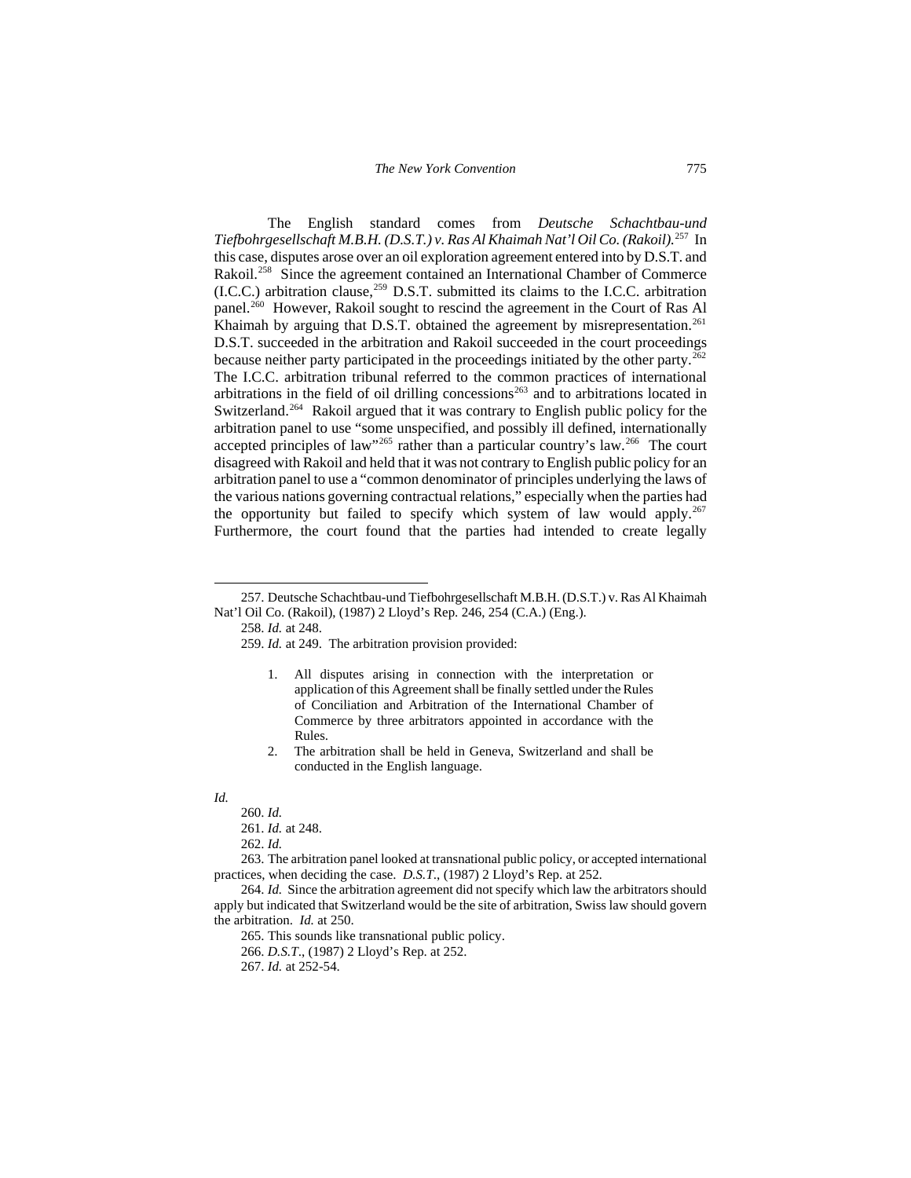The English standard comes from *Deutsche Schachtbau-und Tiefbohrgesellschaft M.B.H. (D.S.T.) v. Ras Al Khaimah Nat'l Oil Co. (Rakoil).*[257] In this case, disputes arose over an oil exploration agreement entered into by D.S.T. and Rakoil.[258] Since the agreement contained an International Chamber of Commerce (I.C.C.) arbitration clause,[259] D.S.T. submitted its claims to the I.C.C. arbitration panel.[260] However, Rakoil sought to rescind the agreement in the Court of Ras Al Khaimah by arguing that D.S.T. obtained the agreement by misrepresentation.[261] D.S.T. succeeded in the arbitration and Rakoil succeeded in the court proceedings because neither party participated in the proceedings initiated by the other party.[262] The I.C.C. arbitration tribunal referred to the common practices of international arbitrations in the field of oil drilling concessions[263] and to arbitrations located in Switzerland.[264] Rakoil argued that it was contrary to English public policy for the arbitration panel to use "some unspecified, and possibly ill defined, internationally accepted principles of law"[265] rather than a particular country's law.[266] The court disagreed with Rakoil and held that it was not contrary to English public policy for an arbitration panel to use a "common denominator of principles underlying the laws of the various nations governing contractual relations," especially when the parties had the opportunity but failed to specify which system of law would apply.[267] Furthermore, the court found that the parties had intended to create legally

---

257. Deutsche Schachtbau-und Tiefbohrgesellschaft M.B.H. (D.S.T.) v. Ras Al Khaimah Nat'l Oil Co. (Rakoil), (1987) 2 Lloyd's Rep. 246, 254 (C.A.) (Eng.).

258. *Id.* at 248.

259. *Id.* at 249. The arbitration provision provided:

> 1. All disputes arising in connection with the interpretation or application of this Agreement shall be finally settled under the Rules of Conciliation and Arbitration of the International Chamber of Commerce by three arbitrators appointed in accordance with the Rules.
> 2. The arbitration shall be held in Geneva, Switzerland and shall be conducted in the English language.

*Id.*

260. *Id.*

261. *Id.* at 248.

262. *Id.*

263. The arbitration panel looked at transnational public policy, or accepted international practices, when deciding the case. *D.S.T.*, (1987) 2 Lloyd's Rep. at 252.

264. *Id.* Since the arbitration agreement did not specify which law the arbitrators should apply but indicated that Switzerland would be the site of arbitration, Swiss law should govern the arbitration. *Id.* at 250.

265. This sounds like transnational public policy.

266. *D.S.T.*, (1987) 2 Lloyd's Rep. at 252.

267. *Id.* at 252-54.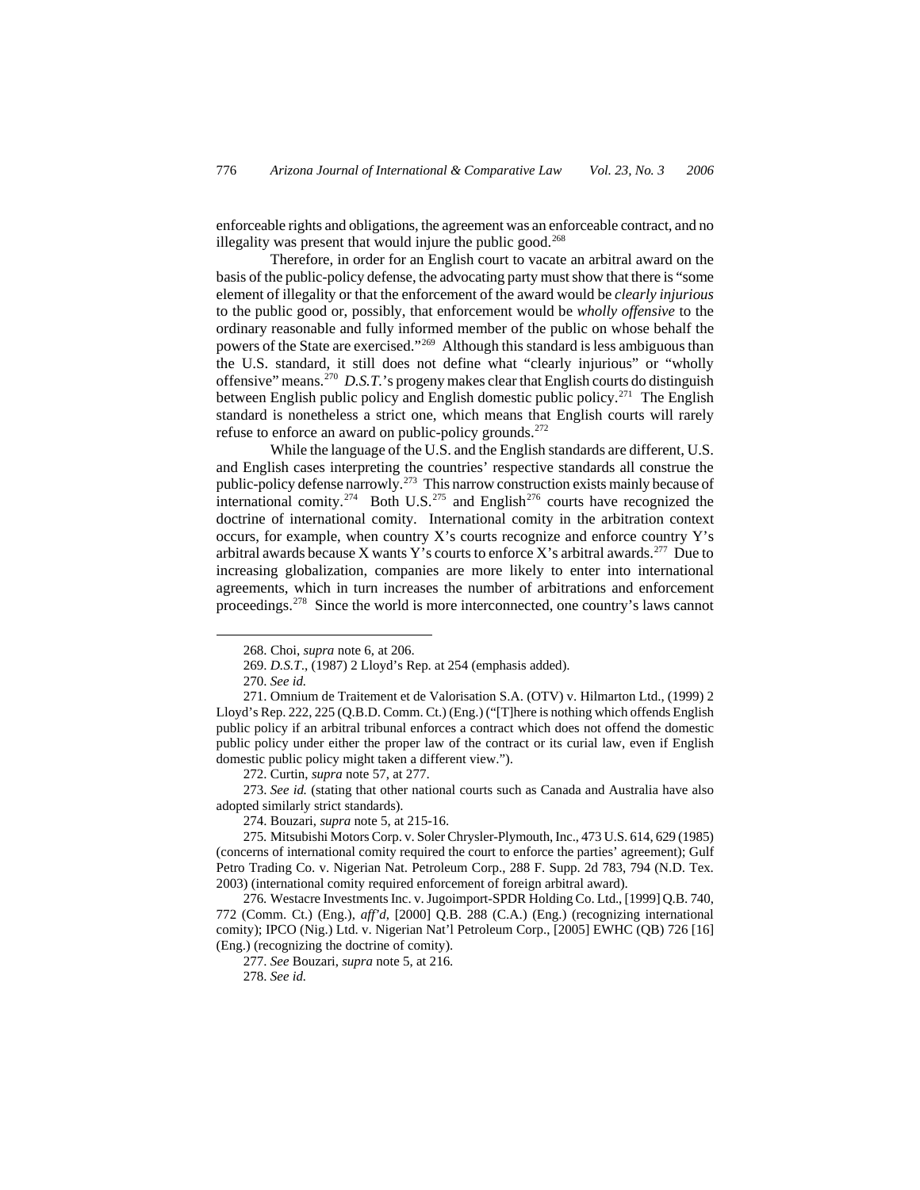enforceable rights and obligations, the agreement was an enforceable contract, and no illegality was present that would injure the public good.[268]

Therefore, in order for an English court to vacate an arbitral award on the basis of the public-policy defense, the advocating party must show that there is "some element of illegality or that the enforcement of the award would be *clearly injurious* to the public good or, possibly, that enforcement would be *wholly offensive* to the ordinary reasonable and fully informed member of the public on whose behalf the powers of the State are exercised."[269] Although this standard is less ambiguous than the U.S. standard, it still does not define what "clearly injurious" or "wholly offensive" means.[270] *D.S.T.*'s progeny makes clear that English courts do distinguish between English public policy and English domestic public policy.[271] The English standard is nonetheless a strict one, which means that English courts will rarely refuse to enforce an award on public-policy grounds.[272]

While the language of the U.S. and the English standards are different, U.S. and English cases interpreting the countries' respective standards all construe the public-policy defense narrowly.[273] This narrow construction exists mainly because of international comity.[274] Both U.S.[275] and English[276] courts have recognized the doctrine of international comity. International comity in the arbitration context occurs, for example, when country X's courts recognize and enforce country Y's arbitral awards because X wants Y's courts to enforce X's arbitral awards.[277] Due to increasing globalization, companies are more likely to enter into international agreements, which in turn increases the number of arbitrations and enforcement proceedings.[278] Since the world is more interconnected, one country's laws cannot

---

268. Choi, *supra* note 6, at 206.

269. *D.S.T.*, (1987) 2 Lloyd's Rep. at 254 (emphasis added).

270. *See id.*

271. Omnium de Traitement et de Valorisation S.A. (OTV) v. Hilmarton Ltd., (1999) 2 Lloyd's Rep. 222, 225 (Q.B.D. Comm. Ct.) (Eng.) ("[T]here is nothing which offends English public policy if an arbitral tribunal enforces a contract which does not offend the domestic public policy under either the proper law of the contract or its curial law, even if English domestic public policy might taken a different view.").

272. Curtin, *supra* note 57, at 277.

273. *See id.* (stating that other national courts such as Canada and Australia have also adopted similarly strict standards).

274. Bouzari, *supra* note 5, at 215-16.

275. Mitsubishi Motors Corp. v. Soler Chrysler-Plymouth, Inc., 473 U.S. 614, 629 (1985) (concerns of international comity required the court to enforce the parties' agreement); Gulf Petro Trading Co. v. Nigerian Nat. Petroleum Corp., 288 F. Supp. 2d 783, 794 (N.D. Tex. 2003) (international comity required enforcement of foreign arbitral award).

276. Westacre Investments Inc. v. Jugoimport-SPDR Holding Co. Ltd., [1999] Q.B. 740, 772 (Comm. Ct.) (Eng.), *aff'd*, [2000] Q.B. 288 (C.A.) (Eng.) (recognizing international comity); IPCO (Nig.) Ltd. v. Nigerian Nat'l Petroleum Corp., [2005] EWHC (QB) 726 [16] (Eng.) (recognizing the doctrine of comity).

277. *See* Bouzari, *supra* note 5, at 216.

278. *See id.*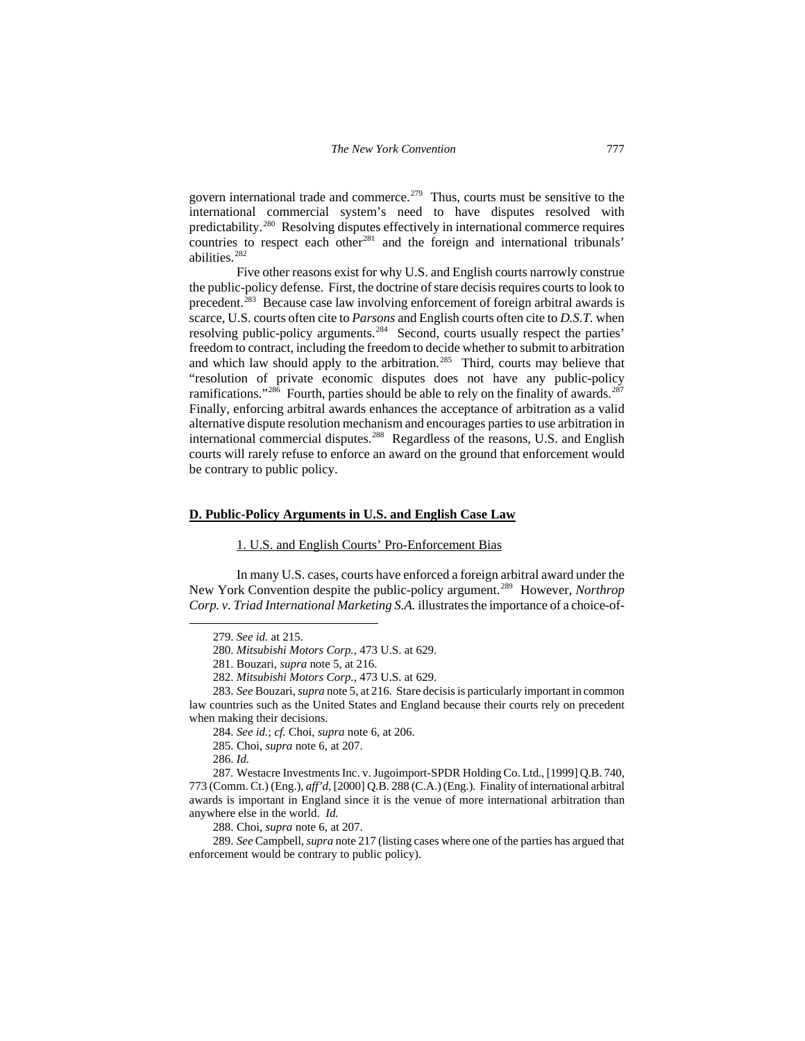govern international trade and commerce.[279] Thus, courts must be sensitive to the international commercial system's need to have disputes resolved with predictability.[280] Resolving disputes effectively in international commerce requires countries to respect each other[281] and the foreign and international tribunals' abilities.[282]

Five other reasons exist for why U.S. and English courts narrowly construe the public-policy defense. First, the doctrine of stare decisis requires courts to look to precedent.[283] Because case law involving enforcement of foreign arbitral awards is scarce, U.S. courts often cite to *Parsons* and English courts often cite to *D.S.T.* when resolving public-policy arguments.[284] Second, courts usually respect the parties' freedom to contract, including the freedom to decide whether to submit to arbitration and which law should apply to the arbitration.[285] Third, courts may believe that "resolution of private economic disputes does not have any public-policy ramifications."[286] Fourth, parties should be able to rely on the finality of awards.[287] Finally, enforcing arbitral awards enhances the acceptance of arbitration as a valid alternative dispute resolution mechanism and encourages parties to use arbitration in international commercial disputes.[288] Regardless of the reasons, U.S. and English courts will rarely refuse to enforce an award on the ground that enforcement would be contrary to public policy.

## D. Public-Policy Arguments in U.S. and English Case Law

### 1. U.S. and English Courts' Pro-Enforcement Bias

In many U.S. cases, courts have enforced a foreign arbitral award under the New York Convention despite the public-policy argument.[289] However, *Northrop Corp. v. Triad International Marketing S.A.* illustrates the importance of a choice-of-

---

279. *See id.* at 215.

280. *Mitsubishi Motors Corp.*, 473 U.S. at 629.

281. Bouzari, *supra* note 5, at 216.

282. *Mitsubishi Motors Corp.*, 473 U.S. at 629.

283. *See* Bouzari, *supra* note 5, at 216. Stare decisis is particularly important in common law countries such as the United States and England because their courts rely on precedent when making their decisions.

284. *See id.*; *cf.* Choi, *supra* note 6, at 206.

285. Choi, *supra* note 6, at 207.

286. *Id.*

287. Westacre Investments Inc. v. Jugoimport-SPDR Holding Co. Ltd., [1999] Q.B. 740, 773 (Comm. Ct.) (Eng.), *aff'd*, [2000] Q.B. 288 (C.A.) (Eng.). Finality of international arbitral awards is important in England since it is the venue of more international arbitration than anywhere else in the world. *Id.*

288. Choi, *supra* note 6, at 207.

289. *See* Campbell, *supra* note 217 (listing cases where one of the parties has argued that enforcement would be contrary to public policy).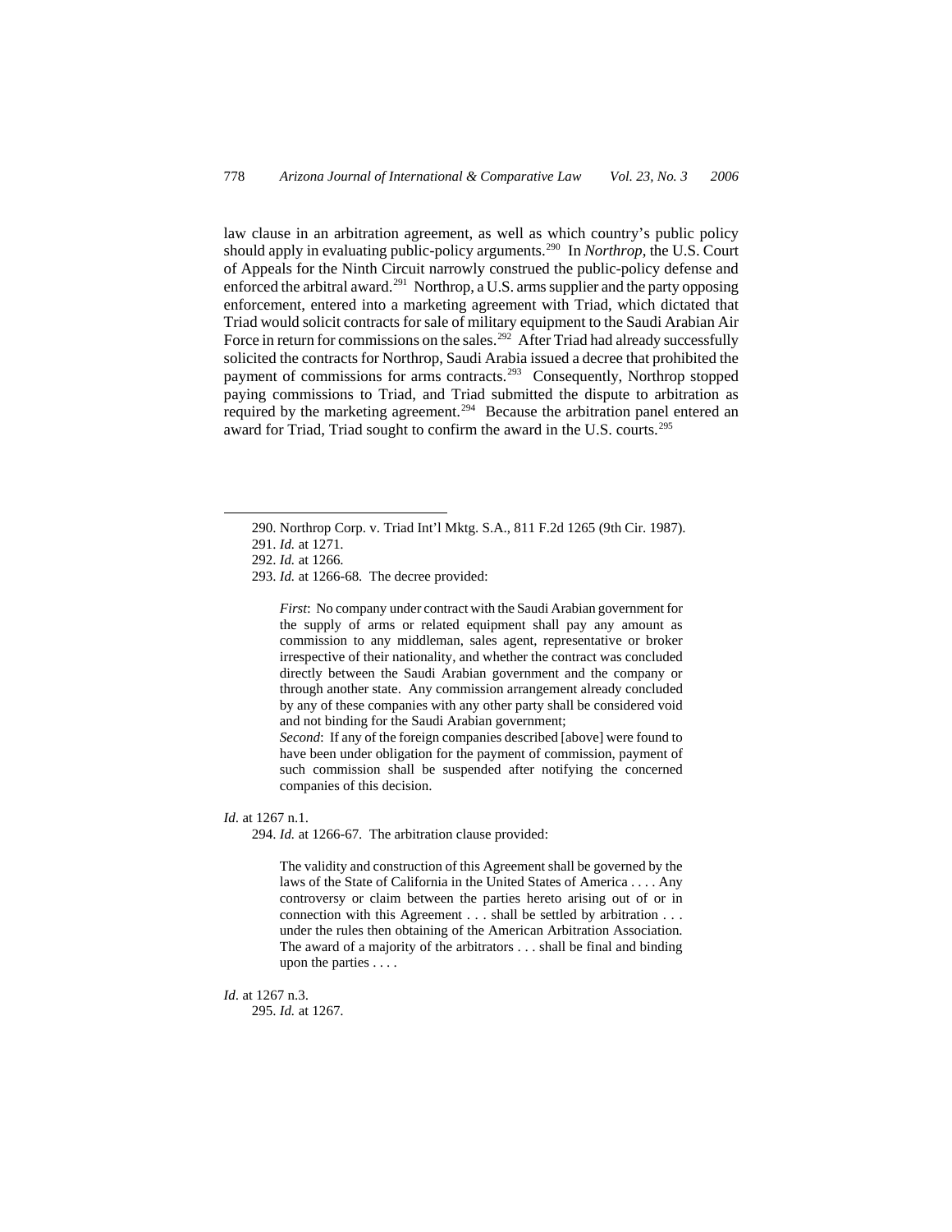law clause in an arbitration agreement, as well as which country's public policy should apply in evaluating public-policy arguments.[290] In *Northrop*, the U.S. Court of Appeals for the Ninth Circuit narrowly construed the public-policy defense and enforced the arbitral award.[291] Northrop, a U.S. arms supplier and the party opposing enforcement, entered into a marketing agreement with Triad, which dictated that Triad would solicit contracts for sale of military equipment to the Saudi Arabian Air Force in return for commissions on the sales.[292] After Triad had already successfully solicited the contracts for Northrop, Saudi Arabia issued a decree that prohibited the payment of commissions for arms contracts.[293] Consequently, Northrop stopped paying commissions to Triad, and Triad submitted the dispute to arbitration as required by the marketing agreement.[294] Because the arbitration panel entered an award for Triad, Triad sought to confirm the award in the U.S. courts.[295]

---

290. Northrop Corp. v. Triad Int'l Mktg. S.A., 811 F.2d 1265 (9th Cir. 1987).

291. *Id.* at 1271.

292. *Id.* at 1266.

293. *Id.* at 1266-68. The decree provided:

> *First*: No company under contract with the Saudi Arabian government for the supply of arms or related equipment shall pay any amount as commission to any middleman, sales agent, representative or broker irrespective of their nationality, and whether the contract was concluded directly between the Saudi Arabian government and the company or through another state. Any commission arrangement already concluded by any of these companies with any other party shall be considered void and not binding for the Saudi Arabian government;
>
> *Second*: If any of the foreign companies described [above] were found to have been under obligation for the payment of commission, payment of such commission shall be suspended after notifying the concerned companies of this decision.

*Id*. at 1267 n.1.

294. *Id.* at 1266-67. The arbitration clause provided:

> The validity and construction of this Agreement shall be governed by the laws of the State of California in the United States of America . . . . Any controversy or claim between the parties hereto arising out of or in connection with this Agreement . . . shall be settled by arbitration . . . under the rules then obtaining of the American Arbitration Association. The award of a majority of the arbitrators . . . shall be final and binding upon the parties . . . .

*Id*. at 1267 n.3.

295. *Id.* at 1267.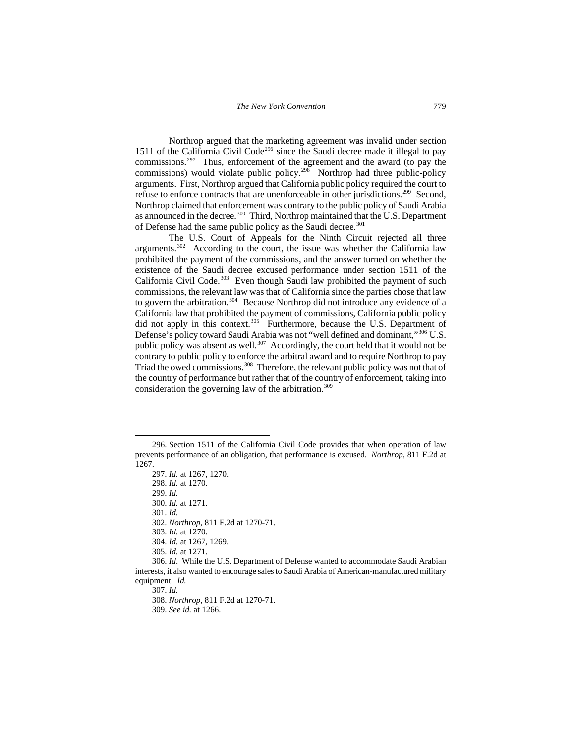Northrop argued that the marketing agreement was invalid under section 1511 of the California Civil Code[296] since the Saudi decree made it illegal to pay commissions.[297] Thus, enforcement of the agreement and the award (to pay the commissions) would violate public policy.[298] Northrop had three public-policy arguments. First, Northrop argued that California public policy required the court to refuse to enforce contracts that are unenforceable in other jurisdictions.[299] Second, Northrop claimed that enforcement was contrary to the public policy of Saudi Arabia as announced in the decree.[300] Third, Northrop maintained that the U.S. Department of Defense had the same public policy as the Saudi decree.[301]

The U.S. Court of Appeals for the Ninth Circuit rejected all three arguments.[302] According to the court, the issue was whether the California law prohibited the payment of the commissions, and the answer turned on whether the existence of the Saudi decree excused performance under section 1511 of the California Civil Code.[303] Even though Saudi law prohibited the payment of such commissions, the relevant law was that of California since the parties chose that law to govern the arbitration.[304] Because Northrop did not introduce any evidence of a California law that prohibited the payment of commissions, California public policy did not apply in this context.[305] Furthermore, because the U.S. Department of Defense's policy toward Saudi Arabia was not "well defined and dominant,"[306] U.S. public policy was absent as well.[307] Accordingly, the court held that it would not be contrary to public policy to enforce the arbitral award and to require Northrop to pay Triad the owed commissions.[308] Therefore, the relevant public policy was not that of the country of performance but rather that of the country of enforcement, taking into consideration the governing law of the arbitration.[309]

---

296. Section 1511 of the California Civil Code provides that when operation of law prevents performance of an obligation, that performance is excused. *Northrop*, 811 F.2d at 1267.

297. *Id.* at 1267, 1270.

298. *Id.* at 1270.

299. *Id.*

300. *Id.* at 1271.

301. *Id.*

302. *Northrop*, 811 F.2d at 1270-71.

303. *Id.* at 1270.

304. *Id.* at 1267, 1269.

305. *Id.* at 1271.

306. *Id*. While the U.S. Department of Defense wanted to accommodate Saudi Arabian interests, it also wanted to encourage sales to Saudi Arabia of American-manufactured military equipment. *Id.*

307. *Id.*

308. *Northrop*, 811 F.2d at 1270-71.

309. *See id.* at 1266.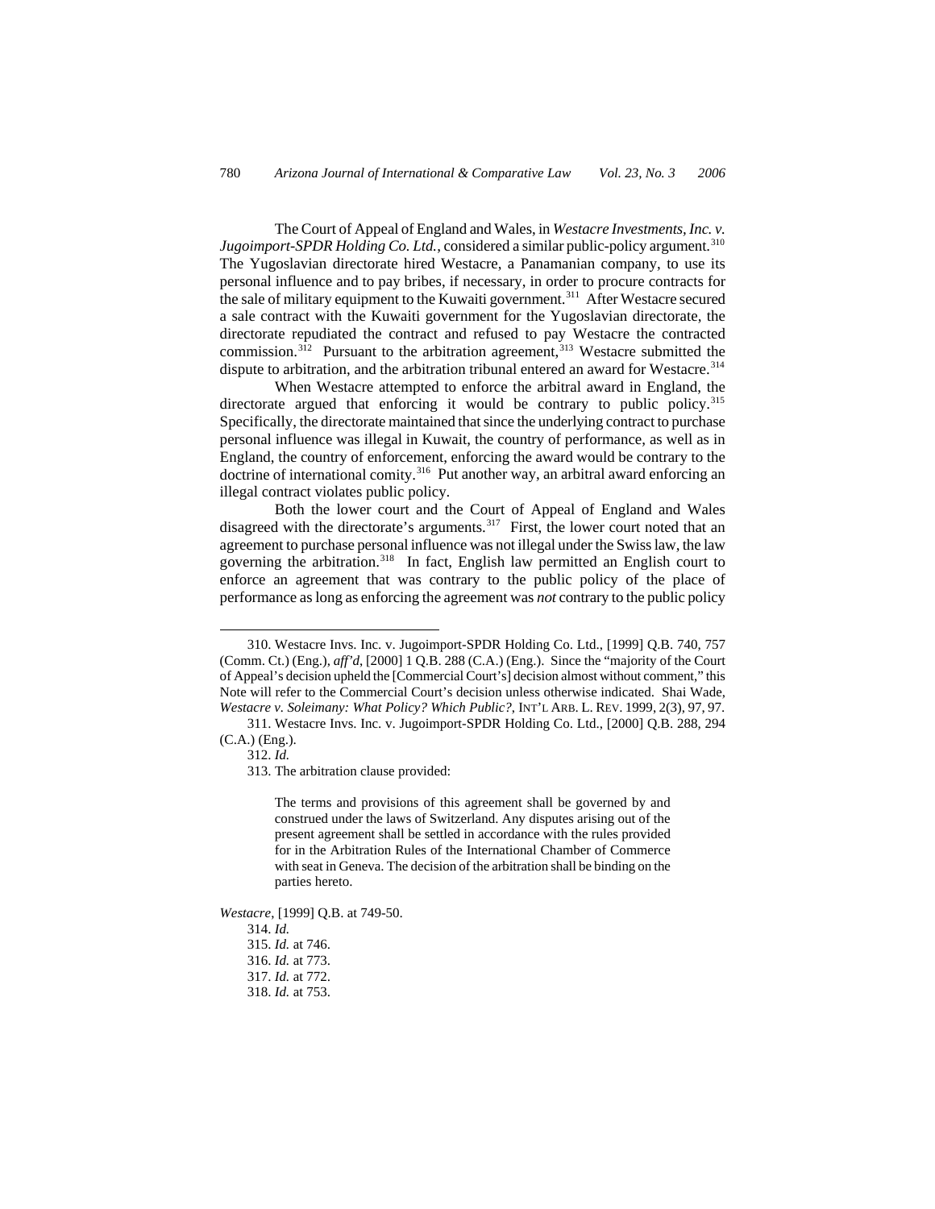The Court of Appeal of England and Wales, in *Westacre Investments, Inc. v. Jugoimport-SPDR Holding Co. Ltd.*, considered a similar public-policy argument.[310] The Yugoslavian directorate hired Westacre, a Panamanian company, to use its personal influence and to pay bribes, if necessary, in order to procure contracts for the sale of military equipment to the Kuwaiti government.[311] After Westacre secured a sale contract with the Kuwaiti government for the Yugoslavian directorate, the directorate repudiated the contract and refused to pay Westacre the contracted commission.[312] Pursuant to the arbitration agreement,[313] Westacre submitted the dispute to arbitration, and the arbitration tribunal entered an award for Westacre.[314]

When Westacre attempted to enforce the arbitral award in England, the directorate argued that enforcing it would be contrary to public policy.[315] Specifically, the directorate maintained that since the underlying contract to purchase personal influence was illegal in Kuwait, the country of performance, as well as in England, the country of enforcement, enforcing the award would be contrary to the doctrine of international comity.[316] Put another way, an arbitral award enforcing an illegal contract violates public policy.

Both the lower court and the Court of Appeal of England and Wales disagreed with the directorate's arguments.[317] First, the lower court noted that an agreement to purchase personal influence was not illegal under the Swiss law, the law governing the arbitration.[318] In fact, English law permitted an English court to enforce an agreement that was contrary to the public policy of the place of performance as long as enforcing the agreement was *not* contrary to the public policy

---

310. Westacre Invs. Inc. v. Jugoimport-SPDR Holding Co. Ltd., [1999] Q.B. 740, 757 (Comm. Ct.) (Eng.), *aff'd*, [2000] 1 Q.B. 288 (C.A.) (Eng.). Since the "majority of the Court of Appeal's decision upheld the [Commercial Court's] decision almost without comment," this Note will refer to the Commercial Court's decision unless otherwise indicated. Shai Wade, *Westacre v. Soleimany: What Policy? Which Public?*, INT'L ARB. L. REV. 1999, 2(3), 97, 97.

311. Westacre Invs. Inc. v. Jugoimport-SPDR Holding Co. Ltd., [2000] Q.B. 288, 294 (C.A.) (Eng.).

312. *Id.*

313. The arbitration clause provided:

> The terms and provisions of this agreement shall be governed by and construed under the laws of Switzerland. Any disputes arising out of the present agreement shall be settled in accordance with the rules provided for in the Arbitration Rules of the International Chamber of Commerce with seat in Geneva. The decision of the arbitration shall be binding on the parties hereto.

*Westacre*, [1999] Q.B. at 749-50.

314. *Id.*

315. *Id.* at 746.

316. *Id.* at 773.

317. *Id.* at 772.

318. *Id.* at 753.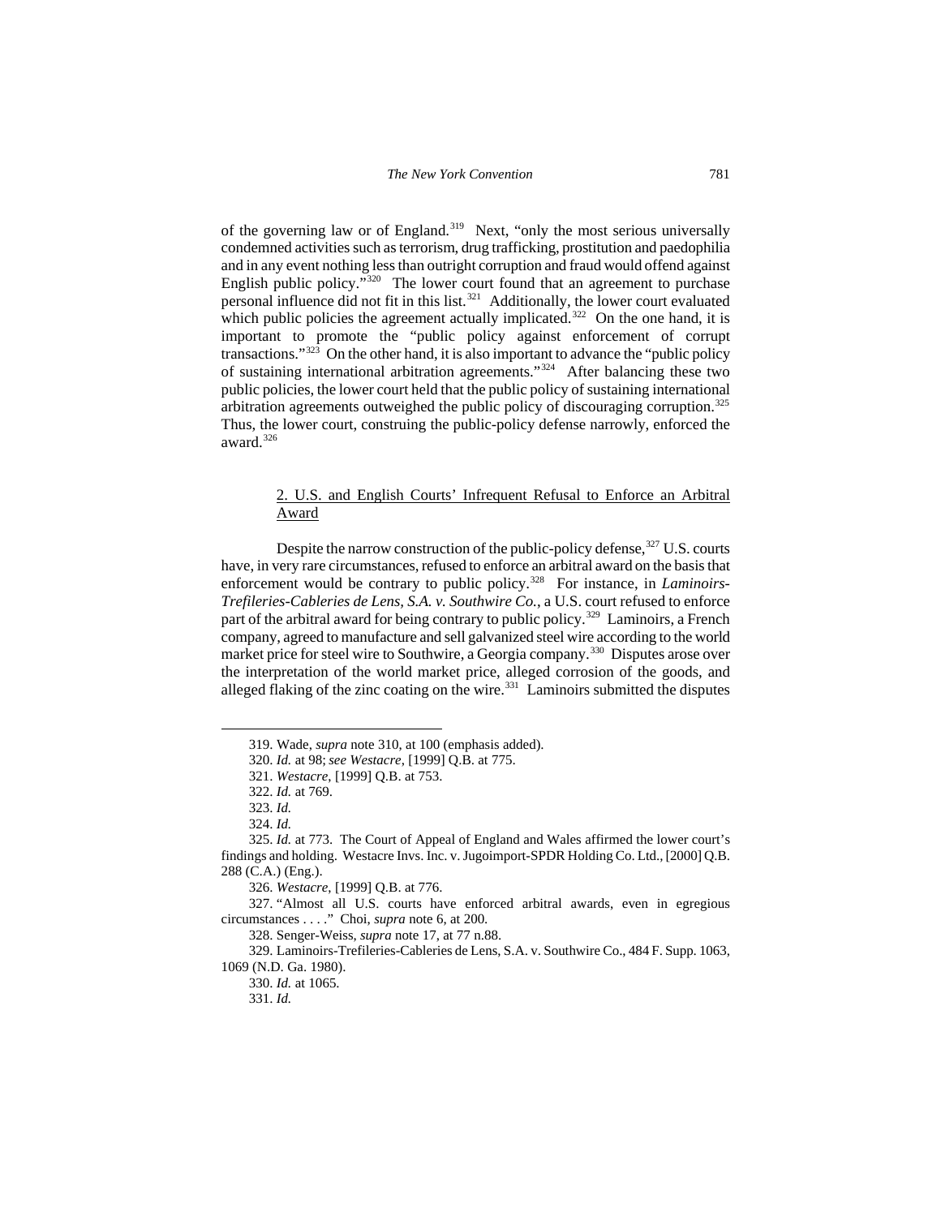of the governing law or of England.[319] Next, "only the most serious universally condemned activities such as terrorism, drug trafficking, prostitution and paedophilia and in any event nothing less than outright corruption and fraud would offend against English public policy."[320] The lower court found that an agreement to purchase personal influence did not fit in this list.[321] Additionally, the lower court evaluated which public policies the agreement actually implicated.[322] On the one hand, it is important to promote the "public policy against enforcement of corrupt transactions."[323] On the other hand, it is also important to advance the "public policy of sustaining international arbitration agreements."[324] After balancing these two public policies, the lower court held that the public policy of sustaining international arbitration agreements outweighed the public policy of discouraging corruption.[325] Thus, the lower court, construing the public-policy defense narrowly, enforced the award.[326]

### 2. U.S. and English Courts' Infrequent Refusal to Enforce an Arbitral Award

Despite the narrow construction of the public-policy defense,[327] U.S. courts have, in very rare circumstances, refused to enforce an arbitral award on the basis that enforcement would be contrary to public policy.[328] For instance, in *Laminoirs-Trefileries-Cableries de Lens, S.A. v. Southwire Co.*, a U.S. court refused to enforce part of the arbitral award for being contrary to public policy.[329] Laminoirs, a French company, agreed to manufacture and sell galvanized steel wire according to the world market price for steel wire to Southwire, a Georgia company.[330] Disputes arose over the interpretation of the world market price, alleged corrosion of the goods, and alleged flaking of the zinc coating on the wire.[331] Laminoirs submitted the disputes

---

319. Wade, *supra* note 310, at 100 (emphasis added).

320. *Id.* at 98; *see Westacre*, [1999] Q.B. at 775.

321. *Westacre*, [1999] Q.B. at 753.

322. *Id.* at 769.

323. *Id.*

324. *Id.*

325. *Id.* at 773. The Court of Appeal of England and Wales affirmed the lower court's findings and holding. Westacre Invs. Inc. v. Jugoimport-SPDR Holding Co. Ltd., [2000] Q.B. 288 (C.A.) (Eng.).

326. *Westacre*, [1999] Q.B. at 776.

327. "Almost all U.S. courts have enforced arbitral awards, even in egregious circumstances . . . ." Choi, *supra* note 6, at 200.

328. Senger-Weiss, *supra* note 17, at 77 n.88.

329. Laminoirs-Trefileries-Cableries de Lens, S.A. v. Southwire Co., 484 F. Supp. 1063, 1069 (N.D. Ga. 1980).

330. *Id.* at 1065.

331. *Id.*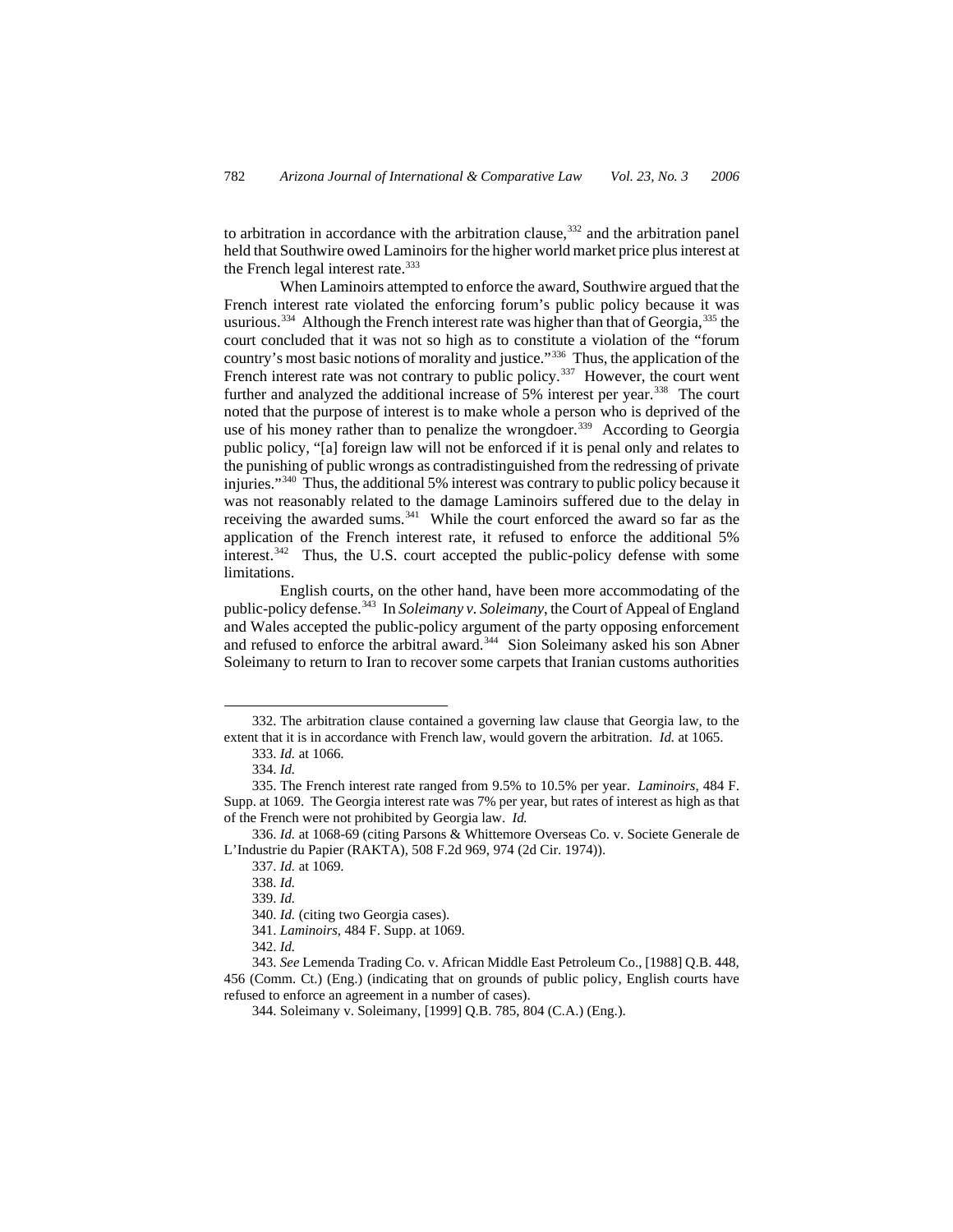to arbitration in accordance with the arbitration clause,[332] and the arbitration panel held that Southwire owed Laminoirs for the higher world market price plus interest at the French legal interest rate.[333]

When Laminoirs attempted to enforce the award, Southwire argued that the French interest rate violated the enforcing forum's public policy because it was usurious.[334] Although the French interest rate was higher than that of Georgia,[335] the court concluded that it was not so high as to constitute a violation of the "forum country's most basic notions of morality and justice."[336] Thus, the application of the French interest rate was not contrary to public policy.[337] However, the court went further and analyzed the additional increase of 5% interest per year.[338] The court noted that the purpose of interest is to make whole a person who is deprived of the use of his money rather than to penalize the wrongdoer.[339] According to Georgia public policy, "[a] foreign law will not be enforced if it is penal only and relates to the punishing of public wrongs as contradistinguished from the redressing of private injuries."[340] Thus, the additional 5% interest was contrary to public policy because it was not reasonably related to the damage Laminoirs suffered due to the delay in receiving the awarded sums.[341] While the court enforced the award so far as the application of the French interest rate, it refused to enforce the additional 5% interest.[342] Thus, the U.S. court accepted the public-policy defense with some limitations.

English courts, on the other hand, have been more accommodating of the public-policy defense.[343] In *Soleimany v. Soleimany*, the Court of Appeal of England and Wales accepted the public-policy argument of the party opposing enforcement and refused to enforce the arbitral award.[344] Sion Soleimany asked his son Abner Soleimany to return to Iran to recover some carpets that Iranian customs authorities

---

332. The arbitration clause contained a governing law clause that Georgia law, to the extent that it is in accordance with French law, would govern the arbitration. *Id.* at 1065.

333. *Id.* at 1066.

334. *Id.*

335. The French interest rate ranged from 9.5% to 10.5% per year. *Laminoirs*, 484 F. Supp. at 1069. The Georgia interest rate was 7% per year, but rates of interest as high as that of the French were not prohibited by Georgia law. *Id.*

336. *Id.* at 1068-69 (citing Parsons & Whittemore Overseas Co. v. Societe Generale de L'Industrie du Papier (RAKTA), 508 F.2d 969, 974 (2d Cir. 1974)).

337. *Id.* at 1069.

338. *Id.*

339. *Id.*

340. *Id.* (citing two Georgia cases).

341. *Laminoirs*, 484 F. Supp. at 1069.

342. *Id.*

343. *See* Lemenda Trading Co. v. African Middle East Petroleum Co., [1988] Q.B. 448, 456 (Comm. Ct.) (Eng.) (indicating that on grounds of public policy, English courts have refused to enforce an agreement in a number of cases).

344. Soleimany v. Soleimany, [1999] Q.B. 785, 804 (C.A.) (Eng.).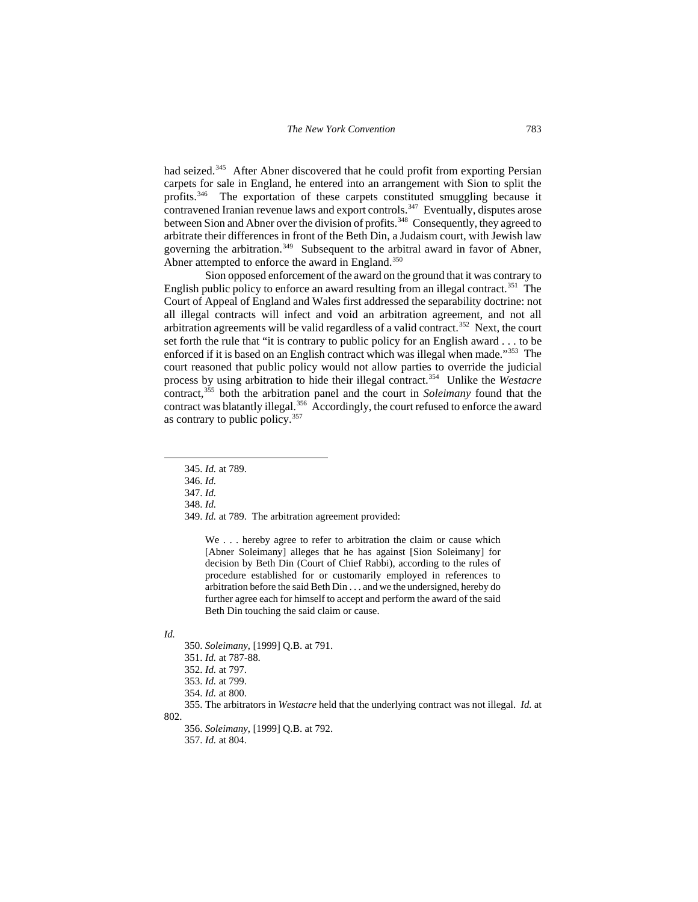had seized.[345] After Abner discovered that he could profit from exporting Persian carpets for sale in England, he entered into an arrangement with Sion to split the profits.[346] The exportation of these carpets constituted smuggling because it contravened Iranian revenue laws and export controls.[347] Eventually, disputes arose between Sion and Abner over the division of profits.[348] Consequently, they agreed to arbitrate their differences in front of the Beth Din, a Judaism court, with Jewish law governing the arbitration.[349] Subsequent to the arbitral award in favor of Abner, Abner attempted to enforce the award in England.[350]

Sion opposed enforcement of the award on the ground that it was contrary to English public policy to enforce an award resulting from an illegal contract.[351] The Court of Appeal of England and Wales first addressed the separability doctrine: not all illegal contracts will infect and void an arbitration agreement, and not all arbitration agreements will be valid regardless of a valid contract.[352] Next, the court set forth the rule that "it is contrary to public policy for an English award . . . to be enforced if it is based on an English contract which was illegal when made."[353] The court reasoned that public policy would not allow parties to override the judicial process by using arbitration to hide their illegal contract.[354] Unlike the *Westacre* contract,[355] both the arbitration panel and the court in *Soleimany* found that the contract was blatantly illegal.[356] Accordingly, the court refused to enforce the award as contrary to public policy.[357]

---

345. *Id.* at 789.

346. *Id.*

347. *Id.*

348. *Id.*

349. *Id.* at 789. The arbitration agreement provided:

> We . . . hereby agree to refer to arbitration the claim or cause which [Abner Soleimany] alleges that he has against [Sion Soleimany] for decision by Beth Din (Court of Chief Rabbi), according to the rules of procedure established for or customarily employed in references to arbitration before the said Beth Din . . . and we the undersigned, hereby do further agree each for himself to accept and perform the award of the said Beth Din touching the said claim or cause.

*Id.*

350. *Soleimany*, [1999] Q.B. at 791.

351. *Id.* at 787-88.

352. *Id.* at 797.

353. *Id.* at 799.

354. *Id.* at 800.

355. The arbitrators in *Westacre* held that the underlying contract was not illegal. *Id.* at 802.

356. *Soleimany*, [1999] Q.B. at 792.

357. *Id.* at 804.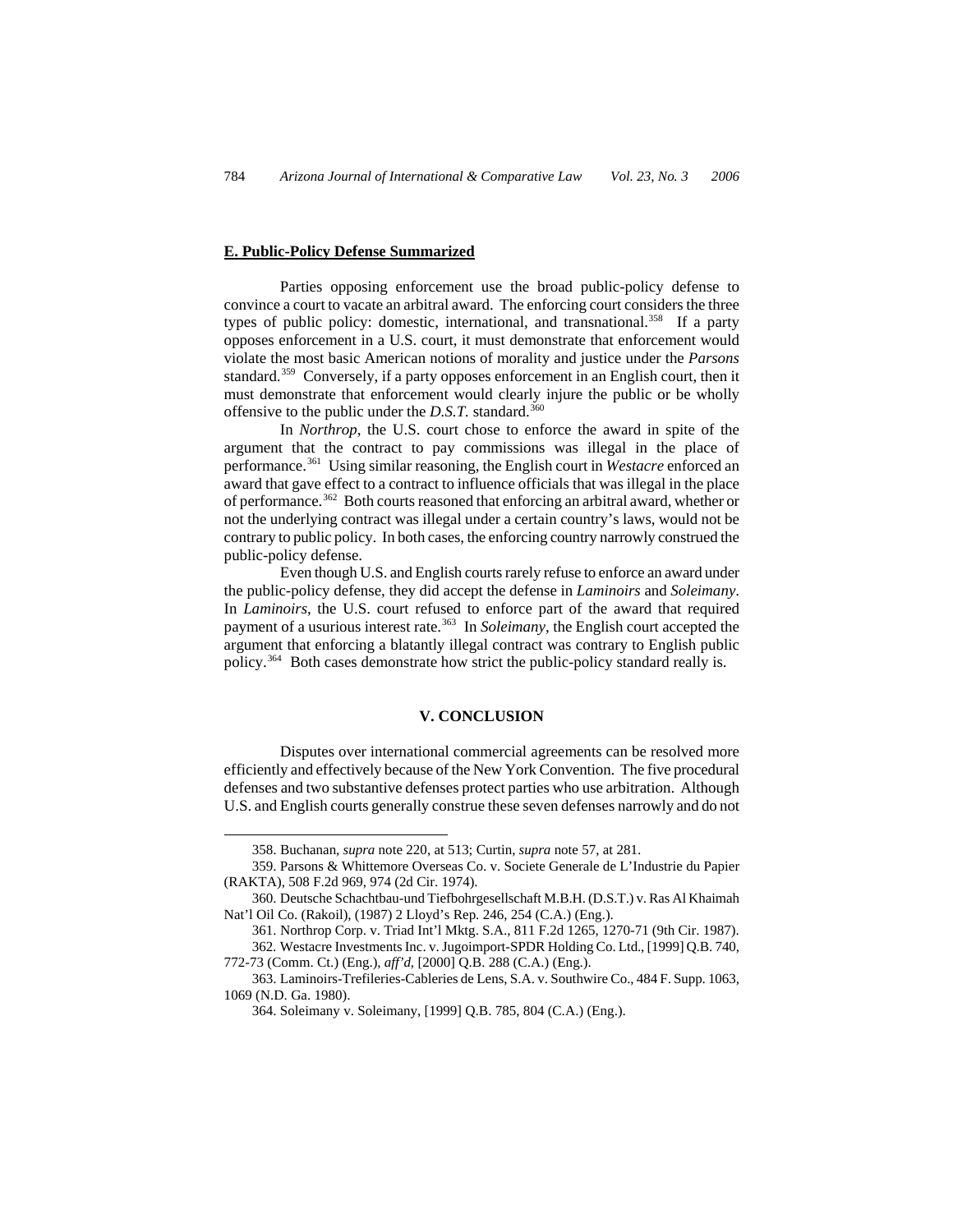**E. Public-Policy Defense Summarized**

Parties opposing enforcement use the broad public-policy defense to convince a court to vacate an arbitral award. The enforcing court considers the three types of public policy: domestic, international, and transnational.[358] If a party opposes enforcement in a U.S. court, it must demonstrate that enforcement would violate the most basic American notions of morality and justice under the *Parsons* standard.[359] Conversely, if a party opposes enforcement in an English court, then it must demonstrate that enforcement would clearly injure the public or be wholly offensive to the public under the *D.S.T.* standard.[360]

In *Northrop*, the U.S. court chose to enforce the award in spite of the argument that the contract to pay commissions was illegal in the place of performance.[361] Using similar reasoning, the English court in *Westacre* enforced an award that gave effect to a contract to influence officials that was illegal in the place of performance.[362] Both courts reasoned that enforcing an arbitral award, whether or not the underlying contract was illegal under a certain country's laws, would not be contrary to public policy. In both cases, the enforcing country narrowly construed the public-policy defense.

Even though U.S. and English courts rarely refuse to enforce an award under the public-policy defense, they did accept the defense in *Laminoirs* and *Soleimany*. In *Laminoirs*, the U.S. court refused to enforce part of the award that required payment of a usurious interest rate.[363] In *Soleimany*, the English court accepted the argument that enforcing a blatantly illegal contract was contrary to English public policy.[364] Both cases demonstrate how strict the public-policy standard really is.

## V. CONCLUSION

Disputes over international commercial agreements can be resolved more efficiently and effectively because of the New York Convention. The five procedural defenses and two substantive defenses protect parties who use arbitration. Although U.S. and English courts generally construe these seven defenses narrowly and do not

---

358. Buchanan, *supra* note 220, at 513; Curtin, *supra* note 57, at 281.

359. Parsons & Whittemore Overseas Co. v. Societe Generale de L'Industrie du Papier (RAKTA), 508 F.2d 969, 974 (2d Cir. 1974).

360. Deutsche Schachtbau-und Tiefbohrgesellschaft M.B.H. (D.S.T.) v. Ras Al Khaimah Nat'l Oil Co. (Rakoil), (1987) 2 Lloyd's Rep. 246, 254 (C.A.) (Eng.).

361. Northrop Corp. v. Triad Int'l Mktg. S.A., 811 F.2d 1265, 1270-71 (9th Cir. 1987).

362. Westacre Investments Inc. v. Jugoimport-SPDR Holding Co. Ltd., [1999] Q.B. 740, 772-73 (Comm. Ct.) (Eng.), *aff'd*, [2000] Q.B. 288 (C.A.) (Eng.).

363. Laminoirs-Trefileries-Cableries de Lens, S.A. v. Southwire Co., 484 F. Supp. 1063, 1069 (N.D. Ga. 1980).

364. Soleimany v. Soleimany, [1999] Q.B. 785, 804 (C.A.) (Eng.).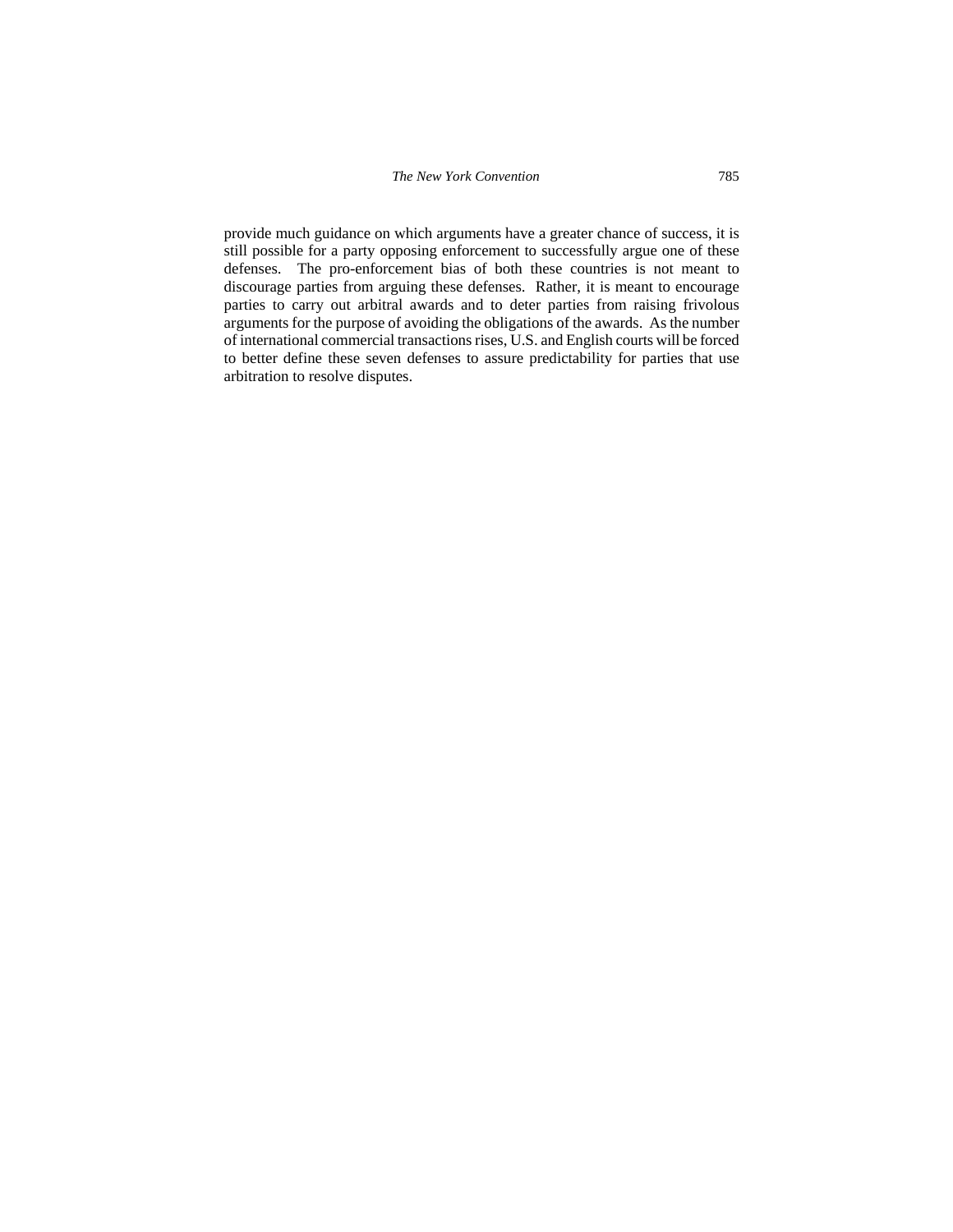provide much guidance on which arguments have a greater chance of success, it is still possible for a party opposing enforcement to successfully argue one of these defenses. The pro-enforcement bias of both these countries is not meant to discourage parties from arguing these defenses. Rather, it is meant to encourage parties to carry out arbitral awards and to deter parties from raising frivolous arguments for the purpose of avoiding the obligations of the awards. As the number of international commercial transactions rises, U.S. and English courts will be forced to better define these seven defenses to assure predictability for parties that use arbitration to resolve disputes.